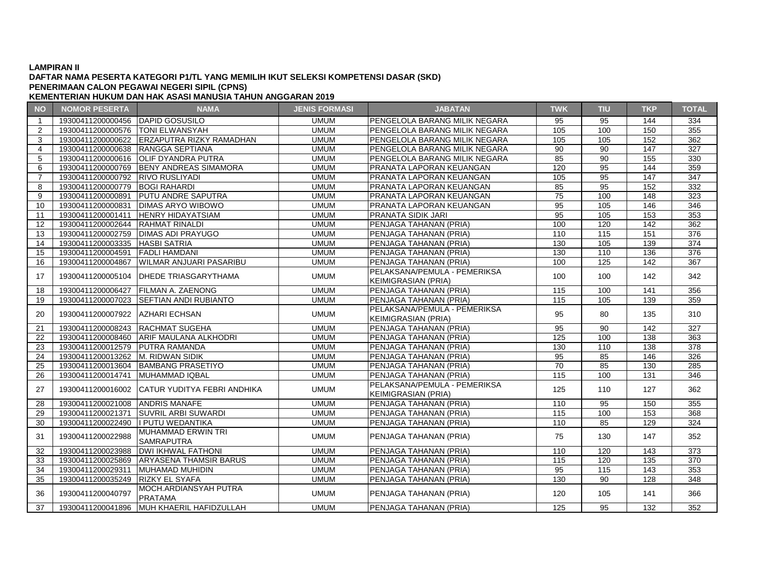**LAMPIRAN II**
**DAFTAR NAMA PESERTA KATEGORI P1/TL YANG MEMILIH IKUT SELEKSI KOMPETENSI DASAR (SKD)**
**PENERIMAAN CALON PEGAWAI NEGERI SIPIL (CPNS)**
**KEMENTERIAN HUKUM DAN HAK ASASI MANUSIA TAHUN ANGGARAN 2019**

| NO | NOMOR PESERTA | NAMA | JENIS FORMASI | JABATAN | TWK | TIU | TKP | TOTAL |
|---|---|---|---|---|---|---|---|---|
| 1 | 19300411200000456 | DAPID GOSUSILO | UMUM | PENGELOLA BARANG MILIK NEGARA | 95 | 95 | 144 | 334 |
| 2 | 19300411200000576 | TONI ELWANSYAH | UMUM | PENGELOLA BARANG MILIK NEGARA | 105 | 100 | 150 | 355 |
| 3 | 19300411200000622 | ERZAPUTRA RIZKY RAMADHAN | UMUM | PENGELOLA BARANG MILIK NEGARA | 105 | 105 | 152 | 362 |
| 4 | 19300411200000638 | RANGGA SEPTIANA | UMUM | PENGELOLA BARANG MILIK NEGARA | 90 | 90 | 147 | 327 |
| 5 | 19300411200000616 | OLIF DYANDRA PUTRA | UMUM | PENGELOLA BARANG MILIK NEGARA | 85 | 90 | 155 | 330 |
| 6 | 19300411200000769 | BENY ANDREAS SIMAMORA | UMUM | PRANATA LAPORAN KEUANGAN | 120 | 95 | 144 | 359 |
| 7 | 19300411200000792 | RIVO RUSLIYADI | UMUM | PRANATA LAPORAN KEUANGAN | 105 | 95 | 147 | 347 |
| 8 | 19300411200000779 | BOGI RAHARDI | UMUM | PRANATA LAPORAN KEUANGAN | 85 | 95 | 152 | 332 |
| 9 | 19300411200000891 | PUTU ANDRE SAPUTRA | UMUM | PRANATA LAPORAN KEUANGAN | 75 | 100 | 148 | 323 |
| 10 | 19300411200000831 | DIMAS ARYO WIBOWO | UMUM | PRANATA LAPORAN KEUANGAN | 95 | 105 | 146 | 346 |
| 11 | 19300411200001411 | HENRY HIDAYATSIAM | UMUM | PRANATA SIDIK JARI | 95 | 105 | 153 | 353 |
| 12 | 19300411200002644 | RAHMAT RINALDI | UMUM | PENJAGA TAHANAN (PRIA) | 100 | 120 | 142 | 362 |
| 13 | 19300411200002759 | DIMAS ADI PRAYUGO | UMUM | PENJAGA TAHANAN (PRIA) | 110 | 115 | 151 | 376 |
| 14 | 19300411200003335 | HASBI SATRIA | UMUM | PENJAGA TAHANAN (PRIA) | 130 | 105 | 139 | 374 |
| 15 | 19300411200004591 | FADLI HAMDANI | UMUM | PENJAGA TAHANAN (PRIA) | 130 | 110 | 136 | 376 |
| 16 | 19300411200004867 | WILMAR ANJUARI PASARIBU | UMUM | PENJAGA TAHANAN (PRIA) | 100 | 125 | 142 | 367 |
| 17 | 19300411200005104 | DHEDE TRIASGARYTHAMA | UMUM | PELAKSANA/PEMULA - PEMERIKSA KEIMIGRASIAN (PRIA) | 100 | 100 | 142 | 342 |
| 18 | 19300411200006427 | FILMAN A. ZAENONG | UMUM | PENJAGA TAHANAN (PRIA) | 115 | 100 | 141 | 356 |
| 19 | 19300411200007023 | SEFTIAN ANDI RUBIANTO | UMUM | PENJAGA TAHANAN (PRIA) | 115 | 105 | 139 | 359 |
| 20 | 19300411200007922 | AZHARI ECHSAN | UMUM | PELAKSANA/PEMULA - PEMERIKSA KEIMIGRASIAN (PRIA) | 95 | 80 | 135 | 310 |
| 21 | 19300411200008243 | RACHMAT SUGEHA | UMUM | PENJAGA TAHANAN (PRIA) | 95 | 90 | 142 | 327 |
| 22 | 19300411200008460 | ARIF MAULANA ALKHODRI | UMUM | PENJAGA TAHANAN (PRIA) | 125 | 100 | 138 | 363 |
| 23 | 19300411200012579 | PUTRA RAMANDA | UMUM | PENJAGA TAHANAN (PRIA) | 130 | 110 | 138 | 378 |
| 24 | 19300411200013262 | M. RIDWAN SIDIK | UMUM | PENJAGA TAHANAN (PRIA) | 95 | 85 | 146 | 326 |
| 25 | 19300411200013604 | BAMBANG PRASETIYO | UMUM | PENJAGA TAHANAN (PRIA) | 70 | 85 | 130 | 285 |
| 26 | 19300411200014741 | MUHAMMAD IQBAL | UMUM | PENJAGA TAHANAN (PRIA) | 115 | 100 | 131 | 346 |
| 27 | 19300411200016002 | CATUR YUDITYA FEBRI ANDHIKA | UMUM | PELAKSANA/PEMULA - PEMERIKSA KEIMIGRASIAN (PRIA) | 125 | 110 | 127 | 362 |
| 28 | 19300411200021008 | ANDRIS MANAFE | UMUM | PENJAGA TAHANAN (PRIA) | 110 | 95 | 150 | 355 |
| 29 | 19300411200021371 | SUVRIL ARBI SUWARDI | UMUM | PENJAGA TAHANAN (PRIA) | 115 | 100 | 153 | 368 |
| 30 | 19300411200022490 | I PUTU WEDANTIKA | UMUM | PENJAGA TAHANAN (PRIA) | 110 | 85 | 129 | 324 |
| 31 | 19300411200022988 | MUHAMMAD ERWIN TRI SAMRAPUTRA | UMUM | PENJAGA TAHANAN (PRIA) | 75 | 130 | 147 | 352 |
| 32 | 19300411200023988 | DWI IKHWAL FATHONI | UMUM | PENJAGA TAHANAN (PRIA) | 110 | 120 | 143 | 373 |
| 33 | 19300411200025869 | ARYASENA THAMSIR BARUS | UMUM | PENJAGA TAHANAN (PRIA) | 115 | 120 | 135 | 370 |
| 34 | 19300411200029311 | MUHAMAD MUHIDIN | UMUM | PENJAGA TAHANAN (PRIA) | 95 | 115 | 143 | 353 |
| 35 | 19300411200035249 | RIZKY EL SYAFA | UMUM | PENJAGA TAHANAN (PRIA) | 130 | 90 | 128 | 348 |
| 36 | 19300411200040797 | MOCH.ARDIANSYAH PUTRA PRATAMA | UMUM | PENJAGA TAHANAN (PRIA) | 120 | 105 | 141 | 366 |
| 37 | 19300411200041896 | MUH KHAERIL HAFIDZULLAH | UMUM | PENJAGA TAHANAN (PRIA) | 125 | 95 | 132 | 352 |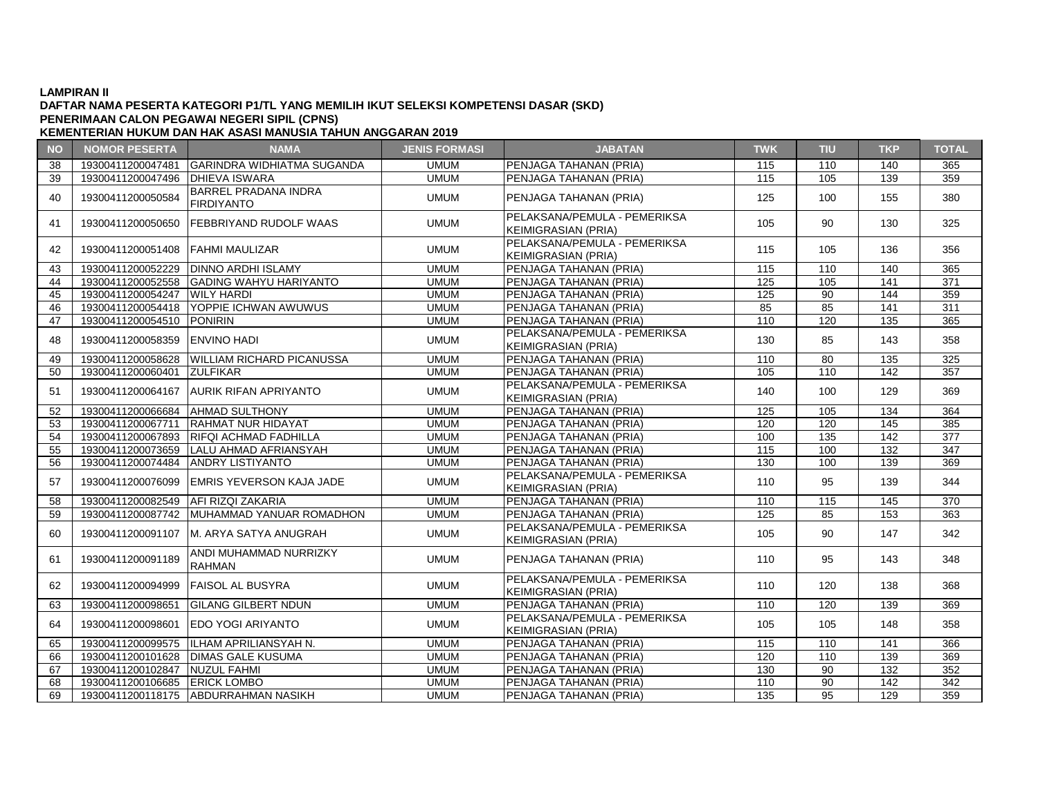**LAMPIRAN II**
**DAFTAR NAMA PESERTA KATEGORI P1/TL YANG MEMILIH IKUT SELEKSI KOMPETENSI DASAR (SKD)**
**PENERIMAAN CALON PEGAWAI NEGERI SIPIL (CPNS)**
**KEMENTERIAN HUKUM DAN HAK ASASI MANUSIA TAHUN ANGGARAN 2019**

| NO | NOMOR PESERTA | NAMA | JENIS FORMASI | JABATAN | TWK | TIU | TKP | TOTAL |
|---|---|---|---|---|---|---|---|---|
| 38 | 19300411200047481 | GARINDRA WIDHIATMA SUGANDA | UMUM | PENJAGA TAHANAN (PRIA) | 115 | 110 | 140 | 365 |
| 39 | 19300411200047496 | DHIEVA ISWARA | UMUM | PENJAGA TAHANAN (PRIA) | 115 | 105 | 139 | 359 |
| 40 | 19300411200050584 | BARREL PRADANA INDRA FIRDIYANTO | UMUM | PENJAGA TAHANAN (PRIA) | 125 | 100 | 155 | 380 |
| 41 | 19300411200050650 | FEBBRIYAND RUDOLF WAAS | UMUM | PELAKSANA/PEMULA - PEMERIKSA KEIMIGRASIAN (PRIA) | 105 | 90 | 130 | 325 |
| 42 | 19300411200051408 | FAHMI MAULIZAR | UMUM | PELAKSANA/PEMULA - PEMERIKSA KEIMIGRASIAN (PRIA) | 115 | 105 | 136 | 356 |
| 43 | 19300411200052229 | DINNO ARDHI ISLAMY | UMUM | PENJAGA TAHANAN (PRIA) | 115 | 110 | 140 | 365 |
| 44 | 19300411200052558 | GADING WAHYU HARIYANTO | UMUM | PENJAGA TAHANAN (PRIA) | 125 | 105 | 141 | 371 |
| 45 | 19300411200054247 | WILY HARDI | UMUM | PENJAGA TAHANAN (PRIA) | 125 | 90 | 144 | 359 |
| 46 | 19300411200054418 | YOPPIE ICHWAN AWUWUS | UMUM | PENJAGA TAHANAN (PRIA) | 85 | 85 | 141 | 311 |
| 47 | 19300411200054510 | PONIRIN | UMUM | PENJAGA TAHANAN (PRIA) | 110 | 120 | 135 | 365 |
| 48 | 19300411200058359 | ENVINO HADI | UMUM | PELAKSANA/PEMULA - PEMERIKSA KEIMIGRASIAN (PRIA) | 130 | 85 | 143 | 358 |
| 49 | 19300411200058628 | WILLIAM RICHARD PICANUSSA | UMUM | PENJAGA TAHANAN (PRIA) | 110 | 80 | 135 | 325 |
| 50 | 19300411200060401 | ZULFIKAR | UMUM | PENJAGA TAHANAN (PRIA) | 105 | 110 | 142 | 357 |
| 51 | 19300411200064167 | AURIK RIFAN APRIYANTO | UMUM | PELAKSANA/PEMULA - PEMERIKSA KEIMIGRASIAN (PRIA) | 140 | 100 | 129 | 369 |
| 52 | 19300411200066684 | AHMAD SULTHONY | UMUM | PENJAGA TAHANAN (PRIA) | 125 | 105 | 134 | 364 |
| 53 | 19300411200067711 | RAHMAT NUR HIDAYAT | UMUM | PENJAGA TAHANAN (PRIA) | 120 | 120 | 145 | 385 |
| 54 | 19300411200067893 | RIFQI ACHMAD FADHILLA | UMUM | PENJAGA TAHANAN (PRIA) | 100 | 135 | 142 | 377 |
| 55 | 19300411200073659 | LALU AHMAD AFRIANSYAH | UMUM | PENJAGA TAHANAN (PRIA) | 115 | 100 | 132 | 347 |
| 56 | 19300411200074484 | ANDRY LISTIYANTO | UMUM | PENJAGA TAHANAN (PRIA) | 130 | 100 | 139 | 369 |
| 57 | 19300411200076099 | EMRIS YEVERSON KAJA JADE | UMUM | PELAKSANA/PEMULA - PEMERIKSA KEIMIGRASIAN (PRIA) | 110 | 95 | 139 | 344 |
| 58 | 19300411200082549 | AFI RIZQI ZAKARIA | UMUM | PENJAGA TAHANAN (PRIA) | 110 | 115 | 145 | 370 |
| 59 | 19300411200087742 | MUHAMMAD YANUAR ROMADHON | UMUM | PENJAGA TAHANAN (PRIA) | 125 | 85 | 153 | 363 |
| 60 | 19300411200091107 | M. ARYA SATYA ANUGRAH | UMUM | PELAKSANA/PEMULA - PEMERIKSA KEIMIGRASIAN (PRIA) | 105 | 90 | 147 | 342 |
| 61 | 19300411200091189 | ANDI MUHAMMAD NURRIZKY RAHMAN | UMUM | PENJAGA TAHANAN (PRIA) | 110 | 95 | 143 | 348 |
| 62 | 19300411200094999 | FAISOL AL BUSYRA | UMUM | PELAKSANA/PEMULA - PEMERIKSA KEIMIGRASIAN (PRIA) | 110 | 120 | 138 | 368 |
| 63 | 19300411200098651 | GILANG GILBERT NDUN | UMUM | PENJAGA TAHANAN (PRIA) | 110 | 120 | 139 | 369 |
| 64 | 19300411200098601 | EDO YOGI ARIYANTO | UMUM | PELAKSANA/PEMULA - PEMERIKSA KEIMIGRASIAN (PRIA) | 105 | 105 | 148 | 358 |
| 65 | 19300411200099575 | ILHAM APRILIANSYAH N. | UMUM | PENJAGA TAHANAN (PRIA) | 115 | 110 | 141 | 366 |
| 66 | 19300411200101628 | DIMAS GALE KUSUMA | UMUM | PENJAGA TAHANAN (PRIA) | 120 | 110 | 139 | 369 |
| 67 | 19300411200102847 | NUZUL FAHMI | UMUM | PENJAGA TAHANAN (PRIA) | 130 | 90 | 132 | 352 |
| 68 | 19300411200106685 | ERICK LOMBO | UMUM | PENJAGA TAHANAN (PRIA) | 110 | 90 | 142 | 342 |
| 69 | 19300411200118175 | ABDURRAHMAN NASIKH | UMUM | PENJAGA TAHANAN (PRIA) | 135 | 95 | 129 | 359 |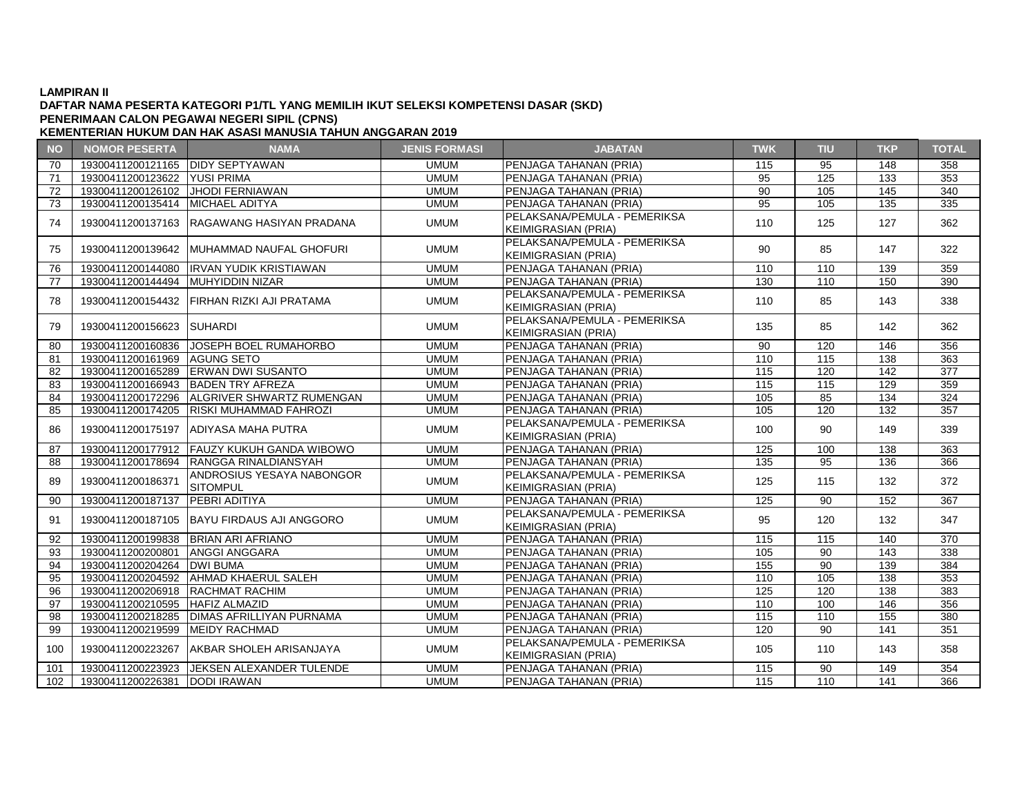**LAMPIRAN II**
**DAFTAR NAMA PESERTA KATEGORI P1/TL YANG MEMILIH IKUT SELEKSI KOMPETENSI DASAR (SKD)**
**PENERIMAAN CALON PEGAWAI NEGERI SIPIL (CPNS)**
**KEMENTERIAN HUKUM DAN HAK ASASI MANUSIA TAHUN ANGGARAN 2019**

| NO | NOMOR PESERTA | NAMA | JENIS FORMASI | JABATAN | TWK | TIU | TKP | TOTAL |
|---|---|---|---|---|---|---|---|---|
| 70 | 19300411200121165 | DIDY SEPTYAWAN | UMUM | PENJAGA TAHANAN (PRIA) | 115 | 95 | 148 | 358 |
| 71 | 19300411200123622 | YUSI PRIMA | UMUM | PENJAGA TAHANAN (PRIA) | 95 | 125 | 133 | 353 |
| 72 | 19300411200126102 | JHODI FERNIAWAN | UMUM | PENJAGA TAHANAN (PRIA) | 90 | 105 | 145 | 340 |
| 73 | 19300411200135414 | MICHAEL ADITYA | UMUM | PENJAGA TAHANAN (PRIA) | 95 | 105 | 135 | 335 |
| 74 | 19300411200137163 | RAGAWANG HASIYAN PRADANA | UMUM | PELAKSANA/PEMULA - PEMERIKSA KEIMIGRASIAN (PRIA) | 110 | 125 | 127 | 362 |
| 75 | 19300411200139642 | MUHAMMAD NAUFAL GHOFURI | UMUM | PELAKSANA/PEMULA - PEMERIKSA KEIMIGRASIAN (PRIA) | 90 | 85 | 147 | 322 |
| 76 | 19300411200144080 | IRVAN YUDIK KRISTIAWAN | UMUM | PENJAGA TAHANAN (PRIA) | 110 | 110 | 139 | 359 |
| 77 | 19300411200144494 | MUHYIDDIN NIZAR | UMUM | PENJAGA TAHANAN (PRIA) | 130 | 110 | 150 | 390 |
| 78 | 19300411200154432 | FIRHAN RIZKI AJI PRATAMA | UMUM | PELAKSANA/PEMULA - PEMERIKSA KEIMIGRASIAN (PRIA) | 110 | 85 | 143 | 338 |
| 79 | 19300411200156623 | SUHARDI | UMUM | PELAKSANA/PEMULA - PEMERIKSA KEIMIGRASIAN (PRIA) | 135 | 85 | 142 | 362 |
| 80 | 19300411200160836 | JOSEPH BOEL RUMAHORBO | UMUM | PENJAGA TAHANAN (PRIA) | 90 | 120 | 146 | 356 |
| 81 | 19300411200161969 | AGUNG SETO | UMUM | PENJAGA TAHANAN (PRIA) | 110 | 115 | 138 | 363 |
| 82 | 19300411200165289 | ERWAN DWI SUSANTO | UMUM | PENJAGA TAHANAN (PRIA) | 115 | 120 | 142 | 377 |
| 83 | 19300411200166943 | BADEN TRY AFREZA | UMUM | PENJAGA TAHANAN (PRIA) | 115 | 115 | 129 | 359 |
| 84 | 19300411200172296 | ALGRIVER SHWARTZ RUMENGAN | UMUM | PENJAGA TAHANAN (PRIA) | 105 | 85 | 134 | 324 |
| 85 | 19300411200174205 | RISKI MUHAMMAD FAHROZI | UMUM | PENJAGA TAHANAN (PRIA) | 105 | 120 | 132 | 357 |
| 86 | 19300411200175197 | ADIYASA MAHA PUTRA | UMUM | PELAKSANA/PEMULA - PEMERIKSA KEIMIGRASIAN (PRIA) | 100 | 90 | 149 | 339 |
| 87 | 19300411200177912 | FAUZY KUKUH GANDA WIBOWO | UMUM | PENJAGA TAHANAN (PRIA) | 125 | 100 | 138 | 363 |
| 88 | 19300411200178694 | RANGGA RINALDIANSYAH | UMUM | PENJAGA TAHANAN (PRIA) | 135 | 95 | 136 | 366 |
| 89 | 19300411200186371 | ANDROSIUS YESAYA NABONGOR SITOMPUL | UMUM | PELAKSANA/PEMULA - PEMERIKSA KEIMIGRASIAN (PRIA) | 125 | 115 | 132 | 372 |
| 90 | 19300411200187137 | PEBRI ADITIYA | UMUM | PENJAGA TAHANAN (PRIA) | 125 | 90 | 152 | 367 |
| 91 | 19300411200187105 | BAYU FIRDAUS AJI ANGGORO | UMUM | PELAKSANA/PEMULA - PEMERIKSA KEIMIGRASIAN (PRIA) | 95 | 120 | 132 | 347 |
| 92 | 19300411200199838 | BRIAN ARI AFRIANO | UMUM | PENJAGA TAHANAN (PRIA) | 115 | 115 | 140 | 370 |
| 93 | 19300411200200801 | ANGGI ANGGARA | UMUM | PENJAGA TAHANAN (PRIA) | 105 | 90 | 143 | 338 |
| 94 | 19300411200204264 | DWI BUMA | UMUM | PENJAGA TAHANAN (PRIA) | 155 | 90 | 139 | 384 |
| 95 | 19300411200204592 | AHMAD KHAERUL SALEH | UMUM | PENJAGA TAHANAN (PRIA) | 110 | 105 | 138 | 353 |
| 96 | 19300411200206918 | RACHMAT RACHIM | UMUM | PENJAGA TAHANAN (PRIA) | 125 | 120 | 138 | 383 |
| 97 | 19300411200210595 | HAFIZ ALMAZID | UMUM | PENJAGA TAHANAN (PRIA) | 110 | 100 | 146 | 356 |
| 98 | 19300411200218285 | DIMAS AFRILLIYAN PURNAMA | UMUM | PENJAGA TAHANAN (PRIA) | 115 | 110 | 155 | 380 |
| 99 | 19300411200219599 | MEIDY RACHMAD | UMUM | PENJAGA TAHANAN (PRIA) | 120 | 90 | 141 | 351 |
| 100 | 19300411200223267 | AKBAR SHOLEH ARISANJAYA | UMUM | PELAKSANA/PEMULA - PEMERIKSA KEIMIGRASIAN (PRIA) | 105 | 110 | 143 | 358 |
| 101 | 19300411200223923 | JEKSEN ALEXANDER TULENDE | UMUM | PENJAGA TAHANAN (PRIA) | 115 | 90 | 149 | 354 |
| 102 | 19300411200226381 | DODI IRAWAN | UMUM | PENJAGA TAHANAN (PRIA) | 115 | 110 | 141 | 366 |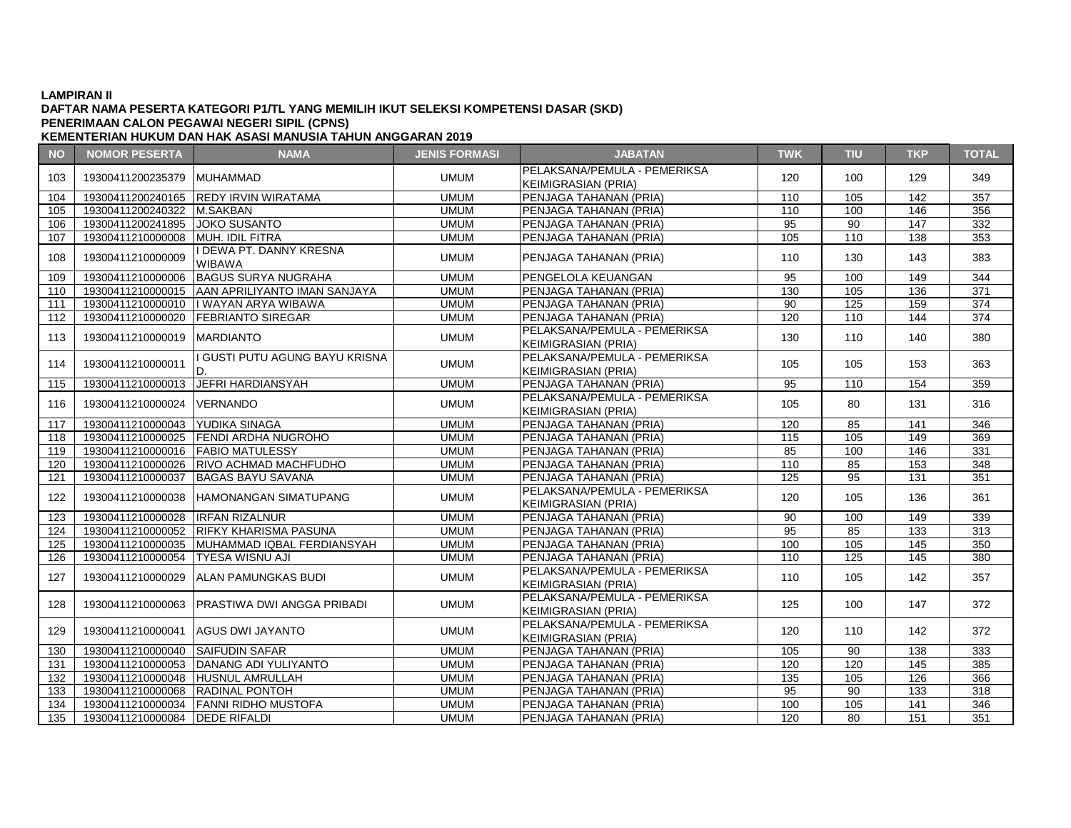**LAMPIRAN II**
**DAFTAR NAMA PESERTA KATEGORI P1/TL YANG MEMILIH IKUT SELEKSI KOMPETENSI DASAR (SKD)**
**PENERIMAAN CALON PEGAWAI NEGERI SIPIL (CPNS)**
**KEMENTERIAN HUKUM DAN HAK ASASI MANUSIA TAHUN ANGGARAN 2019**

| NO | NOMOR PESERTA | NAMA | JENIS FORMASI | JABATAN | TWK | TIU | TKP | TOTAL |
|---|---|---|---|---|---|---|---|---|
| 103 | 19300411200235379 | MUHAMMAD | UMUM | PELAKSANA/PEMULA - PEMERIKSA KEIMIGRASIAN (PRIA) | 120 | 100 | 129 | 349 |
| 104 | 19300411200240165 | REDY IRVIN WIRATAMA | UMUM | PENJAGA TAHANAN (PRIA) | 110 | 105 | 142 | 357 |
| 105 | 19300411200240322 | M.SAKBAN | UMUM | PENJAGA TAHANAN (PRIA) | 110 | 100 | 146 | 356 |
| 106 | 19300411200241895 | JOKO SUSANTO | UMUM | PENJAGA TAHANAN (PRIA) | 95 | 90 | 147 | 332 |
| 107 | 19300411210000008 | MUH. IDIL FITRA | UMUM | PENJAGA TAHANAN (PRIA) | 105 | 110 | 138 | 353 |
| 108 | 19300411210000009 | I DEWA PT. DANNY KRESNA WIBAWA | UMUM | PENJAGA TAHANAN (PRIA) | 110 | 130 | 143 | 383 |
| 109 | 19300411210000006 | BAGUS SURYA NUGRAHA | UMUM | PENGELOLA KEUANGAN | 95 | 100 | 149 | 344 |
| 110 | 19300411210000015 | AAN APRILIYANTO IMAN SANJAYA | UMUM | PENJAGA TAHANAN (PRIA) | 130 | 105 | 136 | 371 |
| 111 | 19300411210000010 | I WAYAN ARYA WIBAWA | UMUM | PENJAGA TAHANAN (PRIA) | 90 | 125 | 159 | 374 |
| 112 | 19300411210000020 | FEBRIANTO SIREGAR | UMUM | PENJAGA TAHANAN (PRIA) | 120 | 110 | 144 | 374 |
| 113 | 19300411210000019 | MARDIANTO | UMUM | PELAKSANA/PEMULA - PEMERIKSA KEIMIGRASIAN (PRIA) | 130 | 110 | 140 | 380 |
| 114 | 19300411210000011 | I GUSTI PUTU AGUNG BAYU KRISNA D. | UMUM | PELAKSANA/PEMULA - PEMERIKSA KEIMIGRASIAN (PRIA) | 105 | 105 | 153 | 363 |
| 115 | 19300411210000013 | JEFRI HARDIANSYAH | UMUM | PENJAGA TAHANAN (PRIA) | 95 | 110 | 154 | 359 |
| 116 | 19300411210000024 | VERNANDO | UMUM | PELAKSANA/PEMULA - PEMERIKSA KEIMIGRASIAN (PRIA) | 105 | 80 | 131 | 316 |
| 117 | 19300411210000043 | YUDIKA SINAGA | UMUM | PENJAGA TAHANAN (PRIA) | 120 | 85 | 141 | 346 |
| 118 | 19300411210000025 | FENDI ARDHA NUGROHO | UMUM | PENJAGA TAHANAN (PRIA) | 115 | 105 | 149 | 369 |
| 119 | 19300411210000016 | FABIO MATULESSY | UMUM | PENJAGA TAHANAN (PRIA) | 85 | 100 | 146 | 331 |
| 120 | 19300411210000026 | RIVO ACHMAD MACHFUDHO | UMUM | PENJAGA TAHANAN (PRIA) | 110 | 85 | 153 | 348 |
| 121 | 19300411210000037 | BAGAS BAYU SAVANA | UMUM | PENJAGA TAHANAN (PRIA) | 125 | 95 | 131 | 351 |
| 122 | 19300411210000038 | HAMONANGAN SIMATUPANG | UMUM | PELAKSANA/PEMULA - PEMERIKSA KEIMIGRASIAN (PRIA) | 120 | 105 | 136 | 361 |
| 123 | 19300411210000028 | IRFAN RIZALNUR | UMUM | PENJAGA TAHANAN (PRIA) | 90 | 100 | 149 | 339 |
| 124 | 19300411210000052 | RIFKY KHARISMA PASUNA | UMUM | PENJAGA TAHANAN (PRIA) | 95 | 85 | 133 | 313 |
| 125 | 19300411210000035 | MUHAMMAD IQBAL FERDIANSYAH | UMUM | PENJAGA TAHANAN (PRIA) | 100 | 105 | 145 | 350 |
| 126 | 19300411210000054 | TYESA WISNU AJI | UMUM | PENJAGA TAHANAN (PRIA) | 110 | 125 | 145 | 380 |
| 127 | 19300411210000029 | ALAN PAMUNGKAS BUDI | UMUM | PELAKSANA/PEMULA - PEMERIKSA KEIMIGRASIAN (PRIA) | 110 | 105 | 142 | 357 |
| 128 | 19300411210000063 | PRASTIWA DWI ANGGA PRIBADI | UMUM | PELAKSANA/PEMULA - PEMERIKSA KEIMIGRASIAN (PRIA) | 125 | 100 | 147 | 372 |
| 129 | 19300411210000041 | AGUS DWI JAYANTO | UMUM | PELAKSANA/PEMULA - PEMERIKSA KEIMIGRASIAN (PRIA) | 120 | 110 | 142 | 372 |
| 130 | 19300411210000040 | SAIFUDIN SAFAR | UMUM | PENJAGA TAHANAN (PRIA) | 105 | 90 | 138 | 333 |
| 131 | 19300411210000053 | DANANG ADI YULIYANTO | UMUM | PENJAGA TAHANAN (PRIA) | 120 | 120 | 145 | 385 |
| 132 | 19300411210000048 | HUSNUL AMRULLAH | UMUM | PENJAGA TAHANAN (PRIA) | 135 | 105 | 126 | 366 |
| 133 | 19300411210000068 | RADINAL PONTOH | UMUM | PENJAGA TAHANAN (PRIA) | 95 | 90 | 133 | 318 |
| 134 | 19300411210000034 | FANNI RIDHO MUSTOFA | UMUM | PENJAGA TAHANAN (PRIA) | 100 | 105 | 141 | 346 |
| 135 | 19300411210000084 | DEDE RIFALDI | UMUM | PENJAGA TAHANAN (PRIA) | 120 | 80 | 151 | 351 |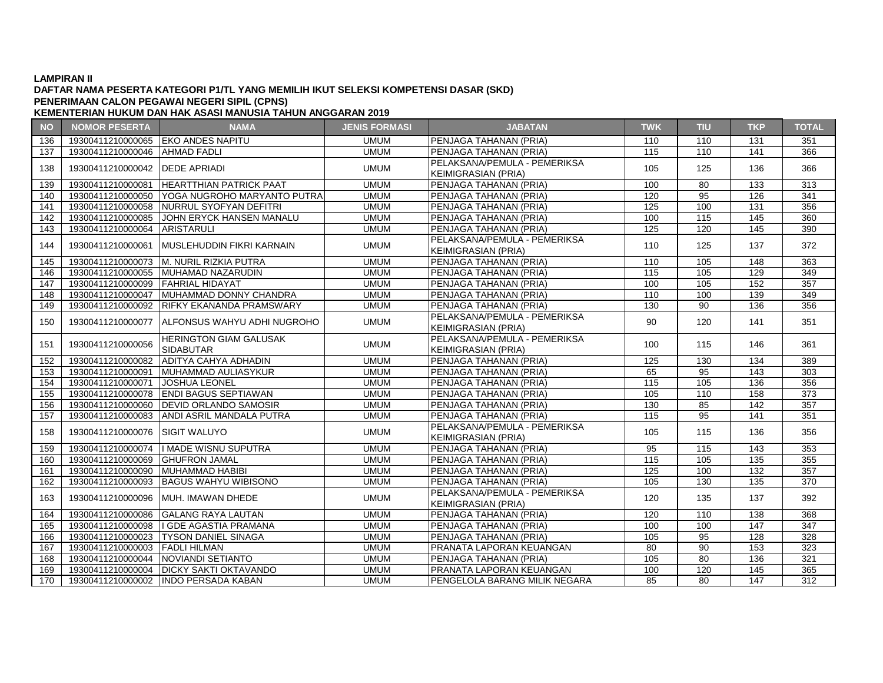**LAMPIRAN II**
**DAFTAR NAMA PESERTA KATEGORI P1/TL YANG MEMILIH IKUT SELEKSI KOMPETENSI DASAR (SKD)**
**PENERIMAAN CALON PEGAWAI NEGERI SIPIL (CPNS)**
**KEMENTERIAN HUKUM DAN HAK ASASI MANUSIA TAHUN ANGGARAN 2019**

| NO | NOMOR PESERTA | NAMA | JENIS FORMASI | JABATAN | TWK | TIU | TKP | TOTAL |
|---|---|---|---|---|---|---|---|---|
| 136 | 19300411210000065 | EKO ANDES NAPITU | UMUM | PENJAGA TAHANAN (PRIA) | 110 | 110 | 131 | 351 |
| 137 | 19300411210000046 | AHMAD FADLI | UMUM | PENJAGA TAHANAN (PRIA) | 115 | 110 | 141 | 366 |
| 138 | 19300411210000042 | DEDE APRIADI | UMUM | PELAKSANA/PEMULA - PEMERIKSA KEIMIGRASIAN (PRIA) | 105 | 125 | 136 | 366 |
| 139 | 19300411210000081 | HEARTTHIAN PATRICK PAAT | UMUM | PENJAGA TAHANAN (PRIA) | 100 | 80 | 133 | 313 |
| 140 | 19300411210000050 | YOGA NUGROHO MARYANTO PUTRA | UMUM | PENJAGA TAHANAN (PRIA) | 120 | 95 | 126 | 341 |
| 141 | 19300411210000058 | NURRUL SYOFYAN DEFITRI | UMUM | PENJAGA TAHANAN (PRIA) | 125 | 100 | 131 | 356 |
| 142 | 19300411210000085 | JOHN ERYCK HANSEN MANALU | UMUM | PENJAGA TAHANAN (PRIA) | 100 | 115 | 145 | 360 |
| 143 | 19300411210000064 | ARISTARULI | UMUM | PENJAGA TAHANAN (PRIA) | 125 | 120 | 145 | 390 |
| 144 | 19300411210000061 | MUSLEHUDDIN FIKRI KARNAIN | UMUM | PELAKSANA/PEMULA - PEMERIKSA KEIMIGRASIAN (PRIA) | 110 | 125 | 137 | 372 |
| 145 | 19300411210000073 | M. NURIL RIZKIA PUTRA | UMUM | PENJAGA TAHANAN (PRIA) | 110 | 105 | 148 | 363 |
| 146 | 19300411210000055 | MUHAMAD NAZARUDIN | UMUM | PENJAGA TAHANAN (PRIA) | 115 | 105 | 129 | 349 |
| 147 | 19300411210000099 | FAHRIAL HIDAYAT | UMUM | PENJAGA TAHANAN (PRIA) | 100 | 105 | 152 | 357 |
| 148 | 19300411210000047 | MUHAMMAD DONNY CHANDRA | UMUM | PENJAGA TAHANAN (PRIA) | 110 | 100 | 139 | 349 |
| 149 | 19300411210000092 | RIFKY EKANANDA PRAMSWARY | UMUM | PENJAGA TAHANAN (PRIA) | 130 | 90 | 136 | 356 |
| 150 | 19300411210000077 | ALFONSUS WAHYU ADHI NUGROHO | UMUM | PELAKSANA/PEMULA - PEMERIKSA KEIMIGRASIAN (PRIA) | 90 | 120 | 141 | 351 |
| 151 | 19300411210000056 | HERINGTON GIAM GALUSAK SIDABUTAR | UMUM | PELAKSANA/PEMULA - PEMERIKSA KEIMIGRASIAN (PRIA) | 100 | 115 | 146 | 361 |
| 152 | 19300411210000082 | ADITYA CAHYA ADHADIN | UMUM | PENJAGA TAHANAN (PRIA) | 125 | 130 | 134 | 389 |
| 153 | 19300411210000091 | MUHAMMAD AULIASYKUR | UMUM | PENJAGA TAHANAN (PRIA) | 65 | 95 | 143 | 303 |
| 154 | 19300411210000071 | JOSHUA LEONEL | UMUM | PENJAGA TAHANAN (PRIA) | 115 | 105 | 136 | 356 |
| 155 | 19300411210000078 | ENDI BAGUS SEPTIAWAN | UMUM | PENJAGA TAHANAN (PRIA) | 105 | 110 | 158 | 373 |
| 156 | 19300411210000060 | DEVID ORLANDO SAMOSIR | UMUM | PENJAGA TAHANAN (PRIA) | 130 | 85 | 142 | 357 |
| 157 | 19300411210000083 | ANDI ASRIL MANDALA PUTRA | UMUM | PENJAGA TAHANAN (PRIA) | 115 | 95 | 141 | 351 |
| 158 | 19300411210000076 | SIGIT WALUYO | UMUM | PELAKSANA/PEMULA - PEMERIKSA KEIMIGRASIAN (PRIA) | 105 | 115 | 136 | 356 |
| 159 | 19300411210000074 | I MADE WISNU SUPUTRA | UMUM | PENJAGA TAHANAN (PRIA) | 95 | 115 | 143 | 353 |
| 160 | 19300411210000069 | GHUFRON JAMAL | UMUM | PENJAGA TAHANAN (PRIA) | 115 | 105 | 135 | 355 |
| 161 | 19300411210000090 | MUHAMMAD HABIBI | UMUM | PENJAGA TAHANAN (PRIA) | 125 | 100 | 132 | 357 |
| 162 | 19300411210000093 | BAGUS WAHYU WIBISONO | UMUM | PENJAGA TAHANAN (PRIA) | 105 | 130 | 135 | 370 |
| 163 | 19300411210000096 | MUH. IMAWAN DHEDE | UMUM | PELAKSANA/PEMULA - PEMERIKSA KEIMIGRASIAN (PRIA) | 120 | 135 | 137 | 392 |
| 164 | 19300411210000086 | GALANG RAYA LAUTAN | UMUM | PENJAGA TAHANAN (PRIA) | 120 | 110 | 138 | 368 |
| 165 | 19300411210000098 | I GDE AGASTIA PRAMANA | UMUM | PENJAGA TAHANAN (PRIA) | 100 | 100 | 147 | 347 |
| 166 | 19300411210000023 | TYSON DANIEL SINAGA | UMUM | PENJAGA TAHANAN (PRIA) | 105 | 95 | 128 | 328 |
| 167 | 19300411210000003 | FADLI HILMAN | UMUM | PRANATA LAPORAN KEUANGAN | 80 | 90 | 153 | 323 |
| 168 | 19300411210000044 | NOVIANDI SETIANTO | UMUM | PENJAGA TAHANAN (PRIA) | 105 | 80 | 136 | 321 |
| 169 | 19300411210000004 | DICKY SAKTI OKTAVANDO | UMUM | PRANATA LAPORAN KEUANGAN | 100 | 120 | 145 | 365 |
| 170 | 19300411210000002 | INDO PERSADA KABAN | UMUM | PENGELOLA BARANG MILIK NEGARA | 85 | 80 | 147 | 312 |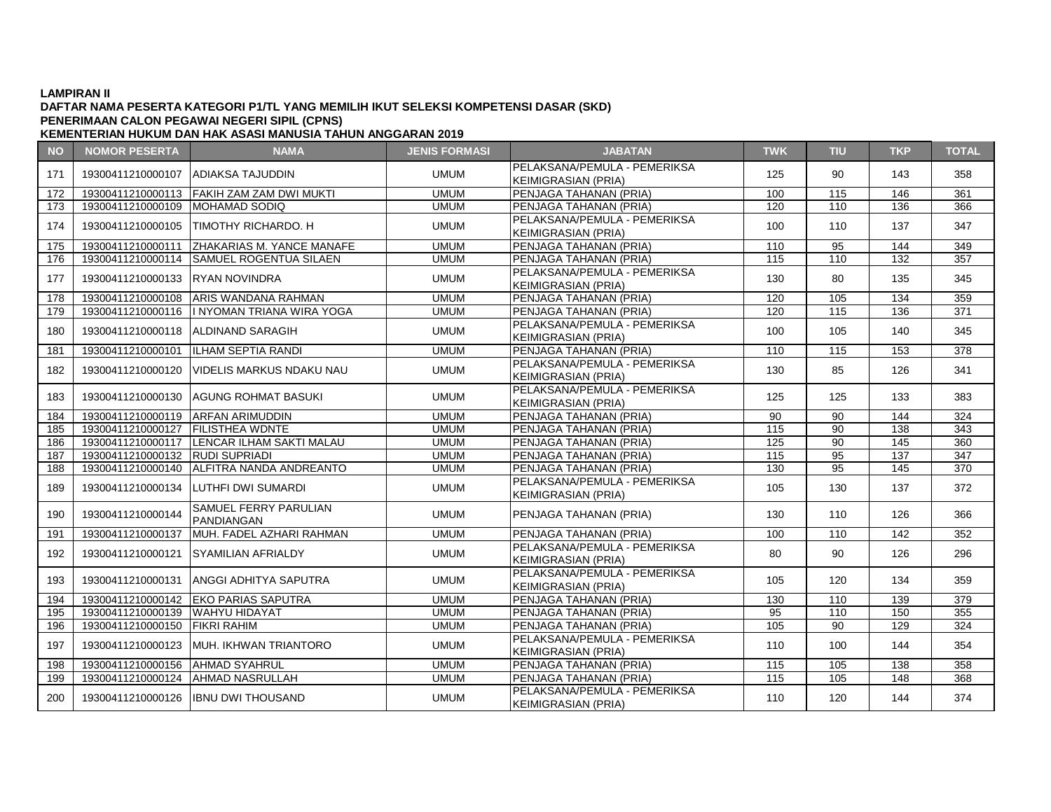**LAMPIRAN II**
**DAFTAR NAMA PESERTA KATEGORI P1/TL YANG MEMILIH IKUT SELEKSI KOMPETENSI DASAR (SKD)**
**PENERIMAAN CALON PEGAWAI NEGERI SIPIL (CPNS)**
**KEMENTERIAN HUKUM DAN HAK ASASI MANUSIA TAHUN ANGGARAN 2019**

| NO | NOMOR PESERTA | NAMA | JENIS FORMASI | JABATAN | TWK | TIU | TKP | TOTAL |
|---|---|---|---|---|---|---|---|---|
| 171 | 19300411210000107 | ADIAKSA TAJUDDIN | UMUM | PELAKSANA/PEMULA - PEMERIKSA KEIMIGRASIAN (PRIA) | 125 | 90 | 143 | 358 |
| 172 | 19300411210000113 | FAKIH ZAM ZAM DWI MUKTI | UMUM | PENJAGA TAHANAN (PRIA) | 100 | 115 | 146 | 361 |
| 173 | 19300411210000109 | MOHAMAD SODIQ | UMUM | PENJAGA TAHANAN (PRIA) | 120 | 110 | 136 | 366 |
| 174 | 19300411210000105 | TIMOTHY RICHARDO. H | UMUM | PELAKSANA/PEMULA - PEMERIKSA KEIMIGRASIAN (PRIA) | 100 | 110 | 137 | 347 |
| 175 | 19300411210000111 | ZHAKARIAS M. YANCE MANAFE | UMUM | PENJAGA TAHANAN (PRIA) | 110 | 95 | 144 | 349 |
| 176 | 19300411210000114 | SAMUEL ROGENTUA SILAEN | UMUM | PENJAGA TAHANAN (PRIA) | 115 | 110 | 132 | 357 |
| 177 | 19300411210000133 | RYAN NOVINDRA | UMUM | PELAKSANA/PEMULA - PEMERIKSA KEIMIGRASIAN (PRIA) | 130 | 80 | 135 | 345 |
| 178 | 19300411210000108 | ARIS WANDANA RAHMAN | UMUM | PENJAGA TAHANAN (PRIA) | 120 | 105 | 134 | 359 |
| 179 | 19300411210000116 | I NYOMAN TRIANA WIRA YOGA | UMUM | PENJAGA TAHANAN (PRIA) | 120 | 115 | 136 | 371 |
| 180 | 19300411210000118 | ALDINAND SARAGIH | UMUM | PELAKSANA/PEMULA - PEMERIKSA KEIMIGRASIAN (PRIA) | 100 | 105 | 140 | 345 |
| 181 | 19300411210000101 | ILHAM SEPTIA RANDI | UMUM | PENJAGA TAHANAN (PRIA) | 110 | 115 | 153 | 378 |
| 182 | 19300411210000120 | VIDELIS MARKUS NDAKU NAU | UMUM | PELAKSANA/PEMULA - PEMERIKSA KEIMIGRASIAN (PRIA) | 130 | 85 | 126 | 341 |
| 183 | 19300411210000130 | AGUNG ROHMAT BASUKI | UMUM | PELAKSANA/PEMULA - PEMERIKSA KEIMIGRASIAN (PRIA) | 125 | 125 | 133 | 383 |
| 184 | 19300411210000119 | ARFAN ARIMUDDIN | UMUM | PENJAGA TAHANAN (PRIA) | 90 | 90 | 144 | 324 |
| 185 | 19300411210000127 | FILISTHEA WDNTE | UMUM | PENJAGA TAHANAN (PRIA) | 115 | 90 | 138 | 343 |
| 186 | 19300411210000117 | LENCAR ILHAM SAKTI MALAU | UMUM | PENJAGA TAHANAN (PRIA) | 125 | 90 | 145 | 360 |
| 187 | 19300411210000132 | RUDI SUPRIADI | UMUM | PENJAGA TAHANAN (PRIA) | 115 | 95 | 137 | 347 |
| 188 | 19300411210000140 | ALFITRA NANDA ANDREANTO | UMUM | PENJAGA TAHANAN (PRIA) | 130 | 95 | 145 | 370 |
| 189 | 19300411210000134 | LUTHFI DWI SUMARDI | UMUM | PELAKSANA/PEMULA - PEMERIKSA KEIMIGRASIAN (PRIA) | 105 | 130 | 137 | 372 |
| 190 | 19300411210000144 | SAMUEL FERRY PARULIAN PANDIANGAN | UMUM | PENJAGA TAHANAN (PRIA) | 130 | 110 | 126 | 366 |
| 191 | 19300411210000137 | MUH. FADEL AZHARI RAHMAN | UMUM | PENJAGA TAHANAN (PRIA) | 100 | 110 | 142 | 352 |
| 192 | 19300411210000121 | SYAMILIAN AFRIALDY | UMUM | PELAKSANA/PEMULA - PEMERIKSA KEIMIGRASIAN (PRIA) | 80 | 90 | 126 | 296 |
| 193 | 19300411210000131 | ANGGI ADHITYA SAPUTRA | UMUM | PELAKSANA/PEMULA - PEMERIKSA KEIMIGRASIAN (PRIA) | 105 | 120 | 134 | 359 |
| 194 | 19300411210000142 | EKO PARIAS SAPUTRA | UMUM | PENJAGA TAHANAN (PRIA) | 130 | 110 | 139 | 379 |
| 195 | 19300411210000139 | WAHYU HIDAYAT | UMUM | PENJAGA TAHANAN (PRIA) | 95 | 110 | 150 | 355 |
| 196 | 19300411210000150 | FIKRI RAHIM | UMUM | PENJAGA TAHANAN (PRIA) | 105 | 90 | 129 | 324 |
| 197 | 19300411210000123 | MUH. IKHWAN TRIANTORO | UMUM | PELAKSANA/PEMULA - PEMERIKSA KEIMIGRASIAN (PRIA) | 110 | 100 | 144 | 354 |
| 198 | 19300411210000156 | AHMAD SYAHRUL | UMUM | PENJAGA TAHANAN (PRIA) | 115 | 105 | 138 | 358 |
| 199 | 19300411210000124 | AHMAD NASRULLAH | UMUM | PENJAGA TAHANAN (PRIA) | 115 | 105 | 148 | 368 |
| 200 | 19300411210000126 | IBNU DWI THOUSAND | UMUM | PELAKSANA/PEMULA - PEMERIKSA KEIMIGRASIAN (PRIA) | 110 | 120 | 144 | 374 |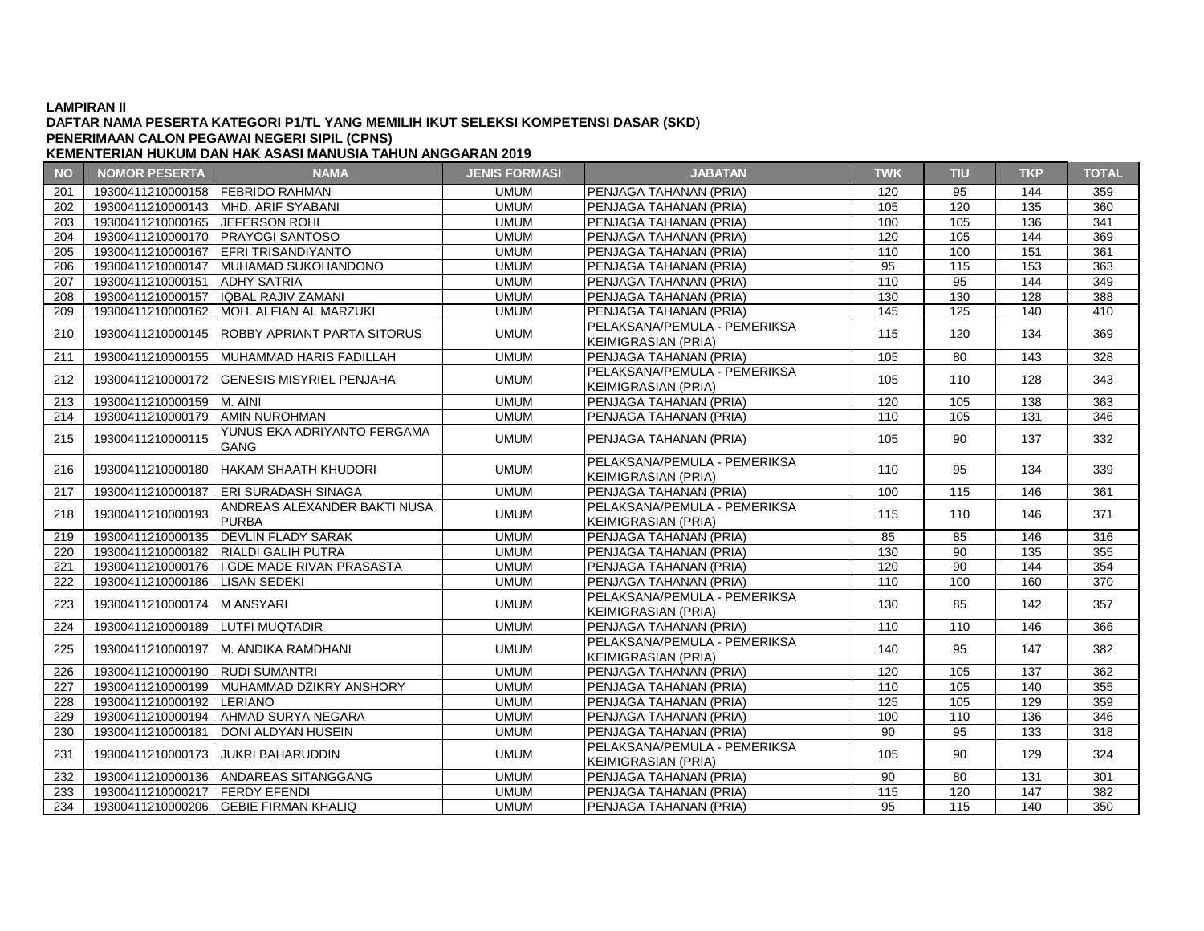**LAMPIRAN II**
**DAFTAR NAMA PESERTA KATEGORI P1/TL YANG MEMILIH IKUT SELEKSI KOMPETENSI DASAR (SKD)**
**PENERIMAAN CALON PEGAWAI NEGERI SIPIL (CPNS)**
**KEMENTERIAN HUKUM DAN HAK ASASI MANUSIA TAHUN ANGGARAN 2019**

| NO | NOMOR PESERTA | NAMA | JENIS FORMASI | JABATAN | TWK | TIU | TKP | TOTAL |
|---|---|---|---|---|---|---|---|---|
| 201 | 19300411210000158 | FEBRIDO RAHMAN | UMUM | PENJAGA TAHANAN (PRIA) | 120 | 95 | 144 | 359 |
| 202 | 19300411210000143 | MHD. ARIF SYABANI | UMUM | PENJAGA TAHANAN (PRIA) | 105 | 120 | 135 | 360 |
| 203 | 19300411210000165 | JEFERSON ROHI | UMUM | PENJAGA TAHANAN (PRIA) | 100 | 105 | 136 | 341 |
| 204 | 19300411210000170 | PRAYOGI SANTOSO | UMUM | PENJAGA TAHANAN (PRIA) | 120 | 105 | 144 | 369 |
| 205 | 19300411210000167 | EFRI TRISANDIYANTO | UMUM | PENJAGA TAHANAN (PRIA) | 110 | 100 | 151 | 361 |
| 206 | 19300411210000147 | MUHAMAD SUKOHANDONO | UMUM | PENJAGA TAHANAN (PRIA) | 95 | 115 | 153 | 363 |
| 207 | 19300411210000151 | ADHY SATRIA | UMUM | PENJAGA TAHANAN (PRIA) | 110 | 95 | 144 | 349 |
| 208 | 19300411210000157 | IQBAL RAJIV ZAMANI | UMUM | PENJAGA TAHANAN (PRIA) | 130 | 130 | 128 | 388 |
| 209 | 19300411210000162 | MOH. ALFIAN AL MARZUKI | UMUM | PENJAGA TAHANAN (PRIA) | 145 | 125 | 140 | 410 |
| 210 | 19300411210000145 | ROBBY APRIANT PARTA SITORUS | UMUM | PELAKSANA/PEMULA - PEMERIKSA KEIMIGRASIAN (PRIA) | 115 | 120 | 134 | 369 |
| 211 | 19300411210000155 | MUHAMMAD HARIS FADILLAH | UMUM | PENJAGA TAHANAN (PRIA) | 105 | 80 | 143 | 328 |
| 212 | 19300411210000172 | GENESIS MISYRIEL PENJAHA | UMUM | PELAKSANA/PEMULA - PEMERIKSA KEIMIGRASIAN (PRIA) | 105 | 110 | 128 | 343 |
| 213 | 19300411210000159 | M. AINI | UMUM | PENJAGA TAHANAN (PRIA) | 120 | 105 | 138 | 363 |
| 214 | 19300411210000179 | AMIN NUROHMAN | UMUM | PENJAGA TAHANAN (PRIA) | 110 | 105 | 131 | 346 |
| 215 | 19300411210000115 | YUNUS EKA ADRIYANTO FERGAMA GANG | UMUM | PENJAGA TAHANAN (PRIA) | 105 | 90 | 137 | 332 |
| 216 | 19300411210000180 | HAKAM SHAATH KHUDORI | UMUM | PELAKSANA/PEMULA - PEMERIKSA KEIMIGRASIAN (PRIA) | 110 | 95 | 134 | 339 |
| 217 | 19300411210000187 | ERI SURADASH SINAGA | UMUM | PENJAGA TAHANAN (PRIA) | 100 | 115 | 146 | 361 |
| 218 | 19300411210000193 | ANDREAS ALEXANDER BAKTI NUSA PURBA | UMUM | PELAKSANA/PEMULA - PEMERIKSA KEIMIGRASIAN (PRIA) | 115 | 110 | 146 | 371 |
| 219 | 19300411210000135 | DEVLIN FLADY SARAK | UMUM | PENJAGA TAHANAN (PRIA) | 85 | 85 | 146 | 316 |
| 220 | 19300411210000182 | RIALDI GALIH PUTRA | UMUM | PENJAGA TAHANAN (PRIA) | 130 | 90 | 135 | 355 |
| 221 | 19300411210000176 | I GDE MADE RIVAN PRASASTA | UMUM | PENJAGA TAHANAN (PRIA) | 120 | 90 | 144 | 354 |
| 222 | 19300411210000186 | LISAN SEDEKI | UMUM | PENJAGA TAHANAN (PRIA) | 110 | 100 | 160 | 370 |
| 223 | 19300411210000174 | M ANSYARI | UMUM | PELAKSANA/PEMULA - PEMERIKSA KEIMIGRASIAN (PRIA) | 130 | 85 | 142 | 357 |
| 224 | 19300411210000189 | LUTFI MUQTADIR | UMUM | PENJAGA TAHANAN (PRIA) | 110 | 110 | 146 | 366 |
| 225 | 19300411210000197 | M. ANDIKA RAMDHANI | UMUM | PELAKSANA/PEMULA - PEMERIKSA KEIMIGRASIAN (PRIA) | 140 | 95 | 147 | 382 |
| 226 | 19300411210000190 | RUDI SUMANTRI | UMUM | PENJAGA TAHANAN (PRIA) | 120 | 105 | 137 | 362 |
| 227 | 19300411210000199 | MUHAMMAD DZIKRY ANSHORY | UMUM | PENJAGA TAHANAN (PRIA) | 110 | 105 | 140 | 355 |
| 228 | 19300411210000192 | LERIANO | UMUM | PENJAGA TAHANAN (PRIA) | 125 | 105 | 129 | 359 |
| 229 | 19300411210000194 | AHMAD SURYA NEGARA | UMUM | PENJAGA TAHANAN (PRIA) | 100 | 110 | 136 | 346 |
| 230 | 19300411210000181 | DONI ALDYAN HUSEIN | UMUM | PENJAGA TAHANAN (PRIA) | 90 | 95 | 133 | 318 |
| 231 | 19300411210000173 | JUKRI BAHARUDDIN | UMUM | PELAKSANA/PEMULA - PEMERIKSA KEIMIGRASIAN (PRIA) | 105 | 90 | 129 | 324 |
| 232 | 19300411210000136 | ANDAREAS SITANGGANG | UMUM | PENJAGA TAHANAN (PRIA) | 90 | 80 | 131 | 301 |
| 233 | 19300411210000217 | FERDY EFENDI | UMUM | PENJAGA TAHANAN (PRIA) | 115 | 120 | 147 | 382 |
| 234 | 19300411210000206 | GEBIE FIRMAN KHALIQ | UMUM | PENJAGA TAHANAN (PRIA) | 95 | 115 | 140 | 350 |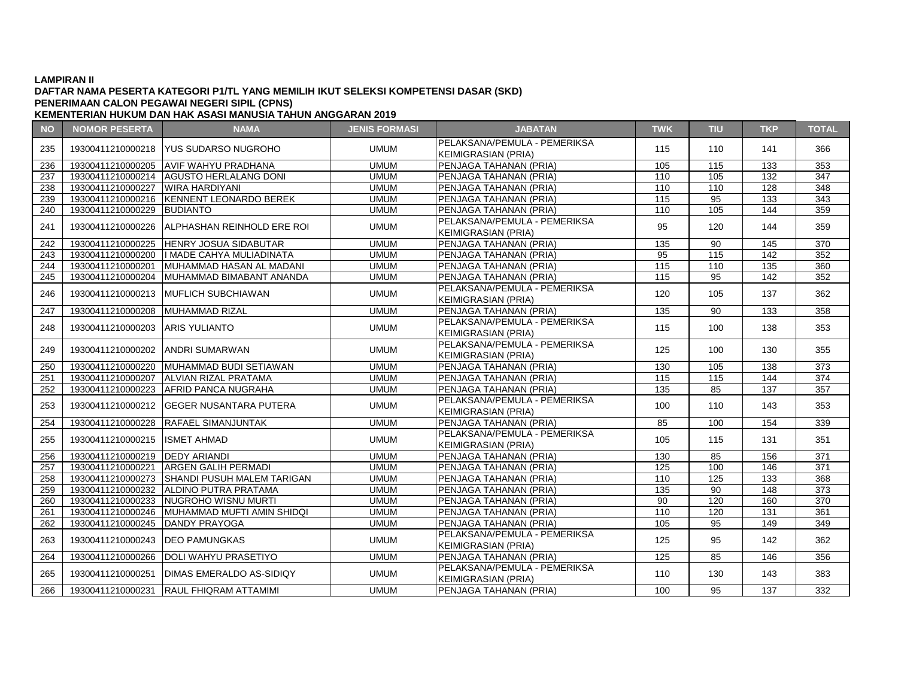**LAMPIRAN II**
**DAFTAR NAMA PESERTA KATEGORI P1/TL YANG MEMILIH IKUT SELEKSI KOMPETENSI DASAR (SKD)**
**PENERIMAAN CALON PEGAWAI NEGERI SIPIL (CPNS)**
**KEMENTERIAN HUKUM DAN HAK ASASI MANUSIA TAHUN ANGGARAN 2019**

| NO | NOMOR PESERTA | NAMA | JENIS FORMASI | JABATAN | TWK | TIU | TKP | TOTAL |
|---|---|---|---|---|---|---|---|---|
| 235 | 19300411210000218 | YUS SUDARSO NUGROHO | UMUM | PELAKSANA/PEMULA - PEMERIKSA KEIMIGRASIAN (PRIA) | 115 | 110 | 141 | 366 |
| 236 | 19300411210000205 | AVIF WAHYU PRADHANA | UMUM | PENJAGA TAHANAN (PRIA) | 105 | 115 | 133 | 353 |
| 237 | 19300411210000214 | AGUSTO HERLALANG DONI | UMUM | PENJAGA TAHANAN (PRIA) | 110 | 105 | 132 | 347 |
| 238 | 19300411210000227 | WIRA HARDIYANI | UMUM | PENJAGA TAHANAN (PRIA) | 110 | 110 | 128 | 348 |
| 239 | 19300411210000216 | KENNENT LEONARDO BEREK | UMUM | PENJAGA TAHANAN (PRIA) | 115 | 95 | 133 | 343 |
| 240 | 19300411210000229 | BUDIANTO | UMUM | PENJAGA TAHANAN (PRIA) | 110 | 105 | 144 | 359 |
| 241 | 19300411210000226 | ALPHASHAN REINHOLD ERE ROI | UMUM | PELAKSANA/PEMULA - PEMERIKSA KEIMIGRASIAN (PRIA) | 95 | 120 | 144 | 359 |
| 242 | 19300411210000225 | HENRY JOSUA SIDABUTAR | UMUM | PENJAGA TAHANAN (PRIA) | 135 | 90 | 145 | 370 |
| 243 | 19300411210000200 | I MADE CAHYA MULIADINATA | UMUM | PENJAGA TAHANAN (PRIA) | 95 | 115 | 142 | 352 |
| 244 | 19300411210000201 | MUHAMMAD HASAN AL MADANI | UMUM | PENJAGA TAHANAN (PRIA) | 115 | 110 | 135 | 360 |
| 245 | 19300411210000204 | MUHAMMAD BIMABANT ANANDA | UMUM | PENJAGA TAHANAN (PRIA) | 115 | 95 | 142 | 352 |
| 246 | 19300411210000213 | MUFLICH SUBCHIAWAN | UMUM | PELAKSANA/PEMULA - PEMERIKSA KEIMIGRASIAN (PRIA) | 120 | 105 | 137 | 362 |
| 247 | 19300411210000208 | MUHAMMAD RIZAL | UMUM | PENJAGA TAHANAN (PRIA) | 135 | 90 | 133 | 358 |
| 248 | 19300411210000203 | ARIS YULIANTO | UMUM | PELAKSANA/PEMULA - PEMERIKSA KEIMIGRASIAN (PRIA) | 115 | 100 | 138 | 353 |
| 249 | 19300411210000202 | ANDRI SUMARWAN | UMUM | PELAKSANA/PEMULA - PEMERIKSA KEIMIGRASIAN (PRIA) | 125 | 100 | 130 | 355 |
| 250 | 19300411210000220 | MUHAMMAD BUDI SETIAWAN | UMUM | PENJAGA TAHANAN (PRIA) | 130 | 105 | 138 | 373 |
| 251 | 19300411210000207 | ALVIAN RIZAL PRATAMA | UMUM | PENJAGA TAHANAN (PRIA) | 115 | 115 | 144 | 374 |
| 252 | 19300411210000223 | AFRID PANCA NUGRAHA | UMUM | PENJAGA TAHANAN (PRIA) | 135 | 85 | 137 | 357 |
| 253 | 19300411210000212 | GEGER NUSANTARA PUTERA | UMUM | PELAKSANA/PEMULA - PEMERIKSA KEIMIGRASIAN (PRIA) | 100 | 110 | 143 | 353 |
| 254 | 19300411210000228 | RAFAEL SIMANJUNTAK | UMUM | PENJAGA TAHANAN (PRIA) | 85 | 100 | 154 | 339 |
| 255 | 19300411210000215 | ISMET AHMAD | UMUM | PELAKSANA/PEMULA - PEMERIKSA KEIMIGRASIAN (PRIA) | 105 | 115 | 131 | 351 |
| 256 | 19300411210000219 | DEDY ARIANDI | UMUM | PENJAGA TAHANAN (PRIA) | 130 | 85 | 156 | 371 |
| 257 | 19300411210000221 | ARGEN GALIH PERMADI | UMUM | PENJAGA TAHANAN (PRIA) | 125 | 100 | 146 | 371 |
| 258 | 19300411210000273 | SHANDI PUSUH MALEM TARIGAN | UMUM | PENJAGA TAHANAN (PRIA) | 110 | 125 | 133 | 368 |
| 259 | 19300411210000232 | ALDINO PUTRA PRATAMA | UMUM | PENJAGA TAHANAN (PRIA) | 135 | 90 | 148 | 373 |
| 260 | 19300411210000233 | NUGROHO WISNU MURTI | UMUM | PENJAGA TAHANAN (PRIA) | 90 | 120 | 160 | 370 |
| 261 | 19300411210000246 | MUHAMMAD MUFTI AMIN SHIDQI | UMUM | PENJAGA TAHANAN (PRIA) | 110 | 120 | 131 | 361 |
| 262 | 19300411210000245 | DANDY PRAYOGA | UMUM | PENJAGA TAHANAN (PRIA) | 105 | 95 | 149 | 349 |
| 263 | 19300411210000243 | DEO PAMUNGKAS | UMUM | PELAKSANA/PEMULA - PEMERIKSA KEIMIGRASIAN (PRIA) | 125 | 95 | 142 | 362 |
| 264 | 19300411210000266 | DOLI WAHYU PRASETIYO | UMUM | PENJAGA TAHANAN (PRIA) | 125 | 85 | 146 | 356 |
| 265 | 19300411210000251 | DIMAS EMERALDO AS-SIDIQY | UMUM | PELAKSANA/PEMULA - PEMERIKSA KEIMIGRASIAN (PRIA) | 110 | 130 | 143 | 383 |
| 266 | 19300411210000231 | RAUL FHIQRAM ATTAMIMI | UMUM | PENJAGA TAHANAN (PRIA) | 100 | 95 | 137 | 332 |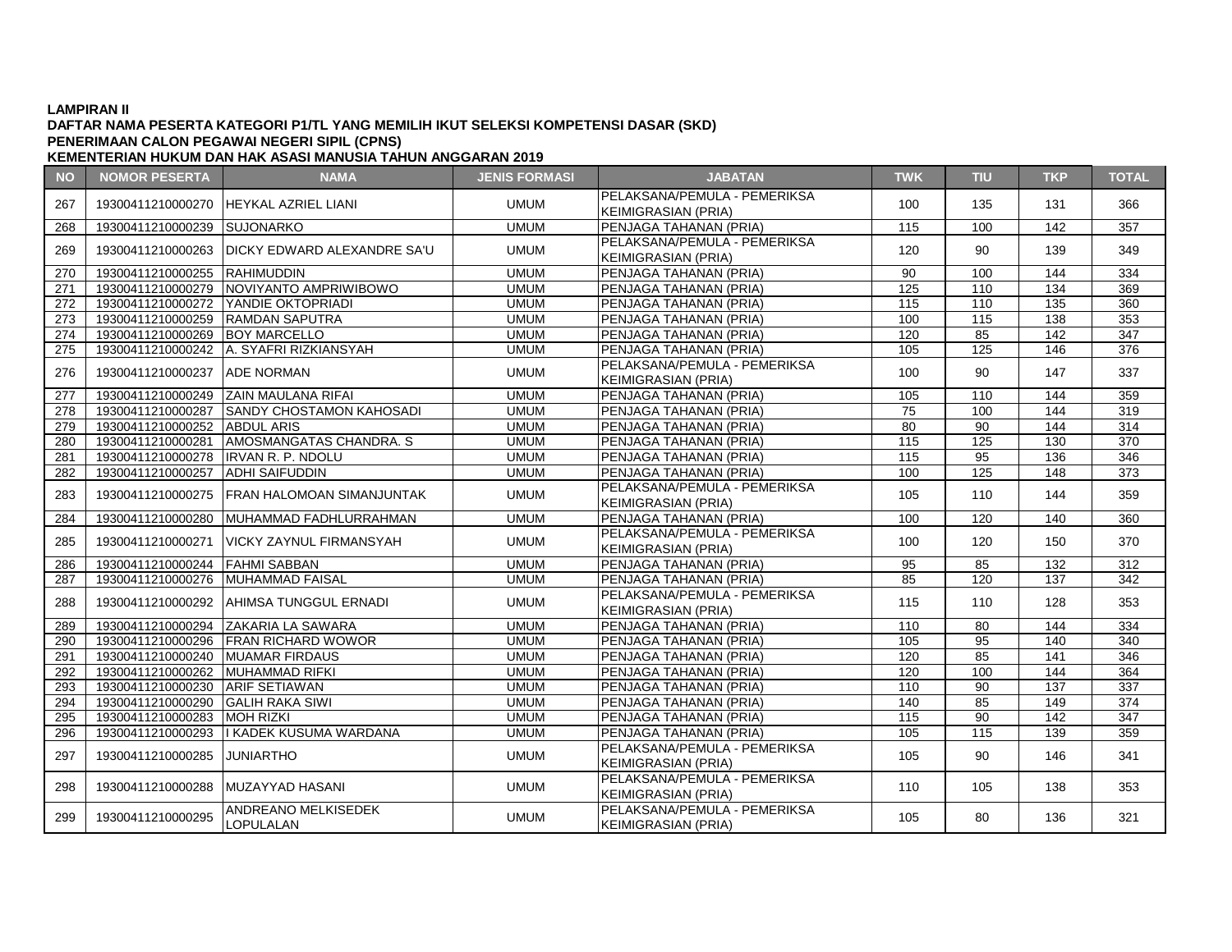**LAMPIRAN II**
**DAFTAR NAMA PESERTA KATEGORI P1/TL YANG MEMILIH IKUT SELEKSI KOMPETENSI DASAR (SKD)**
**PENERIMAAN CALON PEGAWAI NEGERI SIPIL (CPNS)**
**KEMENTERIAN HUKUM DAN HAK ASASI MANUSIA TAHUN ANGGARAN 2019**

| NO | NOMOR PESERTA | NAMA | JENIS FORMASI | JABATAN | TWK | TIU | TKP | TOTAL |
|---|---|---|---|---|---|---|---|---|
| 267 | 19300411210000270 | HEYKAL AZRIEL LIANI | UMUM | PELAKSANA/PEMULA - PEMERIKSA KEIMIGRASIAN (PRIA) | 100 | 135 | 131 | 366 |
| 268 | 19300411210000239 | SUJONARKO | UMUM | PENJAGA TAHANAN (PRIA) | 115 | 100 | 142 | 357 |
| 269 | 19300411210000263 | DICKY EDWARD ALEXANDRE SA'U | UMUM | PELAKSANA/PEMULA - PEMERIKSA KEIMIGRASIAN (PRIA) | 120 | 90 | 139 | 349 |
| 270 | 19300411210000255 | RAHIMUDDIN | UMUM | PENJAGA TAHANAN (PRIA) | 90 | 100 | 144 | 334 |
| 271 | 19300411210000279 | NOVIYANTO AMPRIWIBOWO | UMUM | PENJAGA TAHANAN (PRIA) | 125 | 110 | 134 | 369 |
| 272 | 19300411210000272 | YANDIE OKTOPRIADI | UMUM | PENJAGA TAHANAN (PRIA) | 115 | 110 | 135 | 360 |
| 273 | 19300411210000259 | RAMDAN SAPUTRA | UMUM | PENJAGA TAHANAN (PRIA) | 100 | 115 | 138 | 353 |
| 274 | 19300411210000269 | BOY MARCELLO | UMUM | PENJAGA TAHANAN (PRIA) | 120 | 85 | 142 | 347 |
| 275 | 19300411210000242 | A. SYAFRI RIZKIANSYAH | UMUM | PENJAGA TAHANAN (PRIA) | 105 | 125 | 146 | 376 |
| 276 | 19300411210000237 | ADE NORMAN | UMUM | PELAKSANA/PEMULA - PEMERIKSA KEIMIGRASIAN (PRIA) | 100 | 90 | 147 | 337 |
| 277 | 19300411210000249 | ZAIN MAULANA RIFAI | UMUM | PENJAGA TAHANAN (PRIA) | 105 | 110 | 144 | 359 |
| 278 | 19300411210000287 | SANDY CHOSTAMON KAHOSADI | UMUM | PENJAGA TAHANAN (PRIA) | 75 | 100 | 144 | 319 |
| 279 | 19300411210000252 | ABDUL ARIS | UMUM | PENJAGA TAHANAN (PRIA) | 80 | 90 | 144 | 314 |
| 280 | 19300411210000281 | AMOSMANGATAS CHANDRA. S | UMUM | PENJAGA TAHANAN (PRIA) | 115 | 125 | 130 | 370 |
| 281 | 19300411210000278 | IRVAN R. P. NDOLU | UMUM | PENJAGA TAHANAN (PRIA) | 115 | 95 | 136 | 346 |
| 282 | 19300411210000257 | ADHI SAIFUDDIN | UMUM | PENJAGA TAHANAN (PRIA) | 100 | 125 | 148 | 373 |
| 283 | 19300411210000275 | FRAN HALOMOAN SIMANJUNTAK | UMUM | PELAKSANA/PEMULA - PEMERIKSA KEIMIGRASIAN (PRIA) | 105 | 110 | 144 | 359 |
| 284 | 19300411210000280 | MUHAMMAD FADHLURRAHMAN | UMUM | PENJAGA TAHANAN (PRIA) | 100 | 120 | 140 | 360 |
| 285 | 19300411210000271 | VICKY ZAYNUL FIRMANSYAH | UMUM | PELAKSANA/PEMULA - PEMERIKSA KEIMIGRASIAN (PRIA) | 100 | 120 | 150 | 370 |
| 286 | 19300411210000244 | FAHMI SABBAN | UMUM | PENJAGA TAHANAN (PRIA) | 95 | 85 | 132 | 312 |
| 287 | 19300411210000276 | MUHAMMAD FAISAL | UMUM | PENJAGA TAHANAN (PRIA) | 85 | 120 | 137 | 342 |
| 288 | 19300411210000292 | AHIMSA TUNGGUL ERNADI | UMUM | PELAKSANA/PEMULA - PEMERIKSA KEIMIGRASIAN (PRIA) | 115 | 110 | 128 | 353 |
| 289 | 19300411210000294 | ZAKARIA LA SAWARA | UMUM | PENJAGA TAHANAN (PRIA) | 110 | 80 | 144 | 334 |
| 290 | 19300411210000296 | FRAN RICHARD WOWOR | UMUM | PENJAGA TAHANAN (PRIA) | 105 | 95 | 140 | 340 |
| 291 | 19300411210000240 | MUAMAR FIRDAUS | UMUM | PENJAGA TAHANAN (PRIA) | 120 | 85 | 141 | 346 |
| 292 | 19300411210000262 | MUHAMMAD RIFKI | UMUM | PENJAGA TAHANAN (PRIA) | 120 | 100 | 144 | 364 |
| 293 | 19300411210000230 | ARIF SETIAWAN | UMUM | PENJAGA TAHANAN (PRIA) | 110 | 90 | 137 | 337 |
| 294 | 19300411210000290 | GALIH RAKA SIWI | UMUM | PENJAGA TAHANAN (PRIA) | 140 | 85 | 149 | 374 |
| 295 | 19300411210000283 | MOH RIZKI | UMUM | PENJAGA TAHANAN (PRIA) | 115 | 90 | 142 | 347 |
| 296 | 19300411210000293 | I KADEK KUSUMA WARDANA | UMUM | PENJAGA TAHANAN (PRIA) | 105 | 115 | 139 | 359 |
| 297 | 19300411210000285 | JUNIARTHO | UMUM | PELAKSANA/PEMULA - PEMERIKSA KEIMIGRASIAN (PRIA) | 105 | 90 | 146 | 341 |
| 298 | 19300411210000288 | MUZAYYAD HASANI | UMUM | PELAKSANA/PEMULA - PEMERIKSA KEIMIGRASIAN (PRIA) | 110 | 105 | 138 | 353 |
| 299 | 19300411210000295 | ANDREANO MELKISEDEK LOPULALAN | UMUM | PELAKSANA/PEMULA - PEMERIKSA KEIMIGRASIAN (PRIA) | 105 | 80 | 136 | 321 |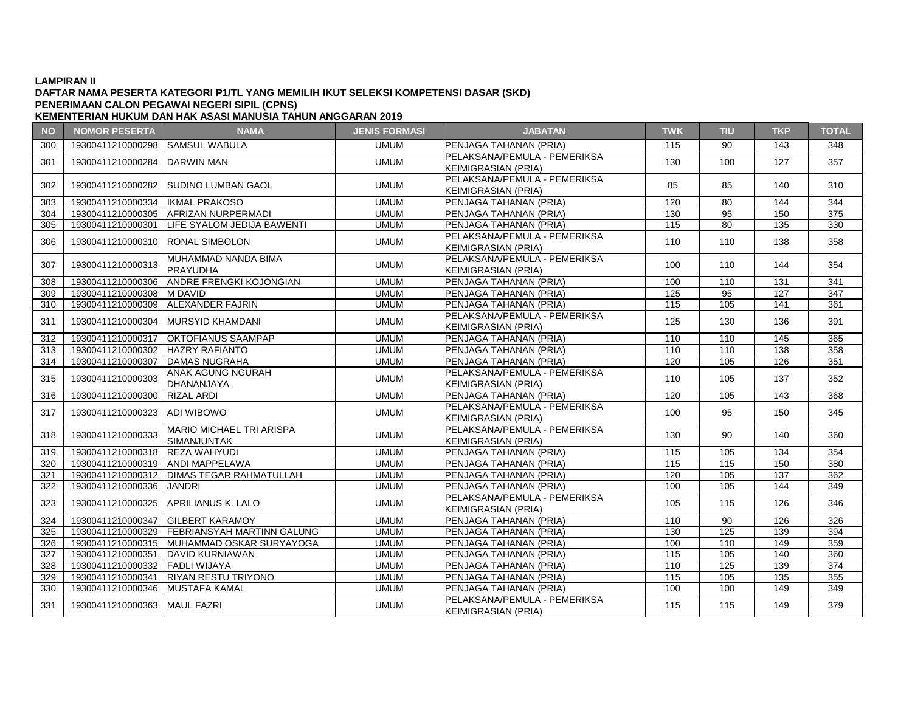**LAMPIRAN II**
**DAFTAR NAMA PESERTA KATEGORI P1/TL YANG MEMILIH IKUT SELEKSI KOMPETENSI DASAR (SKD)**
**PENERIMAAN CALON PEGAWAI NEGERI SIPIL (CPNS)**
**KEMENTERIAN HUKUM DAN HAK ASASI MANUSIA TAHUN ANGGARAN 2019**

| NO | NOMOR PESERTA | NAMA | JENIS FORMASI | JABATAN | TWK | TIU | TKP | TOTAL |
|---|---|---|---|---|---|---|---|---|
| 300 | 19300411210000298 | SAMSUL WABULA | UMUM | PENJAGA TAHANAN (PRIA) | 115 | 90 | 143 | 348 |
| 301 | 19300411210000284 | DARWIN MAN | UMUM | PELAKSANA/PEMULA - PEMERIKSA KEIMIGRASIAN (PRIA) | 130 | 100 | 127 | 357 |
| 302 | 19300411210000282 | SUDINO LUMBAN GAOL | UMUM | PELAKSANA/PEMULA - PEMERIKSA KEIMIGRASIAN (PRIA) | 85 | 85 | 140 | 310 |
| 303 | 19300411210000334 | IKMAL PRAKOSO | UMUM | PENJAGA TAHANAN (PRIA) | 120 | 80 | 144 | 344 |
| 304 | 19300411210000305 | AFRIZAN NURPERMADI | UMUM | PENJAGA TAHANAN (PRIA) | 130 | 95 | 150 | 375 |
| 305 | 19300411210000301 | LIFE SYALOM JEDIJA BAWENTI | UMUM | PENJAGA TAHANAN (PRIA) | 115 | 80 | 135 | 330 |
| 306 | 19300411210000310 | RONAL SIMBOLON | UMUM | PELAKSANA/PEMULA - PEMERIKSA KEIMIGRASIAN (PRIA) | 110 | 110 | 138 | 358 |
| 307 | 19300411210000313 | MUHAMMAD NANDA BIMA PRAYUDHA | UMUM | PELAKSANA/PEMULA - PEMERIKSA KEIMIGRASIAN (PRIA) | 100 | 110 | 144 | 354 |
| 308 | 19300411210000306 | ANDRE FRENGKI KOJONGIAN | UMUM | PENJAGA TAHANAN (PRIA) | 100 | 110 | 131 | 341 |
| 309 | 19300411210000308 | M DAVID | UMUM | PENJAGA TAHANAN (PRIA) | 125 | 95 | 127 | 347 |
| 310 | 19300411210000309 | ALEXANDER FAJRIN | UMUM | PENJAGA TAHANAN (PRIA) | 115 | 105 | 141 | 361 |
| 311 | 19300411210000304 | MURSYID KHAMDANI | UMUM | PELAKSANA/PEMULA - PEMERIKSA KEIMIGRASIAN (PRIA) | 125 | 130 | 136 | 391 |
| 312 | 19300411210000317 | OKTOFIANUS SAAMPAP | UMUM | PENJAGA TAHANAN (PRIA) | 110 | 110 | 145 | 365 |
| 313 | 19300411210000302 | HAZRY RAFIANTO | UMUM | PENJAGA TAHANAN (PRIA) | 110 | 110 | 138 | 358 |
| 314 | 19300411210000307 | DAMAS NUGRAHA | UMUM | PENJAGA TAHANAN (PRIA) | 120 | 105 | 126 | 351 |
| 315 | 19300411210000303 | ANAK AGUNG NGURAH DHANANJAYA | UMUM | PELAKSANA/PEMULA - PEMERIKSA KEIMIGRASIAN (PRIA) | 110 | 105 | 137 | 352 |
| 316 | 19300411210000300 | RIZAL ARDI | UMUM | PENJAGA TAHANAN (PRIA) | 120 | 105 | 143 | 368 |
| 317 | 19300411210000323 | ADI WIBOWO | UMUM | PELAKSANA/PEMULA - PEMERIKSA KEIMIGRASIAN (PRIA) | 100 | 95 | 150 | 345 |
| 318 | 19300411210000333 | MARIO MICHAEL TRI ARISPA SIMANJUNTAK | UMUM | PELAKSANA/PEMULA - PEMERIKSA KEIMIGRASIAN (PRIA) | 130 | 90 | 140 | 360 |
| 319 | 19300411210000318 | REZA WAHYUDI | UMUM | PENJAGA TAHANAN (PRIA) | 115 | 105 | 134 | 354 |
| 320 | 19300411210000319 | ANDI MAPPELAWA | UMUM | PENJAGA TAHANAN (PRIA) | 115 | 115 | 150 | 380 |
| 321 | 19300411210000312 | DIMAS TEGAR RAHMATULLAH | UMUM | PENJAGA TAHANAN (PRIA) | 120 | 105 | 137 | 362 |
| 322 | 19300411210000336 | JANDRI | UMUM | PENJAGA TAHANAN (PRIA) | 100 | 105 | 144 | 349 |
| 323 | 19300411210000325 | APRILIANUS K. LALO | UMUM | PELAKSANA/PEMULA - PEMERIKSA KEIMIGRASIAN (PRIA) | 105 | 115 | 126 | 346 |
| 324 | 19300411210000347 | GILBERT KARAMOY | UMUM | PENJAGA TAHANAN (PRIA) | 110 | 90 | 126 | 326 |
| 325 | 19300411210000329 | FEBRIANSYAH MARTINN GALUNG | UMUM | PENJAGA TAHANAN (PRIA) | 130 | 125 | 139 | 394 |
| 326 | 19300411210000315 | MUHAMMAD OSKAR SURYAYOGA | UMUM | PENJAGA TAHANAN (PRIA) | 100 | 110 | 149 | 359 |
| 327 | 19300411210000351 | DAVID KURNIAWAN | UMUM | PENJAGA TAHANAN (PRIA) | 115 | 105 | 140 | 360 |
| 328 | 19300411210000332 | FADLI WIJAYA | UMUM | PENJAGA TAHANAN (PRIA) | 110 | 125 | 139 | 374 |
| 329 | 19300411210000341 | RIYAN RESTU TRIYONO | UMUM | PENJAGA TAHANAN (PRIA) | 115 | 105 | 135 | 355 |
| 330 | 19300411210000346 | MUSTAFA KAMAL | UMUM | PENJAGA TAHANAN (PRIA) | 100 | 100 | 149 | 349 |
| 331 | 19300411210000363 | MAUL FAZRI | UMUM | PELAKSANA/PEMULA - PEMERIKSA KEIMIGRASIAN (PRIA) | 115 | 115 | 149 | 379 |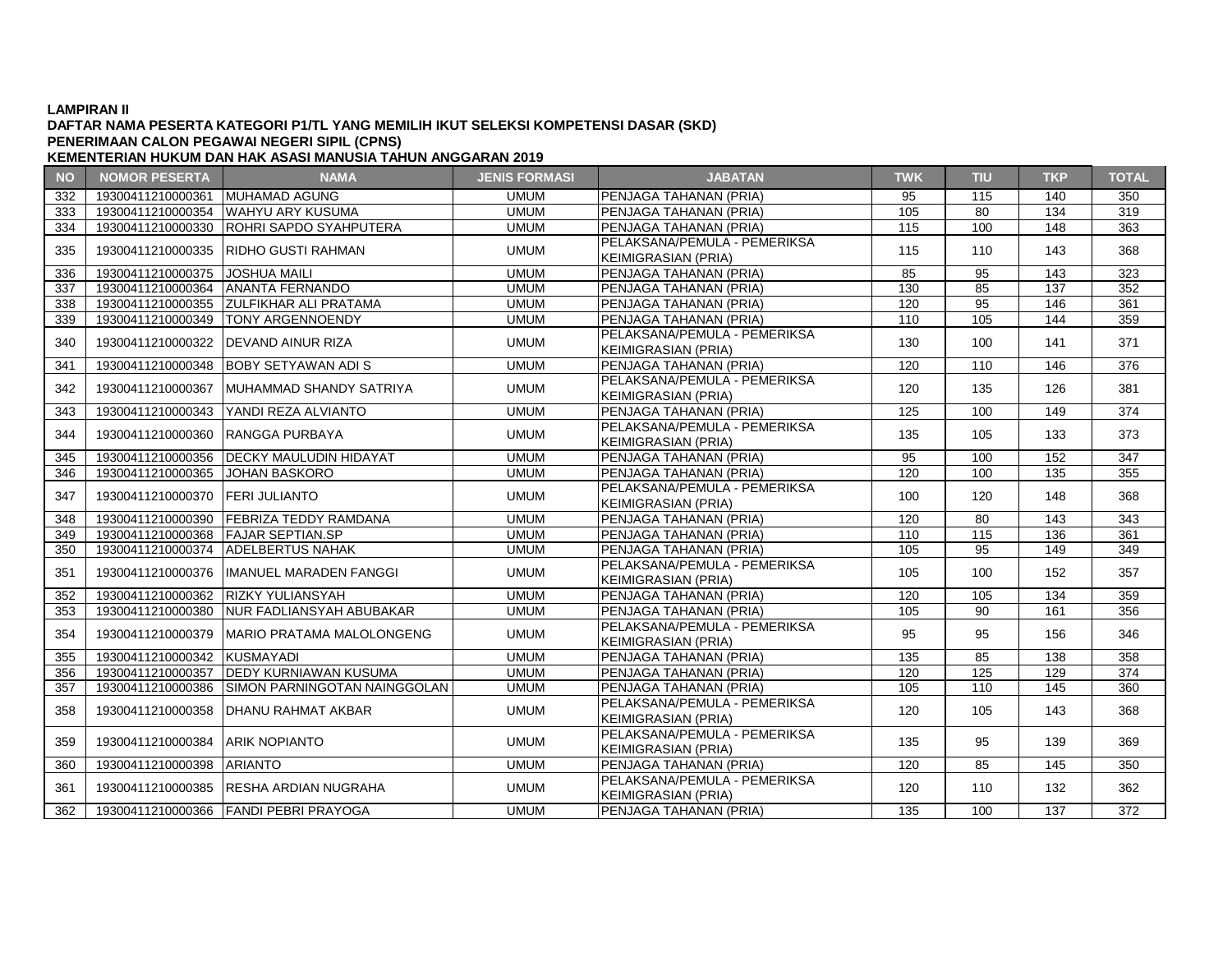**LAMPIRAN II**
**DAFTAR NAMA PESERTA KATEGORI P1/TL YANG MEMILIH IKUT SELEKSI KOMPETENSI DASAR (SKD)**
**PENERIMAAN CALON PEGAWAI NEGERI SIPIL (CPNS)**
**KEMENTERIAN HUKUM DAN HAK ASASI MANUSIA TAHUN ANGGARAN 2019**

| NO | NOMOR PESERTA | NAMA | JENIS FORMASI | JABATAN | TWK | TIU | TKP | TOTAL |
|---|---|---|---|---|---|---|---|---|
| 332 | 19300411210000361 | MUHAMAD AGUNG | UMUM | PENJAGA TAHANAN (PRIA) | 95 | 115 | 140 | 350 |
| 333 | 19300411210000354 | WAHYU ARY KUSUMA | UMUM | PENJAGA TAHANAN (PRIA) | 105 | 80 | 134 | 319 |
| 334 | 19300411210000330 | ROHRI SAPDO SYAHPUTERA | UMUM | PENJAGA TAHANAN (PRIA) | 115 | 100 | 148 | 363 |
| 335 | 19300411210000335 | RIDHO GUSTI RAHMAN | UMUM | PELAKSANA/PEMULA - PEMERIKSA KEIMIGRASIAN (PRIA) | 115 | 110 | 143 | 368 |
| 336 | 19300411210000375 | JOSHUA MAILI | UMUM | PENJAGA TAHANAN (PRIA) | 85 | 95 | 143 | 323 |
| 337 | 19300411210000364 | ANANTA FERNANDO | UMUM | PENJAGA TAHANAN (PRIA) | 130 | 85 | 137 | 352 |
| 338 | 19300411210000355 | ZULFIKHAR ALI PRATAMA | UMUM | PENJAGA TAHANAN (PRIA) | 120 | 95 | 146 | 361 |
| 339 | 19300411210000349 | TONY ARGENNOENDY | UMUM | PENJAGA TAHANAN (PRIA) | 110 | 105 | 144 | 359 |
| 340 | 19300411210000322 | DEVAND AINUR RIZA | UMUM | PELAKSANA/PEMULA - PEMERIKSA KEIMIGRASIAN (PRIA) | 130 | 100 | 141 | 371 |
| 341 | 19300411210000348 | BOBY SETYAWAN ADI S | UMUM | PENJAGA TAHANAN (PRIA) | 120 | 110 | 146 | 376 |
| 342 | 19300411210000367 | MUHAMMAD SHANDY SATRIYA | UMUM | PELAKSANA/PEMULA - PEMERIKSA KEIMIGRASIAN (PRIA) | 120 | 135 | 126 | 381 |
| 343 | 19300411210000343 | YANDI REZA ALVIANTO | UMUM | PENJAGA TAHANAN (PRIA) | 125 | 100 | 149 | 374 |
| 344 | 19300411210000360 | RANGGA PURBAYA | UMUM | PELAKSANA/PEMULA - PEMERIKSA KEIMIGRASIAN (PRIA) | 135 | 105 | 133 | 373 |
| 345 | 19300411210000356 | DECKY MAULUDIN HIDAYAT | UMUM | PENJAGA TAHANAN (PRIA) | 95 | 100 | 152 | 347 |
| 346 | 19300411210000365 | JOHAN BASKORO | UMUM | PENJAGA TAHANAN (PRIA) | 120 | 100 | 135 | 355 |
| 347 | 19300411210000370 | FERI JULIANTO | UMUM | PELAKSANA/PEMULA - PEMERIKSA KEIMIGRASIAN (PRIA) | 100 | 120 | 148 | 368 |
| 348 | 19300411210000390 | FEBRIZA TEDDY RAMDANA | UMUM | PENJAGA TAHANAN (PRIA) | 120 | 80 | 143 | 343 |
| 349 | 19300411210000368 | FAJAR SEPTIAN.SP | UMUM | PENJAGA TAHANAN (PRIA) | 110 | 115 | 136 | 361 |
| 350 | 19300411210000374 | ADELBERTUS NAHAK | UMUM | PENJAGA TAHANAN (PRIA) | 105 | 95 | 149 | 349 |
| 351 | 19300411210000376 | IMANUEL MARADEN FANGGI | UMUM | PELAKSANA/PEMULA - PEMERIKSA KEIMIGRASIAN (PRIA) | 105 | 100 | 152 | 357 |
| 352 | 19300411210000362 | RIZKY YULIANSYAH | UMUM | PENJAGA TAHANAN (PRIA) | 120 | 105 | 134 | 359 |
| 353 | 19300411210000380 | NUR FADLIANSYAH ABUBAKAR | UMUM | PENJAGA TAHANAN (PRIA) | 105 | 90 | 161 | 356 |
| 354 | 19300411210000379 | MARIO PRATAMA MALOLONGENG | UMUM | PELAKSANA/PEMULA - PEMERIKSA KEIMIGRASIAN (PRIA) | 95 | 95 | 156 | 346 |
| 355 | 19300411210000342 | KUSMAYADI | UMUM | PENJAGA TAHANAN (PRIA) | 135 | 85 | 138 | 358 |
| 356 | 19300411210000357 | DEDY KURNIAWAN KUSUMA | UMUM | PENJAGA TAHANAN (PRIA) | 120 | 125 | 129 | 374 |
| 357 | 19300411210000386 | SIMON PARNINGOTAN NAINGGOLAN | UMUM | PENJAGA TAHANAN (PRIA) | 105 | 110 | 145 | 360 |
| 358 | 19300411210000358 | DHANU RAHMAT AKBAR | UMUM | PELAKSANA/PEMULA - PEMERIKSA KEIMIGRASIAN (PRIA) | 120 | 105 | 143 | 368 |
| 359 | 19300411210000384 | ARIK NOPIANTO | UMUM | PELAKSANA/PEMULA - PEMERIKSA KEIMIGRASIAN (PRIA) | 135 | 95 | 139 | 369 |
| 360 | 19300411210000398 | ARIANTO | UMUM | PENJAGA TAHANAN (PRIA) | 120 | 85 | 145 | 350 |
| 361 | 19300411210000385 | RESHA ARDIAN NUGRAHA | UMUM | PELAKSANA/PEMULA - PEMERIKSA KEIMIGRASIAN (PRIA) | 120 | 110 | 132 | 362 |
| 362 | 19300411210000366 | FANDI PEBRI PRAYOGA | UMUM | PENJAGA TAHANAN (PRIA) | 135 | 100 | 137 | 372 |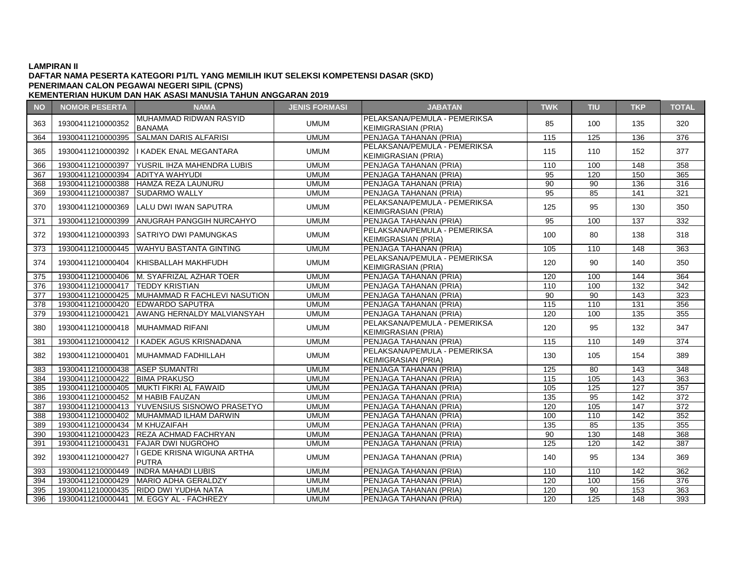**LAMPIRAN II**
**DAFTAR NAMA PESERTA KATEGORI P1/TL YANG MEMILIH IKUT SELEKSI KOMPETENSI DASAR (SKD)**
**PENERIMAAN CALON PEGAWAI NEGERI SIPIL (CPNS)**
**KEMENTERIAN HUKUM DAN HAK ASASI MANUSIA TAHUN ANGGARAN 2019**

| NO | NOMOR PESERTA | NAMA | JENIS FORMASI | JABATAN | TWK | TIU | TKP | TOTAL |
|---|---|---|---|---|---|---|---|---|
| 363 | 19300411210000352 | MUHAMMAD RIDWAN RASYID BANAMA | UMUM | PELAKSANA/PEMULA - PEMERIKSA KEIMIGRASIAN (PRIA) | 85 | 100 | 135 | 320 |
| 364 | 19300411210000395 | SALMAN DARIS ALFARISI | UMUM | PENJAGA TAHANAN (PRIA) | 115 | 125 | 136 | 376 |
| 365 | 19300411210000392 | I KADEK ENAL MEGANTARA | UMUM | PELAKSANA/PEMULA - PEMERIKSA KEIMIGRASIAN (PRIA) | 115 | 110 | 152 | 377 |
| 366 | 19300411210000397 | YUSRIL IHZA MAHENDRA LUBIS | UMUM | PENJAGA TAHANAN (PRIA) | 110 | 100 | 148 | 358 |
| 367 | 19300411210000394 | ADITYA WAHYUDI | UMUM | PENJAGA TAHANAN (PRIA) | 95 | 120 | 150 | 365 |
| 368 | 19300411210000388 | HAMZA REZA LAUNURU | UMUM | PENJAGA TAHANAN (PRIA) | 90 | 90 | 136 | 316 |
| 369 | 19300411210000387 | SUDARMO WALLY | UMUM | PENJAGA TAHANAN (PRIA) | 95 | 85 | 141 | 321 |
| 370 | 19300411210000369 | LALU DWI IWAN SAPUTRA | UMUM | PELAKSANA/PEMULA - PEMERIKSA KEIMIGRASIAN (PRIA) | 125 | 95 | 130 | 350 |
| 371 | 19300411210000399 | ANUGRAH PANGGIH NURCAHYO | UMUM | PENJAGA TAHANAN (PRIA) | 95 | 100 | 137 | 332 |
| 372 | 19300411210000393 | SATRIYO DWI PAMUNGKAS | UMUM | PELAKSANA/PEMULA - PEMERIKSA KEIMIGRASIAN (PRIA) | 100 | 80 | 138 | 318 |
| 373 | 19300411210000445 | WAHYU BASTANTA GINTING | UMUM | PENJAGA TAHANAN (PRIA) | 105 | 110 | 148 | 363 |
| 374 | 19300411210000404 | KHISBALLAH MAKHFUDH | UMUM | PELAKSANA/PEMULA - PEMERIKSA KEIMIGRASIAN (PRIA) | 120 | 90 | 140 | 350 |
| 375 | 19300411210000406 | M. SYAFRIZAL AZHAR TOER | UMUM | PENJAGA TAHANAN (PRIA) | 120 | 100 | 144 | 364 |
| 376 | 19300411210000417 | TEDDY KRISTIAN | UMUM | PENJAGA TAHANAN (PRIA) | 110 | 100 | 132 | 342 |
| 377 | 19300411210000425 | MUHAMMAD R FACHLEVI NASUTION | UMUM | PENJAGA TAHANAN (PRIA) | 90 | 90 | 143 | 323 |
| 378 | 19300411210000420 | EDWARDO SAPUTRA | UMUM | PENJAGA TAHANAN (PRIA) | 115 | 110 | 131 | 356 |
| 379 | 19300411210000421 | AWANG HERNALDY MALVIANSYAH | UMUM | PENJAGA TAHANAN (PRIA) | 120 | 100 | 135 | 355 |
| 380 | 19300411210000418 | MUHAMMAD RIFANI | UMUM | PELAKSANA/PEMULA - PEMERIKSA KEIMIGRASIAN (PRIA) | 120 | 95 | 132 | 347 |
| 381 | 19300411210000412 | I KADEK AGUS KRISNADANA | UMUM | PENJAGA TAHANAN (PRIA) | 115 | 110 | 149 | 374 |
| 382 | 19300411210000401 | MUHAMMAD FADHILLAH | UMUM | PELAKSANA/PEMULA - PEMERIKSA KEIMIGRASIAN (PRIA) | 130 | 105 | 154 | 389 |
| 383 | 19300411210000438 | ASEP SUMANTRI | UMUM | PENJAGA TAHANAN (PRIA) | 125 | 80 | 143 | 348 |
| 384 | 19300411210000422 | BIMA PRAKUSO | UMUM | PENJAGA TAHANAN (PRIA) | 115 | 105 | 143 | 363 |
| 385 | 19300411210000405 | MUKTI FIKRI AL FAWAID | UMUM | PENJAGA TAHANAN (PRIA) | 105 | 125 | 127 | 357 |
| 386 | 19300411210000452 | M HABIB FAUZAN | UMUM | PENJAGA TAHANAN (PRIA) | 135 | 95 | 142 | 372 |
| 387 | 19300411210000413 | YUVENSIUS SISNOWO PRASETYO | UMUM | PENJAGA TAHANAN (PRIA) | 120 | 105 | 147 | 372 |
| 388 | 19300411210000402 | MUHAMMAD ILHAM DARWIN | UMUM | PENJAGA TAHANAN (PRIA) | 100 | 110 | 142 | 352 |
| 389 | 19300411210000434 | M KHUZAIFAH | UMUM | PENJAGA TAHANAN (PRIA) | 135 | 85 | 135 | 355 |
| 390 | 19300411210000423 | REZA ACHMAD FACHRYAN | UMUM | PENJAGA TAHANAN (PRIA) | 90 | 130 | 148 | 368 |
| 391 | 19300411210000431 | FAJAR DWI NUGROHO | UMUM | PENJAGA TAHANAN (PRIA) | 125 | 120 | 142 | 387 |
| 392 | 19300411210000427 | I GEDE KRISNA WIGUNA ARTHA PUTRA | UMUM | PENJAGA TAHANAN (PRIA) | 140 | 95 | 134 | 369 |
| 393 | 19300411210000449 | INDRA MAHADI LUBIS | UMUM | PENJAGA TAHANAN (PRIA) | 110 | 110 | 142 | 362 |
| 394 | 19300411210000429 | MARIO ADHA GERALDZY | UMUM | PENJAGA TAHANAN (PRIA) | 120 | 100 | 156 | 376 |
| 395 | 19300411210000435 | RIDO DWI YUDHA NATA | UMUM | PENJAGA TAHANAN (PRIA) | 120 | 90 | 153 | 363 |
| 396 | 19300411210000441 | M. EGGY AL - FACHREZY | UMUM | PENJAGA TAHANAN (PRIA) | 120 | 125 | 148 | 393 |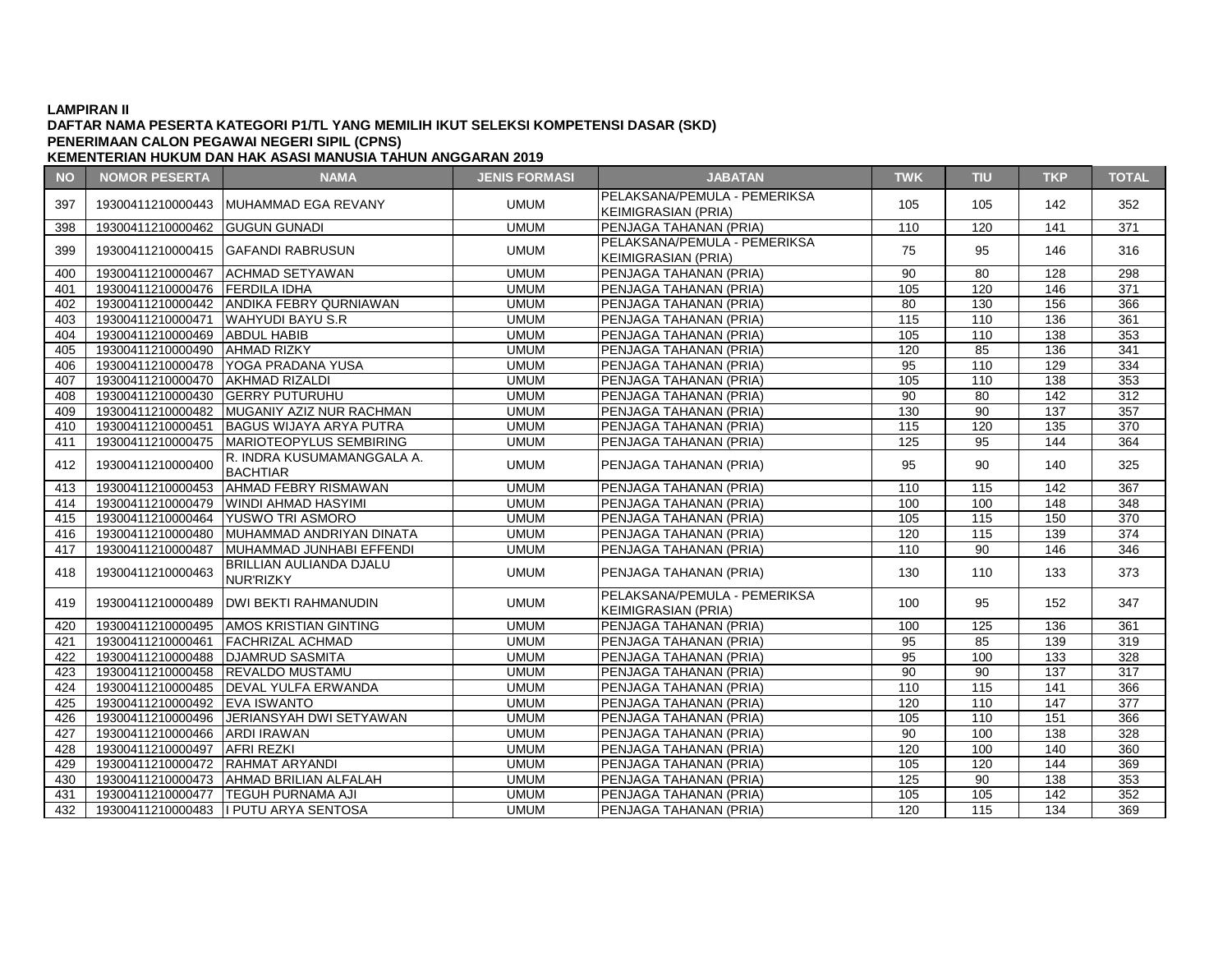**LAMPIRAN II**
**DAFTAR NAMA PESERTA KATEGORI P1/TL YANG MEMILIH IKUT SELEKSI KOMPETENSI DASAR (SKD)**
**PENERIMAAN CALON PEGAWAI NEGERI SIPIL (CPNS)**
**KEMENTERIAN HUKUM DAN HAK ASASI MANUSIA TAHUN ANGGARAN 2019**

| NO | NOMOR PESERTA | NAMA | JENIS FORMASI | JABATAN | TWK | TIU | TKP | TOTAL |
|---|---|---|---|---|---|---|---|---|
| 397 | 19300411210000443 | MUHAMMAD EGA REVANY | UMUM | PELAKSANA/PEMULA - PEMERIKSA KEIMIGRASIAN (PRIA) | 105 | 105 | 142 | 352 |
| 398 | 19300411210000462 | GUGUN GUNADI | UMUM | PENJAGA TAHANAN (PRIA) | 110 | 120 | 141 | 371 |
| 399 | 19300411210000415 | GAFANDI RABRUSUN | UMUM | PELAKSANA/PEMULA - PEMERIKSA KEIMIGRASIAN (PRIA) | 75 | 95 | 146 | 316 |
| 400 | 19300411210000467 | ACHMAD SETYAWAN | UMUM | PENJAGA TAHANAN (PRIA) | 90 | 80 | 128 | 298 |
| 401 | 19300411210000476 | FERDILA IDHA | UMUM | PENJAGA TAHANAN (PRIA) | 105 | 120 | 146 | 371 |
| 402 | 19300411210000442 | ANDIKA FEBRY QURNIAWAN | UMUM | PENJAGA TAHANAN (PRIA) | 80 | 130 | 156 | 366 |
| 403 | 19300411210000471 | WAHYUDI BAYU S.R | UMUM | PENJAGA TAHANAN (PRIA) | 115 | 110 | 136 | 361 |
| 404 | 19300411210000469 | ABDUL HABIB | UMUM | PENJAGA TAHANAN (PRIA) | 105 | 110 | 138 | 353 |
| 405 | 19300411210000490 | AHMAD RIZKY | UMUM | PENJAGA TAHANAN (PRIA) | 120 | 85 | 136 | 341 |
| 406 | 19300411210000478 | YOGA PRADANA YUSA | UMUM | PENJAGA TAHANAN (PRIA) | 95 | 110 | 129 | 334 |
| 407 | 19300411210000470 | AKHMAD RIZALDI | UMUM | PENJAGA TAHANAN (PRIA) | 105 | 110 | 138 | 353 |
| 408 | 19300411210000430 | GERRY PUTURUHU | UMUM | PENJAGA TAHANAN (PRIA) | 90 | 80 | 142 | 312 |
| 409 | 19300411210000482 | MUGANIY AZIZ NUR RACHMAN | UMUM | PENJAGA TAHANAN (PRIA) | 130 | 90 | 137 | 357 |
| 410 | 19300411210000451 | BAGUS WIJAYA ARYA PUTRA | UMUM | PENJAGA TAHANAN (PRIA) | 115 | 120 | 135 | 370 |
| 411 | 19300411210000475 | MARIOTEOPYLUS SEMBIRING | UMUM | PENJAGA TAHANAN (PRIA) | 125 | 95 | 144 | 364 |
| 412 | 19300411210000400 | R. INDRA KUSUMAMANGGALA A. BACHTIAR | UMUM | PENJAGA TAHANAN (PRIA) | 95 | 90 | 140 | 325 |
| 413 | 19300411210000453 | AHMAD FEBRY RISMAWAN | UMUM | PENJAGA TAHANAN (PRIA) | 110 | 115 | 142 | 367 |
| 414 | 19300411210000479 | WINDI AHMAD HASYIMI | UMUM | PENJAGA TAHANAN (PRIA) | 100 | 100 | 148 | 348 |
| 415 | 19300411210000464 | YUSWO TRI ASMORO | UMUM | PENJAGA TAHANAN (PRIA) | 105 | 115 | 150 | 370 |
| 416 | 19300411210000480 | MUHAMMAD ANDRIYAN DINATA | UMUM | PENJAGA TAHANAN (PRIA) | 120 | 115 | 139 | 374 |
| 417 | 19300411210000487 | MUHAMMAD JUNHABI EFFENDI | UMUM | PENJAGA TAHANAN (PRIA) | 110 | 90 | 146 | 346 |
| 418 | 19300411210000463 | BRILLIAN AULIANDA DJALU NUR'RIZKY | UMUM | PENJAGA TAHANAN (PRIA) | 130 | 110 | 133 | 373 |
| 419 | 19300411210000489 | DWI BEKTI RAHMANUDIN | UMUM | PELAKSANA/PEMULA - PEMERIKSA KEIMIGRASIAN (PRIA) | 100 | 95 | 152 | 347 |
| 420 | 19300411210000495 | AMOS KRISTIAN GINTING | UMUM | PENJAGA TAHANAN (PRIA) | 100 | 125 | 136 | 361 |
| 421 | 19300411210000461 | FACHRIZAL ACHMAD | UMUM | PENJAGA TAHANAN (PRIA) | 95 | 85 | 139 | 319 |
| 422 | 19300411210000488 | DJAMRUD SASMITA | UMUM | PENJAGA TAHANAN (PRIA) | 95 | 100 | 133 | 328 |
| 423 | 19300411210000458 | REVALDO MUSTAMU | UMUM | PENJAGA TAHANAN (PRIA) | 90 | 90 | 137 | 317 |
| 424 | 19300411210000485 | DEVAL YULFA ERWANDA | UMUM | PENJAGA TAHANAN (PRIA) | 110 | 115 | 141 | 366 |
| 425 | 19300411210000492 | EVA ISWANTO | UMUM | PENJAGA TAHANAN (PRIA) | 120 | 110 | 147 | 377 |
| 426 | 19300411210000496 | JERIANSYAH DWI SETYAWAN | UMUM | PENJAGA TAHANAN (PRIA) | 105 | 110 | 151 | 366 |
| 427 | 19300411210000466 | ARDI IRAWAN | UMUM | PENJAGA TAHANAN (PRIA) | 90 | 100 | 138 | 328 |
| 428 | 19300411210000497 | AFRI REZKI | UMUM | PENJAGA TAHANAN (PRIA) | 120 | 100 | 140 | 360 |
| 429 | 19300411210000472 | RAHMAT ARYANDI | UMUM | PENJAGA TAHANAN (PRIA) | 105 | 120 | 144 | 369 |
| 430 | 19300411210000473 | AHMAD BRILIAN ALFALAH | UMUM | PENJAGA TAHANAN (PRIA) | 125 | 90 | 138 | 353 |
| 431 | 19300411210000477 | TEGUH PURNAMA AJI | UMUM | PENJAGA TAHANAN (PRIA) | 105 | 105 | 142 | 352 |
| 432 | 19300411210000483 | I PUTU ARYA SENTOSA | UMUM | PENJAGA TAHANAN (PRIA) | 120 | 115 | 134 | 369 |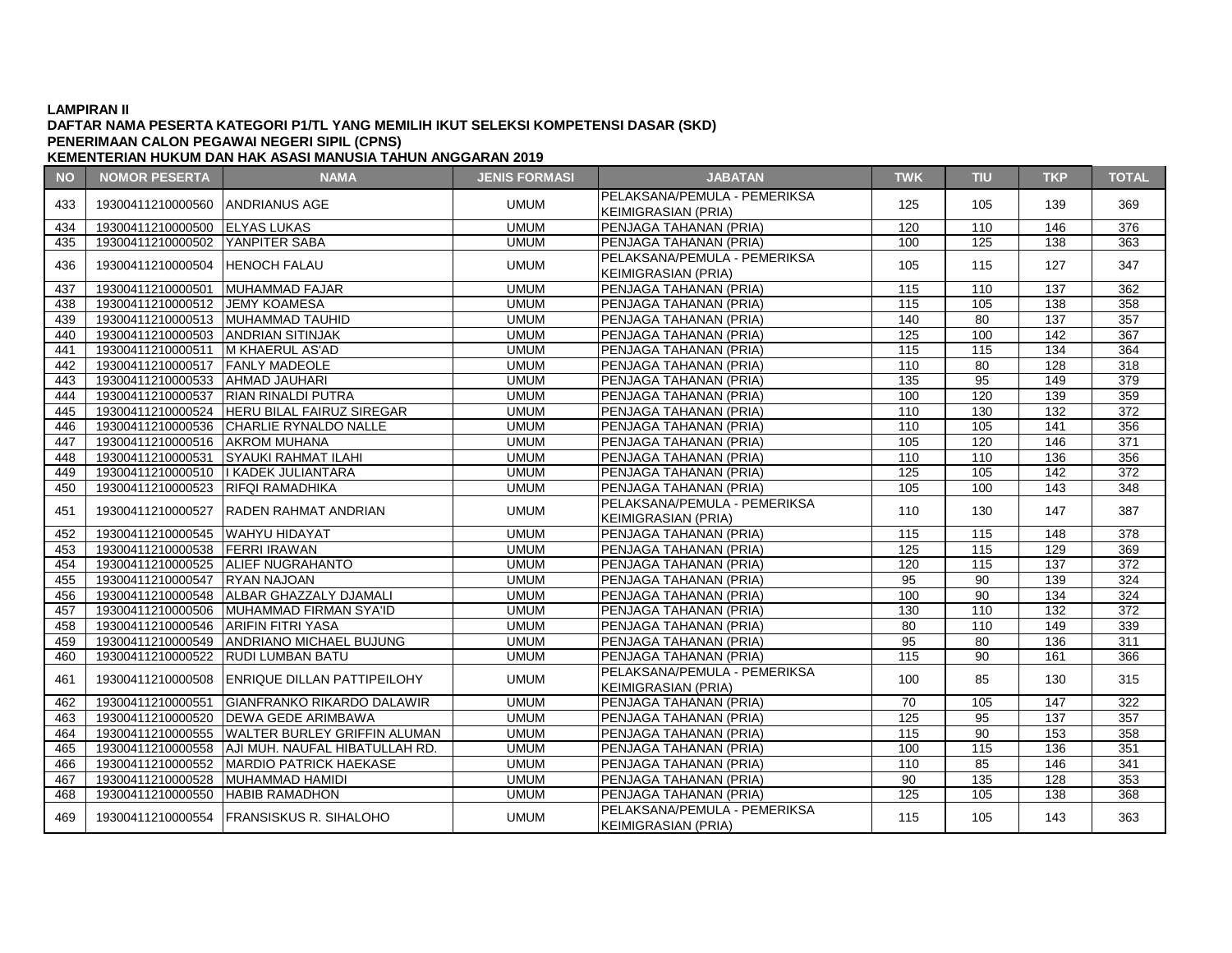**LAMPIRAN II**
**DAFTAR NAMA PESERTA KATEGORI P1/TL YANG MEMILIH IKUT SELEKSI KOMPETENSI DASAR (SKD)**
**PENERIMAAN CALON PEGAWAI NEGERI SIPIL (CPNS)**
**KEMENTERIAN HUKUM DAN HAK ASASI MANUSIA TAHUN ANGGARAN 2019**

| NO | NOMOR PESERTA | NAMA | JENIS FORMASI | JABATAN | TWK | TIU | TKP | TOTAL |
|---|---|---|---|---|---|---|---|---|
| 433 | 19300411210000560 | ANDRIANUS AGE | UMUM | PELAKSANA/PEMULA - PEMERIKSA KEIMIGRASIAN (PRIA) | 125 | 105 | 139 | 369 |
| 434 | 19300411210000500 | ELYAS LUKAS | UMUM | PENJAGA TAHANAN (PRIA) | 120 | 110 | 146 | 376 |
| 435 | 19300411210000502 | YANPITER SABA | UMUM | PENJAGA TAHANAN (PRIA) | 100 | 125 | 138 | 363 |
| 436 | 19300411210000504 | HENOCH FALAU | UMUM | PELAKSANA/PEMULA - PEMERIKSA KEIMIGRASIAN (PRIA) | 105 | 115 | 127 | 347 |
| 437 | 19300411210000501 | MUHAMMAD FAJAR | UMUM | PENJAGA TAHANAN (PRIA) | 115 | 110 | 137 | 362 |
| 438 | 19300411210000512 | JEMY KOAMESA | UMUM | PENJAGA TAHANAN (PRIA) | 115 | 105 | 138 | 358 |
| 439 | 19300411210000513 | MUHAMMAD TAUHID | UMUM | PENJAGA TAHANAN (PRIA) | 140 | 80 | 137 | 357 |
| 440 | 19300411210000503 | ANDRIAN SITINJAK | UMUM | PENJAGA TAHANAN (PRIA) | 125 | 100 | 142 | 367 |
| 441 | 19300411210000511 | M KHAERUL AS'AD | UMUM | PENJAGA TAHANAN (PRIA) | 115 | 115 | 134 | 364 |
| 442 | 19300411210000517 | FANLY MADEOLE | UMUM | PENJAGA TAHANAN (PRIA) | 110 | 80 | 128 | 318 |
| 443 | 19300411210000533 | AHMAD JAUHARI | UMUM | PENJAGA TAHANAN (PRIA) | 135 | 95 | 149 | 379 |
| 444 | 19300411210000537 | RIAN RINALDI PUTRA | UMUM | PENJAGA TAHANAN (PRIA) | 100 | 120 | 139 | 359 |
| 445 | 19300411210000524 | HERU BILAL FAIRUZ SIREGAR | UMUM | PENJAGA TAHANAN (PRIA) | 110 | 130 | 132 | 372 |
| 446 | 19300411210000536 | CHARLIE RYNALDO NALLE | UMUM | PENJAGA TAHANAN (PRIA) | 110 | 105 | 141 | 356 |
| 447 | 19300411210000516 | AKROM MUHANA | UMUM | PENJAGA TAHANAN (PRIA) | 105 | 120 | 146 | 371 |
| 448 | 19300411210000531 | SYAUKI RAHMAT ILAHI | UMUM | PENJAGA TAHANAN (PRIA) | 110 | 110 | 136 | 356 |
| 449 | 19300411210000510 | I KADEK JULIANTARA | UMUM | PENJAGA TAHANAN (PRIA) | 125 | 105 | 142 | 372 |
| 450 | 19300411210000523 | RIFQI RAMADHIKA | UMUM | PENJAGA TAHANAN (PRIA) | 105 | 100 | 143 | 348 |
| 451 | 19300411210000527 | RADEN RAHMAT ANDRIAN | UMUM | PELAKSANA/PEMULA - PEMERIKSA KEIMIGRASIAN (PRIA) | 110 | 130 | 147 | 387 |
| 452 | 19300411210000545 | WAHYU HIDAYAT | UMUM | PENJAGA TAHANAN (PRIA) | 115 | 115 | 148 | 378 |
| 453 | 19300411210000538 | FERRI IRAWAN | UMUM | PENJAGA TAHANAN (PRIA) | 125 | 115 | 129 | 369 |
| 454 | 19300411210000525 | ALIEF NUGRAHANTO | UMUM | PENJAGA TAHANAN (PRIA) | 120 | 115 | 137 | 372 |
| 455 | 19300411210000547 | RYAN NAJOAN | UMUM | PENJAGA TAHANAN (PRIA) | 95 | 90 | 139 | 324 |
| 456 | 19300411210000548 | ALBAR GHAZZALY DJAMALI | UMUM | PENJAGA TAHANAN (PRIA) | 100 | 90 | 134 | 324 |
| 457 | 19300411210000506 | MUHAMMAD FIRMAN SYA'ID | UMUM | PENJAGA TAHANAN (PRIA) | 130 | 110 | 132 | 372 |
| 458 | 19300411210000546 | ARIFIN FITRI YASA | UMUM | PENJAGA TAHANAN (PRIA) | 80 | 110 | 149 | 339 |
| 459 | 19300411210000549 | ANDRIANO MICHAEL BUJUNG | UMUM | PENJAGA TAHANAN (PRIA) | 95 | 80 | 136 | 311 |
| 460 | 19300411210000522 | RUDI LUMBAN BATU | UMUM | PENJAGA TAHANAN (PRIA) | 115 | 90 | 161 | 366 |
| 461 | 19300411210000508 | ENRIQUE DILLAN PATTIPEILOHY | UMUM | PELAKSANA/PEMULA - PEMERIKSA KEIMIGRASIAN (PRIA) | 100 | 85 | 130 | 315 |
| 462 | 19300411210000551 | GIANFRANKO RIKARDO DALAWIR | UMUM | PENJAGA TAHANAN (PRIA) | 70 | 105 | 147 | 322 |
| 463 | 19300411210000520 | DEWA GEDE ARIMBAWA | UMUM | PENJAGA TAHANAN (PRIA) | 125 | 95 | 137 | 357 |
| 464 | 19300411210000555 | WALTER BURLEY GRIFFIN ALUMAN | UMUM | PENJAGA TAHANAN (PRIA) | 115 | 90 | 153 | 358 |
| 465 | 19300411210000558 | AJI MUH. NAUFAL HIBATULLAH RD. | UMUM | PENJAGA TAHANAN (PRIA) | 100 | 115 | 136 | 351 |
| 466 | 19300411210000552 | MARDIO PATRICK HAEKASE | UMUM | PENJAGA TAHANAN (PRIA) | 110 | 85 | 146 | 341 |
| 467 | 19300411210000528 | MUHAMMAD HAMIDI | UMUM | PENJAGA TAHANAN (PRIA) | 90 | 135 | 128 | 353 |
| 468 | 19300411210000550 | HABIB RAMADHON | UMUM | PENJAGA TAHANAN (PRIA) | 125 | 105 | 138 | 368 |
| 469 | 19300411210000554 | FRANSISKUS R. SIHALOHO | UMUM | PELAKSANA/PEMULA - PEMERIKSA KEIMIGRASIAN (PRIA) | 115 | 105 | 143 | 363 |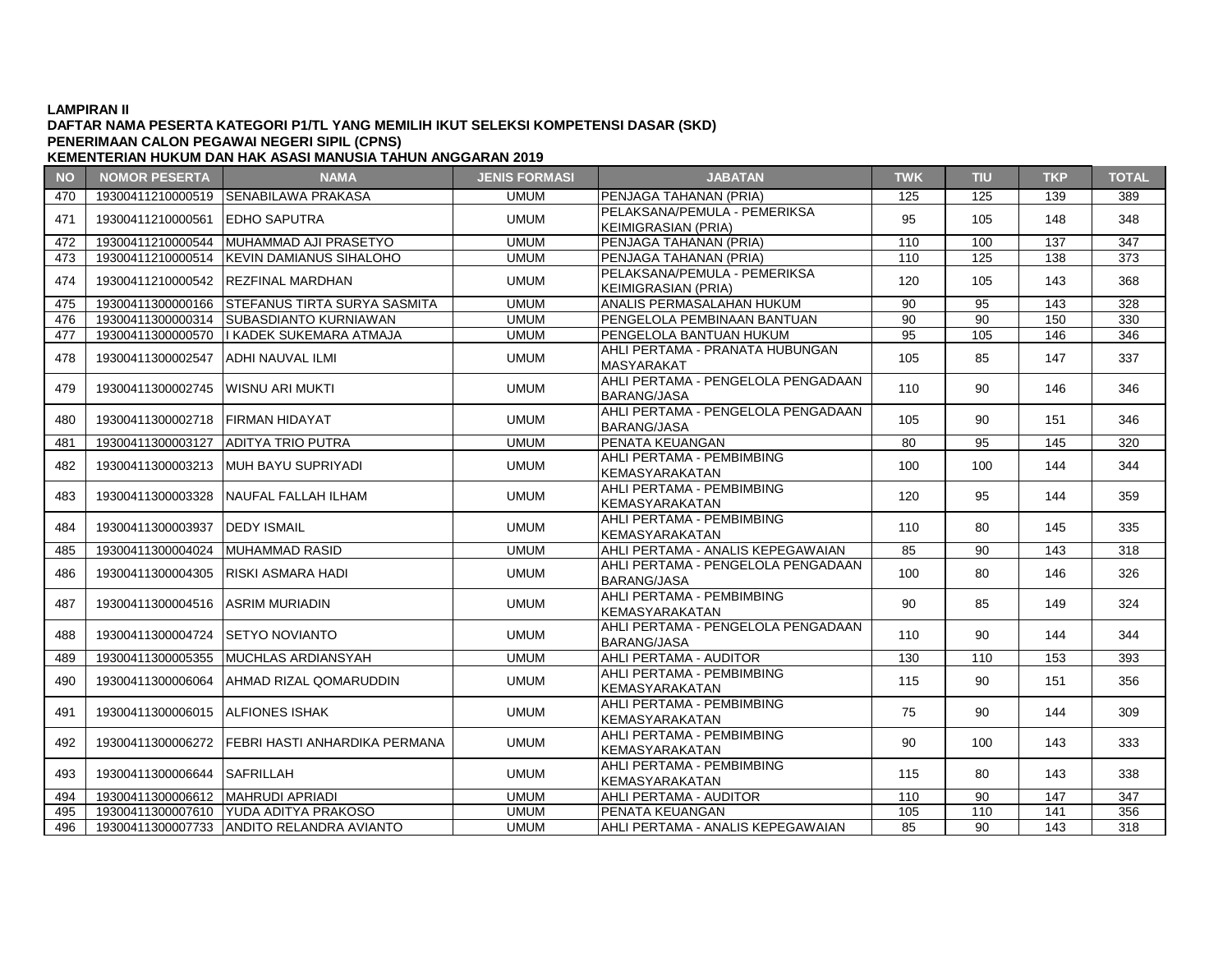**LAMPIRAN II**
**DAFTAR NAMA PESERTA KATEGORI P1/TL YANG MEMILIH IKUT SELEKSI KOMPETENSI DASAR (SKD)**
**PENERIMAAN CALON PEGAWAI NEGERI SIPIL (CPNS)**
**KEMENTERIAN HUKUM DAN HAK ASASI MANUSIA TAHUN ANGGARAN 2019**

| NO | NOMOR PESERTA | NAMA | JENIS FORMASI | JABATAN | TWK | TIU | TKP | TOTAL |
|---|---|---|---|---|---|---|---|---|
| 470 | 19300411210000519 | SENABILAWA PRAKASA | UMUM | PENJAGA TAHANAN (PRIA) | 125 | 125 | 139 | 389 |
| 471 | 19300411210000561 | EDHO SAPUTRA | UMUM | PELAKSANA/PEMULA - PEMERIKSA KEIMIGRASIAN (PRIA) | 95 | 105 | 148 | 348 |
| 472 | 19300411210000544 | MUHAMMAD AJI PRASETYO | UMUM | PENJAGA TAHANAN (PRIA) | 110 | 100 | 137 | 347 |
| 473 | 19300411210000514 | KEVIN DAMIANUS SIHALOHO | UMUM | PENJAGA TAHANAN (PRIA) | 110 | 125 | 138 | 373 |
| 474 | 19300411210000542 | REZFINAL MARDHAN | UMUM | PELAKSANA/PEMULA - PEMERIKSA KEIMIGRASIAN (PRIA) | 120 | 105 | 143 | 368 |
| 475 | 19300411300000166 | STEFANUS TIRTA SURYA SASMITA | UMUM | ANALIS PERMASALAHAN HUKUM | 90 | 95 | 143 | 328 |
| 476 | 19300411300000314 | SUBASDIANTO KURNIAWAN | UMUM | PENGELOLA PEMBINAAN BANTUAN | 90 | 90 | 150 | 330 |
| 477 | 19300411300000570 | I KADEK SUKEMARA ATMAJA | UMUM | PENGELOLA BANTUAN HUKUM | 95 | 105 | 146 | 346 |
| 478 | 19300411300002547 | ADHI NAUVAL ILMI | UMUM | AHLI PERTAMA - PRANATA HUBUNGAN MASYARAKAT | 105 | 85 | 147 | 337 |
| 479 | 19300411300002745 | WISNU ARI MUKTI | UMUM | AHLI PERTAMA - PENGELOLA PENGADAAN BARANG/JASA | 110 | 90 | 146 | 346 |
| 480 | 19300411300002718 | FIRMAN HIDAYAT | UMUM | AHLI PERTAMA - PENGELOLA PENGADAAN BARANG/JASA | 105 | 90 | 151 | 346 |
| 481 | 19300411300003127 | ADITYA TRIO PUTRA | UMUM | PENATA KEUANGAN | 80 | 95 | 145 | 320 |
| 482 | 19300411300003213 | MUH BAYU SUPRIYADI | UMUM | AHLI PERTAMA - PEMBIMBING KEMASYARAKATAN | 100 | 100 | 144 | 344 |
| 483 | 19300411300003328 | NAUFAL FALLAH ILHAM | UMUM | AHLI PERTAMA - PEMBIMBING KEMASYARAKATAN | 120 | 95 | 144 | 359 |
| 484 | 19300411300003937 | DEDY ISMAIL | UMUM | AHLI PERTAMA - PEMBIMBING KEMASYARAKATAN | 110 | 80 | 145 | 335 |
| 485 | 19300411300004024 | MUHAMMAD RASID | UMUM | AHLI PERTAMA - ANALIS KEPEGAWAIAN | 85 | 90 | 143 | 318 |
| 486 | 19300411300004305 | RISKI ASMARA HADI | UMUM | AHLI PERTAMA - PENGELOLA PENGADAAN BARANG/JASA | 100 | 80 | 146 | 326 |
| 487 | 19300411300004516 | ASRIM MURIADIN | UMUM | AHLI PERTAMA - PEMBIMBING KEMASYARAKATAN | 90 | 85 | 149 | 324 |
| 488 | 19300411300004724 | SETYO NOVIANTO | UMUM | AHLI PERTAMA - PENGELOLA PENGADAAN BARANG/JASA | 110 | 90 | 144 | 344 |
| 489 | 19300411300005355 | MUCHLAS ARDIANSYAH | UMUM | AHLI PERTAMA - AUDITOR | 130 | 110 | 153 | 393 |
| 490 | 19300411300006064 | AHMAD RIZAL QOMARUDDIN | UMUM | AHLI PERTAMA - PEMBIMBING KEMASYARAKATAN | 115 | 90 | 151 | 356 |
| 491 | 19300411300006015 | ALFIONES ISHAK | UMUM | AHLI PERTAMA - PEMBIMBING KEMASYARAKATAN | 75 | 90 | 144 | 309 |
| 492 | 19300411300006272 | FEBRI HASTI ANHARDIKA PERMANA | UMUM | AHLI PERTAMA - PEMBIMBING KEMASYARAKATAN | 90 | 100 | 143 | 333 |
| 493 | 19300411300006644 | SAFRILLAH | UMUM | AHLI PERTAMA - PEMBIMBING KEMASYARAKATAN | 115 | 80 | 143 | 338 |
| 494 | 19300411300006612 | MAHRUDI APRIADI | UMUM | AHLI PERTAMA - AUDITOR | 110 | 90 | 147 | 347 |
| 495 | 19300411300007610 | YUDA ADITYA PRAKOSO | UMUM | PENATA KEUANGAN | 105 | 110 | 141 | 356 |
| 496 | 19300411300007733 | ANDITO RELANDRA AVIANTO | UMUM | AHLI PERTAMA - ANALIS KEPEGAWAIAN | 85 | 90 | 143 | 318 |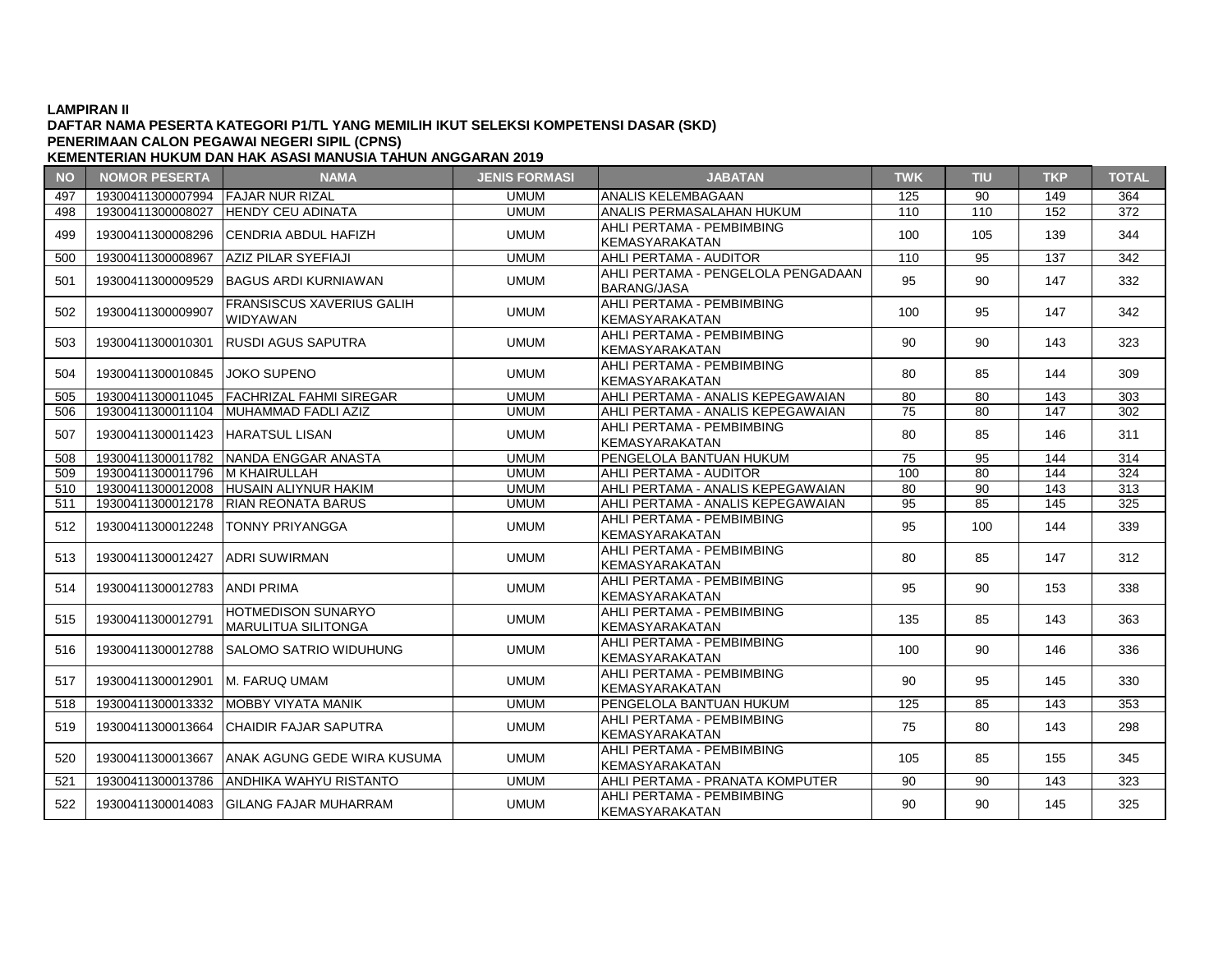**LAMPIRAN II**
**DAFTAR NAMA PESERTA KATEGORI P1/TL YANG MEMILIH IKUT SELEKSI KOMPETENSI DASAR (SKD)**
**PENERIMAAN CALON PEGAWAI NEGERI SIPIL (CPNS)**
**KEMENTERIAN HUKUM DAN HAK ASASI MANUSIA TAHUN ANGGARAN 2019**

| NO | NOMOR PESERTA | NAMA | JENIS FORMASI | JABATAN | TWK | TIU | TKP | TOTAL |
|---|---|---|---|---|---|---|---|---|
| 497 | 19300411300007994 | FAJAR NUR RIZAL | UMUM | ANALIS KELEMBAGAAN | 125 | 90 | 149 | 364 |
| 498 | 19300411300008027 | HENDY CEU ADINATA | UMUM | ANALIS PERMASALAHAN HUKUM | 110 | 110 | 152 | 372 |
| 499 | 19300411300008296 | CENDRIA ABDUL HAFIZH | UMUM | AHLI PERTAMA - PEMBIMBING KEMASYARAKATAN | 100 | 105 | 139 | 344 |
| 500 | 19300411300008967 | AZIZ PILAR SYEFIAJI | UMUM | AHLI PERTAMA - AUDITOR | 110 | 95 | 137 | 342 |
| 501 | 19300411300009529 | BAGUS ARDI KURNIAWAN | UMUM | AHLI PERTAMA - PENGELOLA PENGADAAN BARANG/JASA | 95 | 90 | 147 | 332 |
| 502 | 19300411300009907 | FRANSISCUS XAVERIUS GALIH WIDYAWAN | UMUM | AHLI PERTAMA - PEMBIMBING KEMASYARAKATAN | 100 | 95 | 147 | 342 |
| 503 | 19300411300010301 | RUSDI AGUS SAPUTRA | UMUM | AHLI PERTAMA - PEMBIMBING KEMASYARAKATAN | 90 | 90 | 143 | 323 |
| 504 | 19300411300010845 | JOKO SUPENO | UMUM | AHLI PERTAMA - PEMBIMBING KEMASYARAKATAN | 80 | 85 | 144 | 309 |
| 505 | 19300411300011045 | FACHRIZAL FAHMI SIREGAR | UMUM | AHLI PERTAMA - ANALIS KEPEGAWAIAN | 80 | 80 | 143 | 303 |
| 506 | 19300411300011104 | MUHAMMAD FADLI AZIZ | UMUM | AHLI PERTAMA - ANALIS KEPEGAWAIAN | 75 | 80 | 147 | 302 |
| 507 | 19300411300011423 | HARATSUL LISAN | UMUM | AHLI PERTAMA - PEMBIMBING KEMASYARAKATAN | 80 | 85 | 146 | 311 |
| 508 | 19300411300011782 | NANDA ENGGAR ANASTA | UMUM | PENGELOLA BANTUAN HUKUM | 75 | 95 | 144 | 314 |
| 509 | 19300411300011796 | M KHAIRULLAH | UMUM | AHLI PERTAMA - AUDITOR | 100 | 80 | 144 | 324 |
| 510 | 19300411300012008 | HUSAIN ALIYNUR HAKIM | UMUM | AHLI PERTAMA - ANALIS KEPEGAWAIAN | 80 | 90 | 143 | 313 |
| 511 | 19300411300012178 | RIAN REONATA BARUS | UMUM | AHLI PERTAMA - ANALIS KEPEGAWAIAN | 95 | 85 | 145 | 325 |
| 512 | 19300411300012248 | TONNY PRIYANGGA | UMUM | AHLI PERTAMA - PEMBIMBING KEMASYARAKATAN | 95 | 100 | 144 | 339 |
| 513 | 19300411300012427 | ADRI SUWIRMAN | UMUM | AHLI PERTAMA - PEMBIMBING KEMASYARAKATAN | 80 | 85 | 147 | 312 |
| 514 | 19300411300012783 | ANDI PRIMA | UMUM | AHLI PERTAMA - PEMBIMBING KEMASYARAKATAN | 95 | 90 | 153 | 338 |
| 515 | 19300411300012791 | HOTMEDISON SUNARYO MARULITUA SILITONGA | UMUM | AHLI PERTAMA - PEMBIMBING KEMASYARAKATAN | 135 | 85 | 143 | 363 |
| 516 | 19300411300012788 | SALOMO SATRIO WIDUHUNG | UMUM | AHLI PERTAMA - PEMBIMBING KEMASYARAKATAN | 100 | 90 | 146 | 336 |
| 517 | 19300411300012901 | M. FARUQ UMAM | UMUM | AHLI PERTAMA - PEMBIMBING KEMASYARAKATAN | 90 | 95 | 145 | 330 |
| 518 | 19300411300013332 | MOBBY VIYATA MANIK | UMUM | PENGELOLA BANTUAN HUKUM | 125 | 85 | 143 | 353 |
| 519 | 19300411300013664 | CHAIDIR FAJAR SAPUTRA | UMUM | AHLI PERTAMA - PEMBIMBING KEMASYARAKATAN | 75 | 80 | 143 | 298 |
| 520 | 19300411300013667 | ANAK AGUNG GEDE WIRA KUSUMA | UMUM | AHLI PERTAMA - PEMBIMBING KEMASYARAKATAN | 105 | 85 | 155 | 345 |
| 521 | 19300411300013786 | ANDHIKA WAHYU RISTANTO | UMUM | AHLI PERTAMA - PRANATA KOMPUTER | 90 | 90 | 143 | 323 |
| 522 | 19300411300014083 | GILANG FAJAR MUHARRAM | UMUM | AHLI PERTAMA - PEMBIMBING KEMASYARAKATAN | 90 | 90 | 145 | 325 |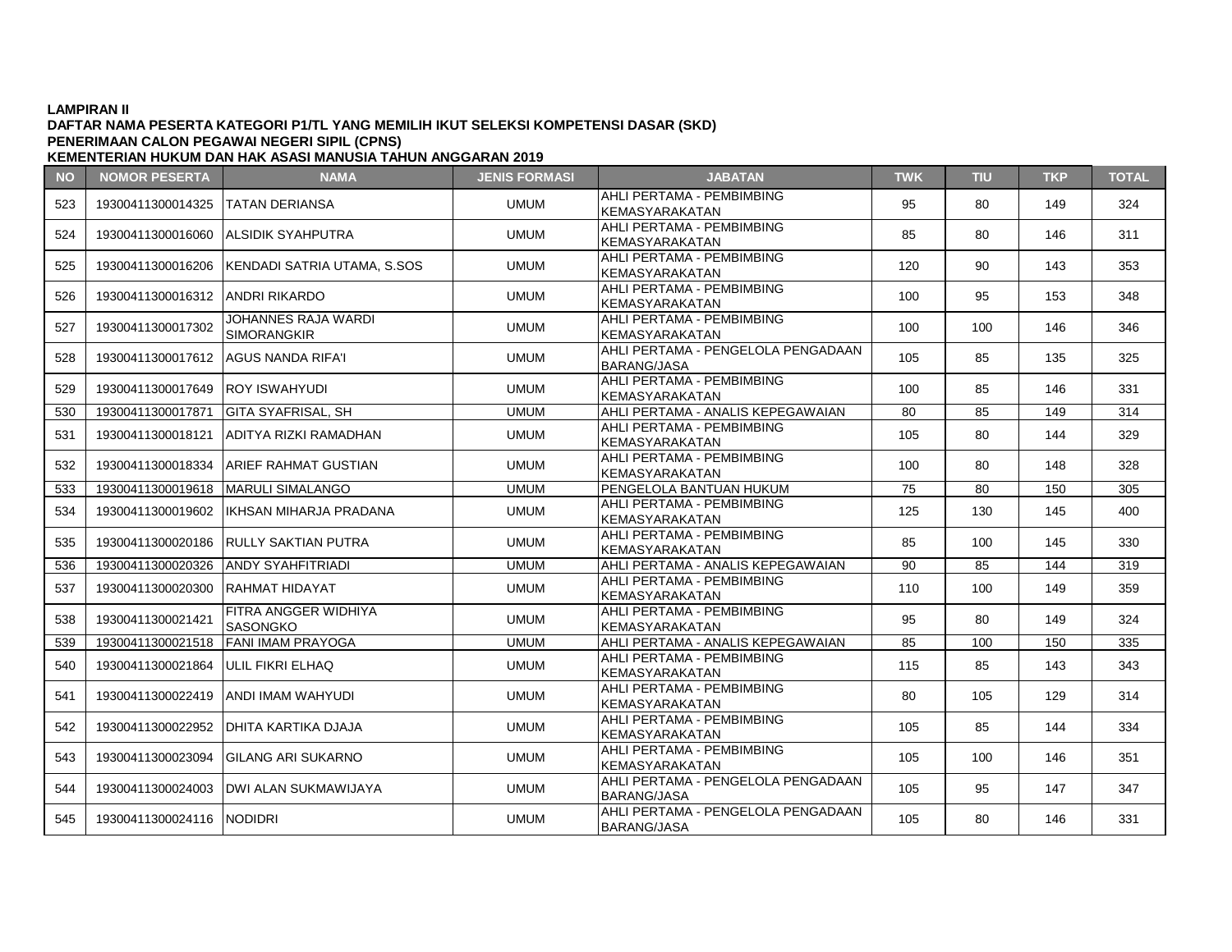**LAMPIRAN II**
**DAFTAR NAMA PESERTA KATEGORI P1/TL YANG MEMILIH IKUT SELEKSI KOMPETENSI DASAR (SKD)**
**PENERIMAAN CALON PEGAWAI NEGERI SIPIL (CPNS)**
**KEMENTERIAN HUKUM DAN HAK ASASI MANUSIA TAHUN ANGGARAN 2019**

| NO | NOMOR PESERTA | NAMA | JENIS FORMASI | JABATAN | TWK | TIU | TKP | TOTAL |
|---|---|---|---|---|---|---|---|---|
| 523 | 19300411300014325 | TATAN DERIANSA | UMUM | AHLI PERTAMA - PEMBIMBING KEMASYARAKATAN | 95 | 80 | 149 | 324 |
| 524 | 19300411300016060 | ALSIDIK SYAHPUTRA | UMUM | AHLI PERTAMA - PEMBIMBING KEMASYARAKATAN | 85 | 80 | 146 | 311 |
| 525 | 19300411300016206 | KENDADI SATRIA UTAMA, S.SOS | UMUM | AHLI PERTAMA - PEMBIMBING KEMASYARAKATAN | 120 | 90 | 143 | 353 |
| 526 | 19300411300016312 | ANDRI RIKARDO | UMUM | AHLI PERTAMA - PEMBIMBING KEMASYARAKATAN | 100 | 95 | 153 | 348 |
| 527 | 19300411300017302 | JOHANNES RAJA WARDI SIMORANGKIR | UMUM | AHLI PERTAMA - PEMBIMBING KEMASYARAKATAN | 100 | 100 | 146 | 346 |
| 528 | 19300411300017612 | AGUS NANDA RIFA'I | UMUM | AHLI PERTAMA - PENGELOLA PENGADAAN BARANG/JASA | 105 | 85 | 135 | 325 |
| 529 | 19300411300017649 | ROY ISWAHYUDI | UMUM | AHLI PERTAMA - PEMBIMBING KEMASYARAKATAN | 100 | 85 | 146 | 331 |
| 530 | 19300411300017871 | GITA SYAFRISAL, SH | UMUM | AHLI PERTAMA - ANALIS KEPEGAWAIAN | 80 | 85 | 149 | 314 |
| 531 | 19300411300018121 | ADITYA RIZKI RAMADHAN | UMUM | AHLI PERTAMA - PEMBIMBING KEMASYARAKATAN | 105 | 80 | 144 | 329 |
| 532 | 19300411300018334 | ARIEF RAHMAT GUSTIAN | UMUM | AHLI PERTAMA - PEMBIMBING KEMASYARAKATAN | 100 | 80 | 148 | 328 |
| 533 | 19300411300019618 | MARULI SIMALANGO | UMUM | PENGELOLA BANTUAN HUKUM | 75 | 80 | 150 | 305 |
| 534 | 19300411300019602 | IKHSAN MIHARJA PRADANA | UMUM | AHLI PERTAMA - PEMBIMBING KEMASYARAKATAN | 125 | 130 | 145 | 400 |
| 535 | 19300411300020186 | RULLY SAKTIAN PUTRA | UMUM | AHLI PERTAMA - PEMBIMBING KEMASYARAKATAN | 85 | 100 | 145 | 330 |
| 536 | 19300411300020326 | ANDY SYAHFITRIADI | UMUM | AHLI PERTAMA - ANALIS KEPEGAWAIAN | 90 | 85 | 144 | 319 |
| 537 | 19300411300020300 | RAHMAT HIDAYAT | UMUM | AHLI PERTAMA - PEMBIMBING KEMASYARAKATAN | 110 | 100 | 149 | 359 |
| 538 | 19300411300021421 | FITRA ANGGER WIDHIYA SASONGKO | UMUM | AHLI PERTAMA - PEMBIMBING KEMASYARAKATAN | 95 | 80 | 149 | 324 |
| 539 | 19300411300021518 | FANI IMAM PRAYOGA | UMUM | AHLI PERTAMA - ANALIS KEPEGAWAIAN | 85 | 100 | 150 | 335 |
| 540 | 19300411300021864 | ULIL FIKRI ELHAQ | UMUM | AHLI PERTAMA - PEMBIMBING KEMASYARAKATAN | 115 | 85 | 143 | 343 |
| 541 | 19300411300022419 | ANDI IMAM WAHYUDI | UMUM | AHLI PERTAMA - PEMBIMBING KEMASYARAKATAN | 80 | 105 | 129 | 314 |
| 542 | 19300411300022952 | DHITA KARTIKA DJAJA | UMUM | AHLI PERTAMA - PEMBIMBING KEMASYARAKATAN | 105 | 85 | 144 | 334 |
| 543 | 19300411300023094 | GILANG ARI SUKARNO | UMUM | AHLI PERTAMA - PEMBIMBING KEMASYARAKATAN | 105 | 100 | 146 | 351 |
| 544 | 19300411300024003 | DWI ALAN SUKMAWIJAYA | UMUM | AHLI PERTAMA - PENGELOLA PENGADAAN BARANG/JASA | 105 | 95 | 147 | 347 |
| 545 | 19300411300024116 | NODIDRI | UMUM | AHLI PERTAMA - PENGELOLA PENGADAAN BARANG/JASA | 105 | 80 | 146 | 331 |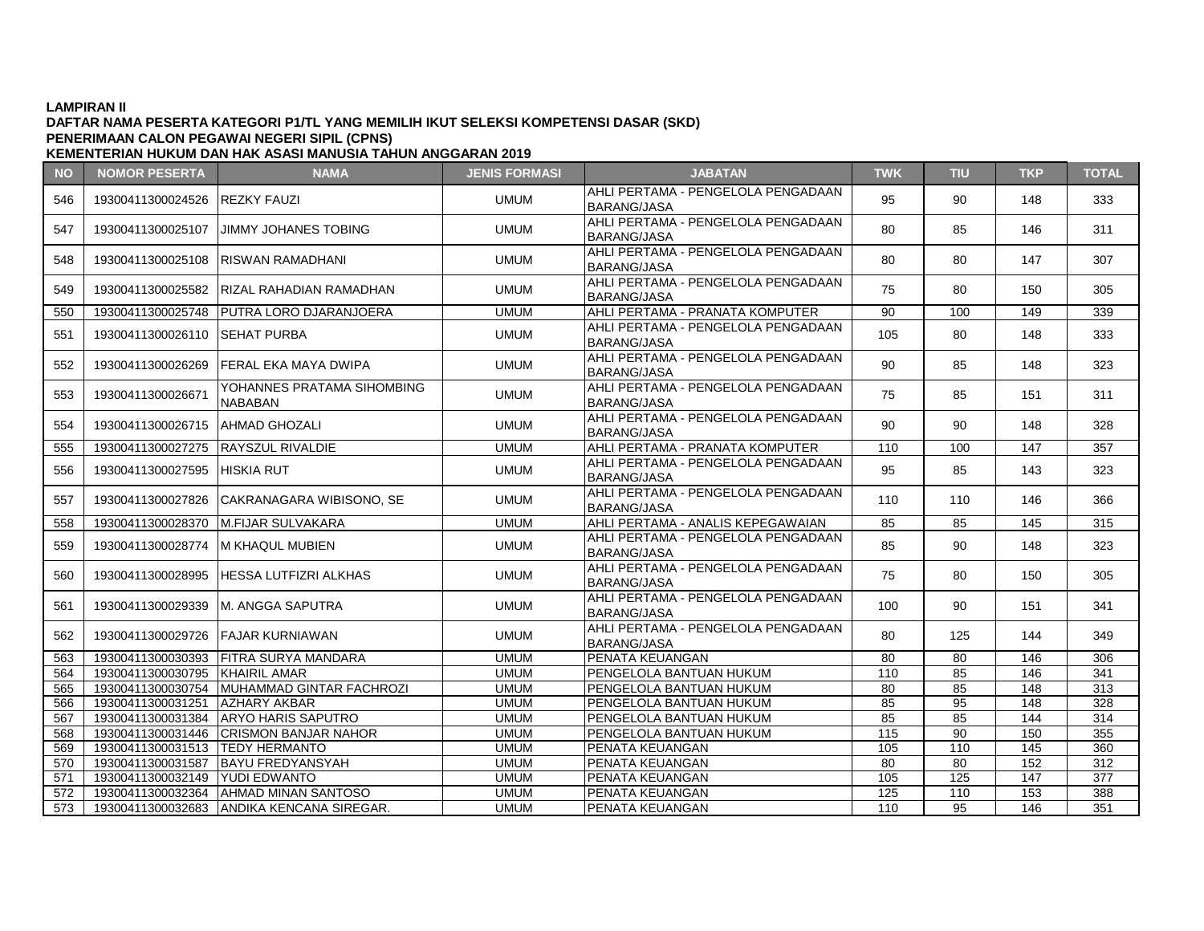**LAMPIRAN II**
**DAFTAR NAMA PESERTA KATEGORI P1/TL YANG MEMILIH IKUT SELEKSI KOMPETENSI DASAR (SKD)**
**PENERIMAAN CALON PEGAWAI NEGERI SIPIL (CPNS)**
**KEMENTERIAN HUKUM DAN HAK ASASI MANUSIA TAHUN ANGGARAN 2019**

| NO | NOMOR PESERTA | NAMA | JENIS FORMASI | JABATAN | TWK | TIU | TKP | TOTAL |
|---|---|---|---|---|---|---|---|---|
| 546 | 19300411300024526 | REZKY FAUZI | UMUM | AHLI PERTAMA - PENGELOLA PENGADAAN BARANG/JASA | 95 | 90 | 148 | 333 |
| 547 | 19300411300025107 | JIMMY JOHANES TOBING | UMUM | AHLI PERTAMA - PENGELOLA PENGADAAN BARANG/JASA | 80 | 85 | 146 | 311 |
| 548 | 19300411300025108 | RISWAN RAMADHANI | UMUM | AHLI PERTAMA - PENGELOLA PENGADAAN BARANG/JASA | 80 | 80 | 147 | 307 |
| 549 | 19300411300025582 | RIZAL RAHADIAN RAMADHAN | UMUM | AHLI PERTAMA - PENGELOLA PENGADAAN BARANG/JASA | 75 | 80 | 150 | 305 |
| 550 | 19300411300025748 | PUTRA LORO DJARANJOERA | UMUM | AHLI PERTAMA - PRANATA KOMPUTER | 90 | 100 | 149 | 339 |
| 551 | 19300411300026110 | SEHAT PURBA | UMUM | AHLI PERTAMA - PENGELOLA PENGADAAN BARANG/JASA | 105 | 80 | 148 | 333 |
| 552 | 19300411300026269 | FERAL EKA MAYA DWIPA | UMUM | AHLI PERTAMA - PENGELOLA PENGADAAN BARANG/JASA | 90 | 85 | 148 | 323 |
| 553 | 19300411300026671 | YOHANNES PRATAMA SIHOMBING NABABAN | UMUM | AHLI PERTAMA - PENGELOLA PENGADAAN BARANG/JASA | 75 | 85 | 151 | 311 |
| 554 | 19300411300026715 | AHMAD GHOZALI | UMUM | AHLI PERTAMA - PENGELOLA PENGADAAN BARANG/JASA | 90 | 90 | 148 | 328 |
| 555 | 19300411300027275 | RAYSZUL RIVALDIE | UMUM | AHLI PERTAMA - PRANATA KOMPUTER | 110 | 100 | 147 | 357 |
| 556 | 19300411300027595 | HISKIA RUT | UMUM | AHLI PERTAMA - PENGELOLA PENGADAAN BARANG/JASA | 95 | 85 | 143 | 323 |
| 557 | 19300411300027826 | CAKRANAGARA WIBISONO, SE | UMUM | AHLI PERTAMA - PENGELOLA PENGADAAN BARANG/JASA | 110 | 110 | 146 | 366 |
| 558 | 19300411300028370 | M.FIJAR SULVAKARA | UMUM | AHLI PERTAMA - ANALIS KEPEGAWAIAN | 85 | 85 | 145 | 315 |
| 559 | 19300411300028774 | M KHAQUL MUBIEN | UMUM | AHLI PERTAMA - PENGELOLA PENGADAAN BARANG/JASA | 85 | 90 | 148 | 323 |
| 560 | 19300411300028995 | HESSA LUTFIZRI ALKHAS | UMUM | AHLI PERTAMA - PENGELOLA PENGADAAN BARANG/JASA | 75 | 80 | 150 | 305 |
| 561 | 19300411300029339 | M. ANGGA SAPUTRA | UMUM | AHLI PERTAMA - PENGELOLA PENGADAAN BARANG/JASA | 100 | 90 | 151 | 341 |
| 562 | 19300411300029726 | FAJAR KURNIAWAN | UMUM | AHLI PERTAMA - PENGELOLA PENGADAAN BARANG/JASA | 80 | 125 | 144 | 349 |
| 563 | 19300411300030393 | FITRA SURYA MANDARA | UMUM | PENATA KEUANGAN | 80 | 80 | 146 | 306 |
| 564 | 19300411300030795 | KHAIRIL AMAR | UMUM | PENGELOLA BANTUAN HUKUM | 110 | 85 | 146 | 341 |
| 565 | 19300411300030754 | MUHAMMAD GINTAR FACHROZI | UMUM | PENGELOLA BANTUAN HUKUM | 80 | 85 | 148 | 313 |
| 566 | 19300411300031251 | AZHARY AKBAR | UMUM | PENGELOLA BANTUAN HUKUM | 85 | 95 | 148 | 328 |
| 567 | 19300411300031384 | ARYO HARIS SAPUTRO | UMUM | PENGELOLA BANTUAN HUKUM | 85 | 85 | 144 | 314 |
| 568 | 19300411300031446 | CRISMON BANJAR NAHOR | UMUM | PENGELOLA BANTUAN HUKUM | 115 | 90 | 150 | 355 |
| 569 | 19300411300031513 | TEDY HERMANTO | UMUM | PENATA KEUANGAN | 105 | 110 | 145 | 360 |
| 570 | 19300411300031587 | BAYU FREDYANSYAH | UMUM | PENATA KEUANGAN | 80 | 80 | 152 | 312 |
| 571 | 19300411300032149 | YUDI EDWANTO | UMUM | PENATA KEUANGAN | 105 | 125 | 147 | 377 |
| 572 | 19300411300032364 | AHMAD MINAN SANTOSO | UMUM | PENATA KEUANGAN | 125 | 110 | 153 | 388 |
| 573 | 19300411300032683 | ANDIKA KENCANA SIREGAR. | UMUM | PENATA KEUANGAN | 110 | 95 | 146 | 351 |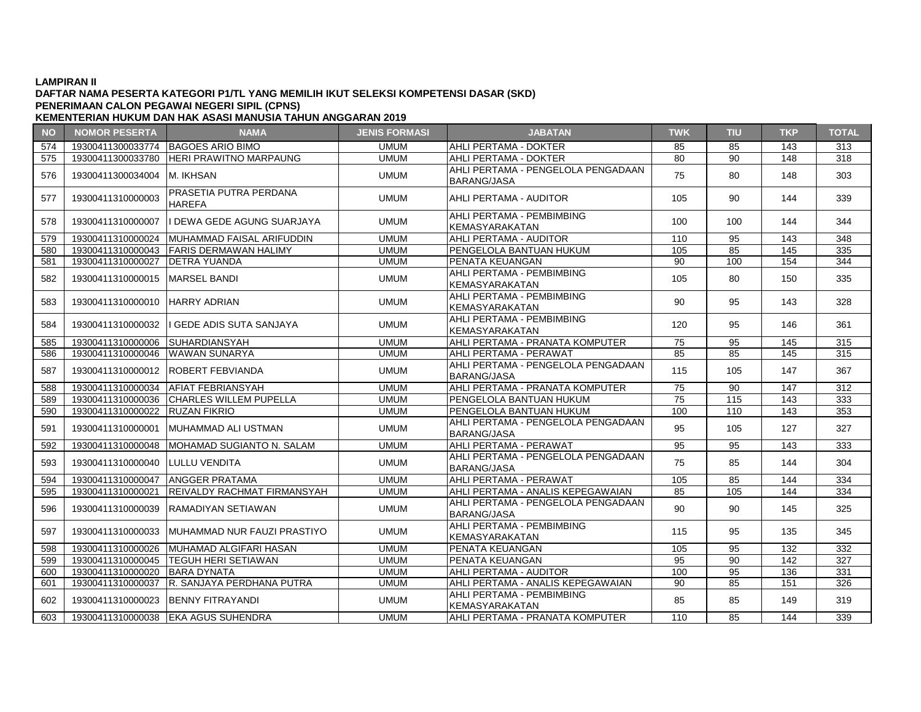**LAMPIRAN II**
**DAFTAR NAMA PESERTA KATEGORI P1/TL YANG MEMILIH IKUT SELEKSI KOMPETENSI DASAR (SKD)**
**PENERIMAAN CALON PEGAWAI NEGERI SIPIL (CPNS)**
**KEMENTERIAN HUKUM DAN HAK ASASI MANUSIA TAHUN ANGGARAN 2019**

| NO | NOMOR PESERTA | NAMA | JENIS FORMASI | JABATAN | TWK | TIU | TKP | TOTAL |
|---|---|---|---|---|---|---|---|---|
| 574 | 19300411300033774 | BAGOES ARIO BIMO | UMUM | AHLI PERTAMA - DOKTER | 85 | 85 | 143 | 313 |
| 575 | 19300411300033780 | HERI PRAWITNO MARPAUNG | UMUM | AHLI PERTAMA - DOKTER | 80 | 90 | 148 | 318 |
| 576 | 19300411300034004 | M. IKHSAN | UMUM | AHLI PERTAMA - PENGELOLA PENGADAAN BARANG/JASA | 75 | 80 | 148 | 303 |
| 577 | 19300411310000003 | PRASETIA PUTRA PERDANA HAREFA | UMUM | AHLI PERTAMA - AUDITOR | 105 | 90 | 144 | 339 |
| 578 | 19300411310000007 | I DEWA GEDE AGUNG SUARJAYA | UMUM | AHLI PERTAMA - PEMBIMBING KEMASYARAKATAN | 100 | 100 | 144 | 344 |
| 579 | 19300411310000024 | MUHAMMAD FAISAL ARIFUDDIN | UMUM | AHLI PERTAMA - AUDITOR | 110 | 95 | 143 | 348 |
| 580 | 19300411310000043 | FARIS DERMAWAN HALIMY | UMUM | PENGELOLA BANTUAN HUKUM | 105 | 85 | 145 | 335 |
| 581 | 19300411310000027 | DETRA YUANDA | UMUM | PENATA KEUANGAN | 90 | 100 | 154 | 344 |
| 582 | 19300411310000015 | MARSEL BANDI | UMUM | AHLI PERTAMA - PEMBIMBING KEMASYARAKATAN | 105 | 80 | 150 | 335 |
| 583 | 19300411310000010 | HARRY ADRIAN | UMUM | AHLI PERTAMA - PEMBIMBING KEMASYARAKATAN | 90 | 95 | 143 | 328 |
| 584 | 19300411310000032 | I GEDE ADIS SUTA SANJAYA | UMUM | AHLI PERTAMA - PEMBIMBING KEMASYARAKATAN | 120 | 95 | 146 | 361 |
| 585 | 19300411310000006 | SUHARDIANSYAH | UMUM | AHLI PERTAMA - PRANATA KOMPUTER | 75 | 95 | 145 | 315 |
| 586 | 19300411310000046 | WAWAN SUNARYA | UMUM | AHLI PERTAMA - PERAWAT | 85 | 85 | 145 | 315 |
| 587 | 19300411310000012 | ROBERT FEBVIANDA | UMUM | AHLI PERTAMA - PENGELOLA PENGADAAN BARANG/JASA | 115 | 105 | 147 | 367 |
| 588 | 19300411310000034 | AFIAT FEBRIANSYAH | UMUM | AHLI PERTAMA - PRANATA KOMPUTER | 75 | 90 | 147 | 312 |
| 589 | 19300411310000036 | CHARLES WILLEM PUPELLA | UMUM | PENGELOLA BANTUAN HUKUM | 75 | 115 | 143 | 333 |
| 590 | 19300411310000022 | RUZAN FIKRIO | UMUM | PENGELOLA BANTUAN HUKUM | 100 | 110 | 143 | 353 |
| 591 | 19300411310000001 | MUHAMMAD ALI USTMAN | UMUM | AHLI PERTAMA - PENGELOLA PENGADAAN BARANG/JASA | 95 | 105 | 127 | 327 |
| 592 | 19300411310000048 | MOHAMAD SUGIANTO N. SALAM | UMUM | AHLI PERTAMA - PERAWAT | 95 | 95 | 143 | 333 |
| 593 | 19300411310000040 | LULLU VENDITA | UMUM | AHLI PERTAMA - PENGELOLA PENGADAAN BARANG/JASA | 75 | 85 | 144 | 304 |
| 594 | 19300411310000047 | ANGGER PRATAMA | UMUM | AHLI PERTAMA - PERAWAT | 105 | 85 | 144 | 334 |
| 595 | 19300411310000021 | REIVALDY RACHMAT FIRMANSYAH | UMUM | AHLI PERTAMA - ANALIS KEPEGAWAIAN | 85 | 105 | 144 | 334 |
| 596 | 19300411310000039 | RAMADIYAN SETIAWAN | UMUM | AHLI PERTAMA - PENGELOLA PENGADAAN BARANG/JASA | 90 | 90 | 145 | 325 |
| 597 | 19300411310000033 | MUHAMMAD NUR FAUZI PRASTIYO | UMUM | AHLI PERTAMA - PEMBIMBING KEMASYARAKATAN | 115 | 95 | 135 | 345 |
| 598 | 19300411310000026 | MUHAMAD ALGIFARI HASAN | UMUM | PENATA KEUANGAN | 105 | 95 | 132 | 332 |
| 599 | 19300411310000045 | TEGUH HERI SETIAWAN | UMUM | PENATA KEUANGAN | 95 | 90 | 142 | 327 |
| 600 | 19300411310000020 | BARA DYNATA | UMUM | AHLI PERTAMA - AUDITOR | 100 | 95 | 136 | 331 |
| 601 | 19300411310000037 | R. SANJAYA PERDHANA PUTRA | UMUM | AHLI PERTAMA - ANALIS KEPEGAWAIAN | 90 | 85 | 151 | 326 |
| 602 | 19300411310000023 | BENNY FITRAYANDI | UMUM | AHLI PERTAMA - PEMBIMBING KEMASYARAKATAN | 85 | 85 | 149 | 319 |
| 603 | 19300411310000038 | EKA AGUS SUHENDRA | UMUM | AHLI PERTAMA - PRANATA KOMPUTER | 110 | 85 | 144 | 339 |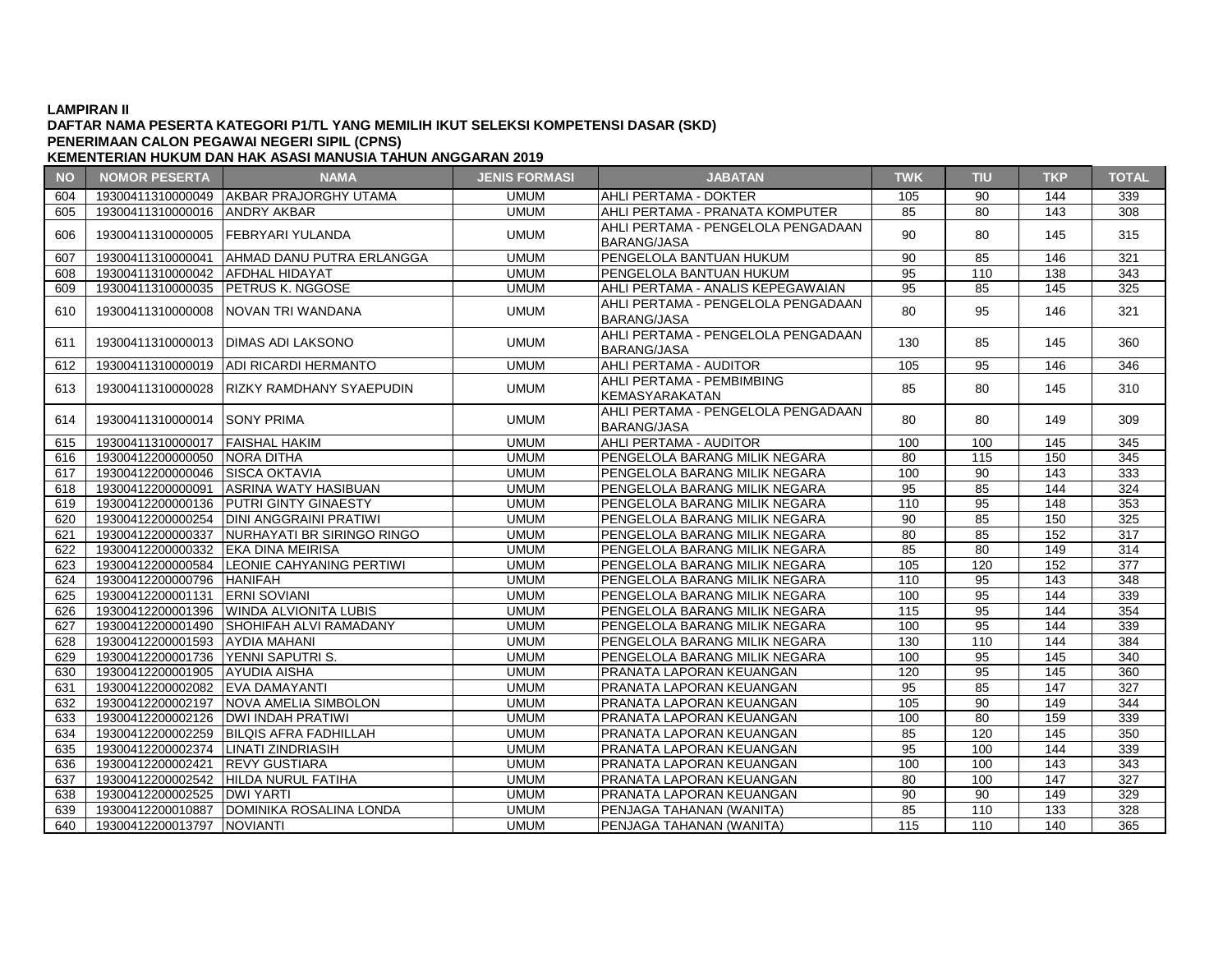**LAMPIRAN II**
**DAFTAR NAMA PESERTA KATEGORI P1/TL YANG MEMILIH IKUT SELEKSI KOMPETENSI DASAR (SKD)**
**PENERIMAAN CALON PEGAWAI NEGERI SIPIL (CPNS)**
**KEMENTERIAN HUKUM DAN HAK ASASI MANUSIA TAHUN ANGGARAN 2019**

| NO | NOMOR PESERTA | NAMA | JENIS FORMASI | JABATAN | TWK | TIU | TKP | TOTAL |
|---|---|---|---|---|---|---|---|---|
| 604 | 19300411310000049 | AKBAR PRAJORGHY UTAMA | UMUM | AHLI PERTAMA - DOKTER | 105 | 90 | 144 | 339 |
| 605 | 19300411310000016 | ANDRY AKBAR | UMUM | AHLI PERTAMA - PRANATA KOMPUTER | 85 | 80 | 143 | 308 |
| 606 | 19300411310000005 | FEBRYARI YULANDA | UMUM | AHLI PERTAMA - PENGELOLA PENGADAAN BARANG/JASA | 90 | 80 | 145 | 315 |
| 607 | 19300411310000041 | AHMAD DANU PUTRA ERLANGGA | UMUM | PENGELOLA BANTUAN HUKUM | 90 | 85 | 146 | 321 |
| 608 | 19300411310000042 | AFDHAL HIDAYAT | UMUM | PENGELOLA BANTUAN HUKUM | 95 | 110 | 138 | 343 |
| 609 | 19300411310000035 | PETRUS K. NGGOSE | UMUM | AHLI PERTAMA - ANALIS KEPEGAWAIAN | 95 | 85 | 145 | 325 |
| 610 | 19300411310000008 | NOVAN TRI WANDANA | UMUM | AHLI PERTAMA - PENGELOLA PENGADAAN BARANG/JASA | 80 | 95 | 146 | 321 |
| 611 | 19300411310000013 | DIMAS ADI LAKSONO | UMUM | AHLI PERTAMA - PENGELOLA PENGADAAN BARANG/JASA | 130 | 85 | 145 | 360 |
| 612 | 19300411310000019 | ADI RICARDI HERMANTO | UMUM | AHLI PERTAMA - AUDITOR | 105 | 95 | 146 | 346 |
| 613 | 19300411310000028 | RIZKY RAMDHANY SYAEPUDIN | UMUM | AHLI PERTAMA - PEMBIMBING KEMASYARAKATAN | 85 | 80 | 145 | 310 |
| 614 | 19300411310000014 | SONY PRIMA | UMUM | AHLI PERTAMA - PENGELOLA PENGADAAN BARANG/JASA | 80 | 80 | 149 | 309 |
| 615 | 19300411310000017 | FAISHAL HAKIM | UMUM | AHLI PERTAMA - AUDITOR | 100 | 100 | 145 | 345 |
| 616 | 19300412200000050 | NORA DITHA | UMUM | PENGELOLA BARANG MILIK NEGARA | 80 | 115 | 150 | 345 |
| 617 | 19300412200000046 | SISCA OKTAVIA | UMUM | PENGELOLA BARANG MILIK NEGARA | 100 | 90 | 143 | 333 |
| 618 | 19300412200000091 | ASRINA WATY HASIBUAN | UMUM | PENGELOLA BARANG MILIK NEGARA | 95 | 85 | 144 | 324 |
| 619 | 19300412200000136 | PUTRI GINTY GINAESTY | UMUM | PENGELOLA BARANG MILIK NEGARA | 110 | 95 | 148 | 353 |
| 620 | 19300412200000254 | DINI ANGGRAINI PRATIWI | UMUM | PENGELOLA BARANG MILIK NEGARA | 90 | 85 | 150 | 325 |
| 621 | 19300412200000337 | NURHAYATI BR SIRINGO RINGO | UMUM | PENGELOLA BARANG MILIK NEGARA | 80 | 85 | 152 | 317 |
| 622 | 19300412200000332 | EKA DINA MEIRISA | UMUM | PENGELOLA BARANG MILIK NEGARA | 85 | 80 | 149 | 314 |
| 623 | 19300412200000584 | LEONIE CAHYANING PERTIWI | UMUM | PENGELOLA BARANG MILIK NEGARA | 105 | 120 | 152 | 377 |
| 624 | 19300412200000796 | HANIFAH | UMUM | PENGELOLA BARANG MILIK NEGARA | 110 | 95 | 143 | 348 |
| 625 | 19300412200001131 | ERNI SOVIANI | UMUM | PENGELOLA BARANG MILIK NEGARA | 100 | 95 | 144 | 339 |
| 626 | 19300412200001396 | WINDA ALVIONITA LUBIS | UMUM | PENGELOLA BARANG MILIK NEGARA | 115 | 95 | 144 | 354 |
| 627 | 19300412200001490 | SHOHIFAH ALVI RAMADANY | UMUM | PENGELOLA BARANG MILIK NEGARA | 100 | 95 | 144 | 339 |
| 628 | 19300412200001593 | AYDIA MAHANI | UMUM | PENGELOLA BARANG MILIK NEGARA | 130 | 110 | 144 | 384 |
| 629 | 19300412200001736 | YENNI SAPUTRI S. | UMUM | PENGELOLA BARANG MILIK NEGARA | 100 | 95 | 145 | 340 |
| 630 | 19300412200001905 | AYUDIA AISHA | UMUM | PRANATA LAPORAN KEUANGAN | 120 | 95 | 145 | 360 |
| 631 | 19300412200002082 | EVA DAMAYANTI | UMUM | PRANATA LAPORAN KEUANGAN | 95 | 85 | 147 | 327 |
| 632 | 19300412200002197 | NOVA AMELIA SIMBOLON | UMUM | PRANATA LAPORAN KEUANGAN | 105 | 90 | 149 | 344 |
| 633 | 19300412200002126 | DWI INDAH PRATIWI | UMUM | PRANATA LAPORAN KEUANGAN | 100 | 80 | 159 | 339 |
| 634 | 19300412200002259 | BILQIS AFRA FADHILLAH | UMUM | PRANATA LAPORAN KEUANGAN | 85 | 120 | 145 | 350 |
| 635 | 19300412200002374 | LINATI ZINDRIASIH | UMUM | PRANATA LAPORAN KEUANGAN | 95 | 100 | 144 | 339 |
| 636 | 19300412200002421 | REVY GUSTIARA | UMUM | PRANATA LAPORAN KEUANGAN | 100 | 100 | 143 | 343 |
| 637 | 19300412200002542 | HILDA NURUL FATIHA | UMUM | PRANATA LAPORAN KEUANGAN | 80 | 100 | 147 | 327 |
| 638 | 19300412200002525 | DWI YARTI | UMUM | PRANATA LAPORAN KEUANGAN | 90 | 90 | 149 | 329 |
| 639 | 19300412200010887 | DOMINIKA ROSALINA LONDA | UMUM | PENJAGA TAHANAN (WANITA) | 85 | 110 | 133 | 328 |
| 640 | 19300412200013797 | NOVIANTI | UMUM | PENJAGA TAHANAN (WANITA) | 115 | 110 | 140 | 365 |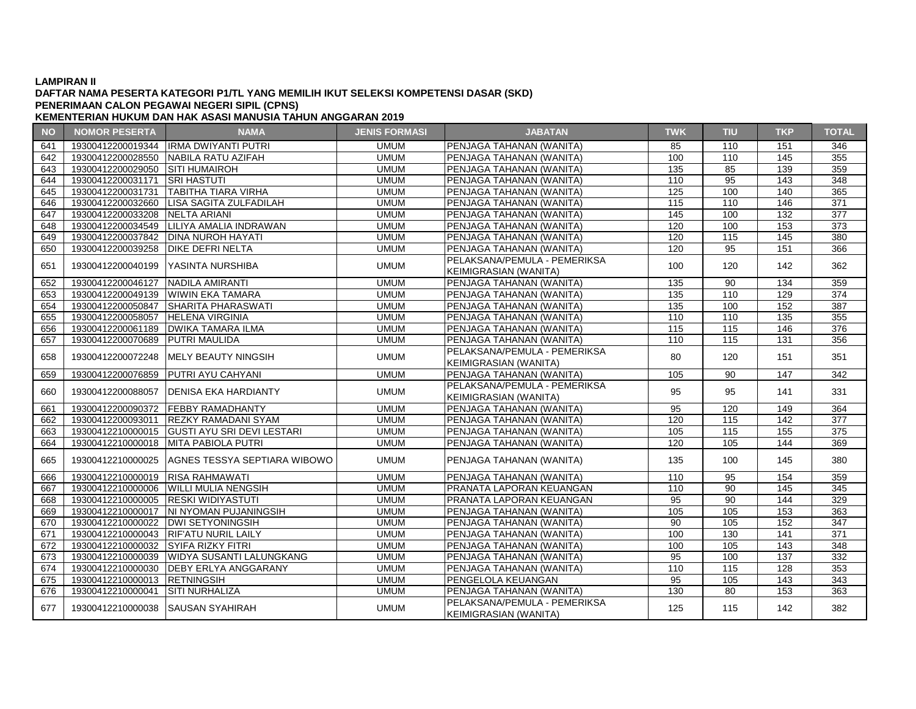**LAMPIRAN II**
**DAFTAR NAMA PESERTA KATEGORI P1/TL YANG MEMILIH IKUT SELEKSI KOMPETENSI DASAR (SKD)**
**PENERIMAAN CALON PEGAWAI NEGERI SIPIL (CPNS)**
**KEMENTERIAN HUKUM DAN HAK ASASI MANUSIA TAHUN ANGGARAN 2019**

| NO | NOMOR PESERTA | NAMA | JENIS FORMASI | JABATAN | TWK | TIU | TKP | TOTAL |
|---|---|---|---|---|---|---|---|---|
| 641 | 19300412200019344 | IRMA DWIYANTI PUTRI | UMUM | PENJAGA TAHANAN (WANITA) | 85 | 110 | 151 | 346 |
| 642 | 19300412200028550 | NABILA RATU AZIFAH | UMUM | PENJAGA TAHANAN (WANITA) | 100 | 110 | 145 | 355 |
| 643 | 19300412200029050 | SITI HUMAIROH | UMUM | PENJAGA TAHANAN (WANITA) | 135 | 85 | 139 | 359 |
| 644 | 19300412200031171 | SRI HASTUTI | UMUM | PENJAGA TAHANAN (WANITA) | 110 | 95 | 143 | 348 |
| 645 | 19300412200031731 | TABITHA TIARA VIRHA | UMUM | PENJAGA TAHANAN (WANITA) | 125 | 100 | 140 | 365 |
| 646 | 19300412200032660 | LISA SAGITA ZULFADILAH | UMUM | PENJAGA TAHANAN (WANITA) | 115 | 110 | 146 | 371 |
| 647 | 19300412200033208 | NELTA ARIANI | UMUM | PENJAGA TAHANAN (WANITA) | 145 | 100 | 132 | 377 |
| 648 | 19300412200034549 | LILIYA AMALIA INDRAWAN | UMUM | PENJAGA TAHANAN (WANITA) | 120 | 100 | 153 | 373 |
| 649 | 19300412200037842 | DINA NUROH HAYATI | UMUM | PENJAGA TAHANAN (WANITA) | 120 | 115 | 145 | 380 |
| 650 | 19300412200039258 | DIKE DEFRI NELTA | UMUM | PENJAGA TAHANAN (WANITA) | 120 | 95 | 151 | 366 |
| 651 | 19300412200040199 | YASINTA NURSHIBA | UMUM | PELAKSANA/PEMULA - PEMERIKSA KEIMIGRASIAN (WANITA) | 100 | 120 | 142 | 362 |
| 652 | 19300412200046127 | NADILA AMIRANTI | UMUM | PENJAGA TAHANAN (WANITA) | 135 | 90 | 134 | 359 |
| 653 | 19300412200049139 | WIWIN EKA TAMARA | UMUM | PENJAGA TAHANAN (WANITA) | 135 | 110 | 129 | 374 |
| 654 | 19300412200050847 | SHARITA PHARASWATI | UMUM | PENJAGA TAHANAN (WANITA) | 135 | 100 | 152 | 387 |
| 655 | 19300412200058057 | HELENA VIRGINIA | UMUM | PENJAGA TAHANAN (WANITA) | 110 | 110 | 135 | 355 |
| 656 | 19300412200061189 | DWIKA TAMARA ILMA | UMUM | PENJAGA TAHANAN (WANITA) | 115 | 115 | 146 | 376 |
| 657 | 19300412200070689 | PUTRI MAULIDA | UMUM | PENJAGA TAHANAN (WANITA) | 110 | 115 | 131 | 356 |
| 658 | 19300412200072248 | MELY BEAUTY NINGSIH | UMUM | PELAKSANA/PEMULA - PEMERIKSA KEIMIGRASIAN (WANITA) | 80 | 120 | 151 | 351 |
| 659 | 19300412200076859 | PUTRI AYU CAHYANI | UMUM | PENJAGA TAHANAN (WANITA) | 105 | 90 | 147 | 342 |
| 660 | 19300412200088057 | DENISA EKA HARDIANTY | UMUM | PELAKSANA/PEMULA - PEMERIKSA KEIMIGRASIAN (WANITA) | 95 | 95 | 141 | 331 |
| 661 | 19300412200090372 | FEBBY RAMADHANTY | UMUM | PENJAGA TAHANAN (WANITA) | 95 | 120 | 149 | 364 |
| 662 | 19300412200093011 | REZKY RAMADANI SYAM | UMUM | PENJAGA TAHANAN (WANITA) | 120 | 115 | 142 | 377 |
| 663 | 19300412210000015 | GUSTI AYU SRI DEVI LESTARI | UMUM | PENJAGA TAHANAN (WANITA) | 105 | 115 | 155 | 375 |
| 664 | 19300412210000018 | MITA PABIOLA PUTRI | UMUM | PENJAGA TAHANAN (WANITA) | 120 | 105 | 144 | 369 |
| 665 | 19300412210000025 | AGNES TESSYA SEPTIARA WIBOWO | UMUM | PENJAGA TAHANAN (WANITA) | 135 | 100 | 145 | 380 |
| 666 | 19300412210000019 | RISA RAHMAWATI | UMUM | PENJAGA TAHANAN (WANITA) | 110 | 95 | 154 | 359 |
| 667 | 19300412210000006 | WILLI MULIA NENGSIH | UMUM | PRANATA LAPORAN KEUANGAN | 110 | 90 | 145 | 345 |
| 668 | 19300412210000005 | RESKI WIDIYASTUTI | UMUM | PRANATA LAPORAN KEUANGAN | 95 | 90 | 144 | 329 |
| 669 | 19300412210000017 | NI NYOMAN PUJANINGSIH | UMUM | PENJAGA TAHANAN (WANITA) | 105 | 105 | 153 | 363 |
| 670 | 19300412210000022 | DWI SETYONINGSIH | UMUM | PENJAGA TAHANAN (WANITA) | 90 | 105 | 152 | 347 |
| 671 | 19300412210000043 | RIF'ATU NURIL LAILY | UMUM | PENJAGA TAHANAN (WANITA) | 100 | 130 | 141 | 371 |
| 672 | 19300412210000032 | SYIFA RIZKY FITRI | UMUM | PENJAGA TAHANAN (WANITA) | 100 | 105 | 143 | 348 |
| 673 | 19300412210000039 | WIDYA SUSANTI LALUNGKANG | UMUM | PENJAGA TAHANAN (WANITA) | 95 | 100 | 137 | 332 |
| 674 | 19300412210000030 | DEBY ERLYA ANGGARANY | UMUM | PENJAGA TAHANAN (WANITA) | 110 | 115 | 128 | 353 |
| 675 | 19300412210000013 | RETNINGSIH | UMUM | PENGELOLA KEUANGAN | 95 | 105 | 143 | 343 |
| 676 | 19300412210000041 | SITI NURHALIZA | UMUM | PENJAGA TAHANAN (WANITA) | 130 | 80 | 153 | 363 |
| 677 | 19300412210000038 | SAUSAN SYAHIRAH | UMUM | PELAKSANA/PEMULA - PEMERIKSA KEIMIGRASIAN (WANITA) | 125 | 115 | 142 | 382 |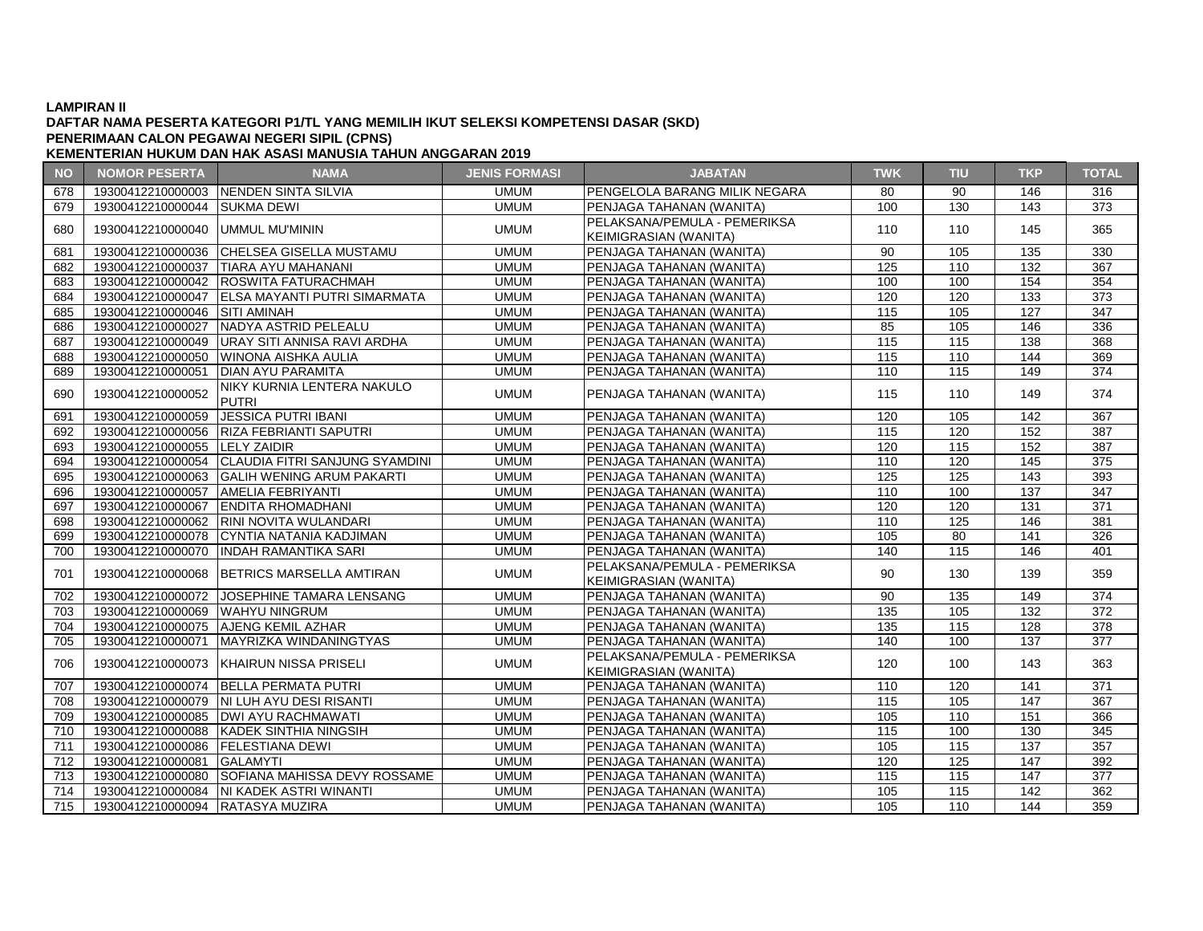**LAMPIRAN II**
**DAFTAR NAMA PESERTA KATEGORI P1/TL YANG MEMILIH IKUT SELEKSI KOMPETENSI DASAR (SKD)**
**PENERIMAAN CALON PEGAWAI NEGERI SIPIL (CPNS)**
**KEMENTERIAN HUKUM DAN HAK ASASI MANUSIA TAHUN ANGGARAN 2019**

| NO | NOMOR PESERTA | NAMA | JENIS FORMASI | JABATAN | TWK | TIU | TKP | TOTAL |
|---|---|---|---|---|---|---|---|---|
| 678 | 19300412210000003 | NENDEN SINTA SILVIA | UMUM | PENGELOLA BARANG MILIK NEGARA | 80 | 90 | 146 | 316 |
| 679 | 19300412210000044 | SUKMA DEWI | UMUM | PENJAGA TAHANAN (WANITA) | 100 | 130 | 143 | 373 |
| 680 | 19300412210000040 | UMMUL MU'MININ | UMUM | PELAKSANA/PEMULA - PEMERIKSA KEIMIGRASIAN (WANITA) | 110 | 110 | 145 | 365 |
| 681 | 19300412210000036 | CHELSEA GISELLA MUSTAMU | UMUM | PENJAGA TAHANAN (WANITA) | 90 | 105 | 135 | 330 |
| 682 | 19300412210000037 | TIARA AYU MAHANANI | UMUM | PENJAGA TAHANAN (WANITA) | 125 | 110 | 132 | 367 |
| 683 | 19300412210000042 | ROSWITA FATURACHMAH | UMUM | PENJAGA TAHANAN (WANITA) | 100 | 100 | 154 | 354 |
| 684 | 19300412210000047 | ELSA MAYANTI PUTRI SIMARMATA | UMUM | PENJAGA TAHANAN (WANITA) | 120 | 120 | 133 | 373 |
| 685 | 19300412210000046 | SITI AMINAH | UMUM | PENJAGA TAHANAN (WANITA) | 115 | 105 | 127 | 347 |
| 686 | 19300412210000027 | NADYA ASTRID PELEALU | UMUM | PENJAGA TAHANAN (WANITA) | 85 | 105 | 146 | 336 |
| 687 | 19300412210000049 | URAY SITI ANNISA RAVI ARDHA | UMUM | PENJAGA TAHANAN (WANITA) | 115 | 115 | 138 | 368 |
| 688 | 19300412210000050 | WINONA AISHKA AULIA | UMUM | PENJAGA TAHANAN (WANITA) | 115 | 110 | 144 | 369 |
| 689 | 19300412210000051 | DIAN AYU PARAMITA | UMUM | PENJAGA TAHANAN (WANITA) | 110 | 115 | 149 | 374 |
| 690 | 19300412210000052 | NIKY KURNIA LENTERA NAKULO PUTRI | UMUM | PENJAGA TAHANAN (WANITA) | 115 | 110 | 149 | 374 |
| 691 | 19300412210000059 | JESSICA PUTRI IBANI | UMUM | PENJAGA TAHANAN (WANITA) | 120 | 105 | 142 | 367 |
| 692 | 19300412210000056 | RIZA FEBRIANTI SAPUTRI | UMUM | PENJAGA TAHANAN (WANITA) | 115 | 120 | 152 | 387 |
| 693 | 19300412210000055 | LELY ZAIDIR | UMUM | PENJAGA TAHANAN (WANITA) | 120 | 115 | 152 | 387 |
| 694 | 19300412210000054 | CLAUDIA FITRI SANJUNG SYAMDINI | UMUM | PENJAGA TAHANAN (WANITA) | 110 | 120 | 145 | 375 |
| 695 | 19300412210000063 | GALIH WENING ARUM PAKARTI | UMUM | PENJAGA TAHANAN (WANITA) | 125 | 125 | 143 | 393 |
| 696 | 19300412210000057 | AMELIA FEBRIYANTI | UMUM | PENJAGA TAHANAN (WANITA) | 110 | 100 | 137 | 347 |
| 697 | 19300412210000067 | ENDITA RHOMADHANI | UMUM | PENJAGA TAHANAN (WANITA) | 120 | 120 | 131 | 371 |
| 698 | 19300412210000062 | RINI NOVITA WULANDARI | UMUM | PENJAGA TAHANAN (WANITA) | 110 | 125 | 146 | 381 |
| 699 | 19300412210000078 | CYNTIA NATANIA KADJIMAN | UMUM | PENJAGA TAHANAN (WANITA) | 105 | 80 | 141 | 326 |
| 700 | 19300412210000070 | INDAH RAMANTIKA SARI | UMUM | PENJAGA TAHANAN (WANITA) | 140 | 115 | 146 | 401 |
| 701 | 19300412210000068 | BETRICS MARSELLA AMTIRAN | UMUM | PELAKSANA/PEMULA - PEMERIKSA KEIMIGRASIAN (WANITA) | 90 | 130 | 139 | 359 |
| 702 | 19300412210000072 | JOSEPHINE TAMARA LENSANG | UMUM | PENJAGA TAHANAN (WANITA) | 90 | 135 | 149 | 374 |
| 703 | 19300412210000069 | WAHYU NINGRUM | UMUM | PENJAGA TAHANAN (WANITA) | 135 | 105 | 132 | 372 |
| 704 | 19300412210000075 | AJENG KEMIL AZHAR | UMUM | PENJAGA TAHANAN (WANITA) | 135 | 115 | 128 | 378 |
| 705 | 19300412210000071 | MAYRIZKA WINDANINGTYAS | UMUM | PENJAGA TAHANAN (WANITA) | 140 | 100 | 137 | 377 |
| 706 | 19300412210000073 | KHAIRUN NISSA PRISELI | UMUM | PELAKSANA/PEMULA - PEMERIKSA KEIMIGRASIAN (WANITA) | 120 | 100 | 143 | 363 |
| 707 | 19300412210000074 | BELLA PERMATA PUTRI | UMUM | PENJAGA TAHANAN (WANITA) | 110 | 120 | 141 | 371 |
| 708 | 19300412210000079 | NI LUH AYU DESI RISANTI | UMUM | PENJAGA TAHANAN (WANITA) | 115 | 105 | 147 | 367 |
| 709 | 19300412210000085 | DWI AYU RACHMAWATI | UMUM | PENJAGA TAHANAN (WANITA) | 105 | 110 | 151 | 366 |
| 710 | 19300412210000088 | KADEK SINTHIA NINGSIH | UMUM | PENJAGA TAHANAN (WANITA) | 115 | 100 | 130 | 345 |
| 711 | 19300412210000086 | FELESTIANA DEWI | UMUM | PENJAGA TAHANAN (WANITA) | 105 | 115 | 137 | 357 |
| 712 | 19300412210000081 | GALAMYTI | UMUM | PENJAGA TAHANAN (WANITA) | 120 | 125 | 147 | 392 |
| 713 | 19300412210000080 | SOFIANA MAHISSA DEVY ROSSAME | UMUM | PENJAGA TAHANAN (WANITA) | 115 | 115 | 147 | 377 |
| 714 | 19300412210000084 | NI KADEK ASTRI WINANTI | UMUM | PENJAGA TAHANAN (WANITA) | 105 | 115 | 142 | 362 |
| 715 | 19300412210000094 | RATASYA MUZIRA | UMUM | PENJAGA TAHANAN (WANITA) | 105 | 110 | 144 | 359 |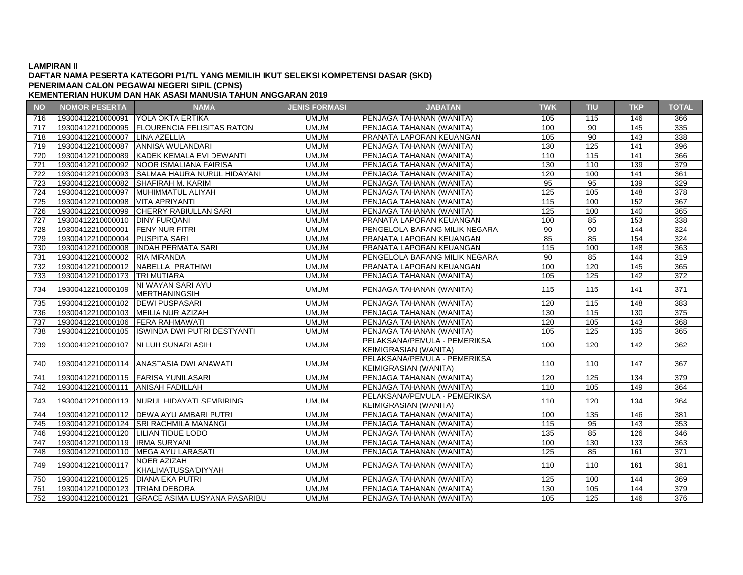**LAMPIRAN II**

**DAFTAR NAMA PESERTA KATEGORI P1/TL YANG MEMILIH IKUT SELEKSI KOMPETENSI DASAR (SKD)**

**PENERIMAAN CALON PEGAWAI NEGERI SIPIL (CPNS)**

**KEMENTERIAN HUKUM DAN HAK ASASI MANUSIA TAHUN ANGGARAN 2019**

| NO | NOMOR PESERTA | NAMA | JENIS FORMASI | JABATAN | TWK | TIU | TKP | TOTAL |
|---|---|---|---|---|---|---|---|---|
| 716 | 19300412210000091 | YOLA OKTA ERTIKA | UMUM | PENJAGA TAHANAN (WANITA) | 105 | 115 | 146 | 366 |
| 717 | 19300412210000095 | FLOURENCIA FELISITAS RATON | UMUM | PENJAGA TAHANAN (WANITA) | 100 | 90 | 145 | 335 |
| 718 | 19300412210000007 | LINA AZELLIA | UMUM | PRANATA LAPORAN KEUANGAN | 105 | 90 | 143 | 338 |
| 719 | 19300412210000087 | ANNISA WULANDARI | UMUM | PENJAGA TAHANAN (WANITA) | 130 | 125 | 141 | 396 |
| 720 | 19300412210000089 | KADEK KEMALA EVI DEWANTI | UMUM | PENJAGA TAHANAN (WANITA) | 110 | 115 | 141 | 366 |
| 721 | 19300412210000092 | NOOR ISMALIANA FAIRISA | UMUM | PENJAGA TAHANAN (WANITA) | 130 | 110 | 139 | 379 |
| 722 | 19300412210000093 | SALMAA HAURA NURUL HIDAYANI | UMUM | PENJAGA TAHANAN (WANITA) | 120 | 100 | 141 | 361 |
| 723 | 19300412210000082 | SHAFIRAH M. KARIM | UMUM | PENJAGA TAHANAN (WANITA) | 95 | 95 | 139 | 329 |
| 724 | 19300412210000097 | MUHIMMATUL ALIYAH | UMUM | PENJAGA TAHANAN (WANITA) | 125 | 105 | 148 | 378 |
| 725 | 19300412210000098 | VITA APRIYANTI | UMUM | PENJAGA TAHANAN (WANITA) | 115 | 100 | 152 | 367 |
| 726 | 19300412210000099 | CHERRY RABIULLAN SARI | UMUM | PENJAGA TAHANAN (WANITA) | 125 | 100 | 140 | 365 |
| 727 | 19300412210000010 | DINY FURQANI | UMUM | PRANATA LAPORAN KEUANGAN | 100 | 85 | 153 | 338 |
| 728 | 19300412210000001 | FENY NUR FITRI | UMUM | PENGELOLA BARANG MILIK NEGARA | 90 | 90 | 144 | 324 |
| 729 | 19300412210000004 | PUSPITA SARI | UMUM | PRANATA LAPORAN KEUANGAN | 85 | 85 | 154 | 324 |
| 730 | 19300412210000008 | INDAH PERMATA SARI | UMUM | PRANATA LAPORAN KEUANGAN | 115 | 100 | 148 | 363 |
| 731 | 19300412210000002 | RIA MIRANDA | UMUM | PENGELOLA BARANG MILIK NEGARA | 90 | 85 | 144 | 319 |
| 732 | 19300412210000012 | NABELLA PRATHIWI | UMUM | PRANATA LAPORAN KEUANGAN | 100 | 120 | 145 | 365 |
| 733 | 19300412210000173 | TRI MUTIARA | UMUM | PENJAGA TAHANAN (WANITA) | 105 | 125 | 142 | 372 |
| 734 | 19300412210000109 | NI WAYAN SARI AYU MERTHANINGSIH | UMUM | PENJAGA TAHANAN (WANITA) | 115 | 115 | 141 | 371 |
| 735 | 19300412210000102 | DEWI PUSPASARI | UMUM | PENJAGA TAHANAN (WANITA) | 120 | 115 | 148 | 383 |
| 736 | 19300412210000103 | MEILIA NUR AZIZAH | UMUM | PENJAGA TAHANAN (WANITA) | 130 | 115 | 130 | 375 |
| 737 | 19300412210000106 | FERA RAHMAWATI | UMUM | PENJAGA TAHANAN (WANITA) | 120 | 105 | 143 | 368 |
| 738 | 19300412210000105 | ISWINDA DWI PUTRI DESTYANTI | UMUM | PENJAGA TAHANAN (WANITA) | 105 | 125 | 135 | 365 |
| 739 | 19300412210000107 | NI LUH SUNARI ASIH | UMUM | PELAKSANA/PEMULA - PEMERIKSA KEIMIGRASIAN (WANITA) | 100 | 120 | 142 | 362 |
| 740 | 19300412210000114 | ANASTASIA DWI ANAWATI | UMUM | PELAKSANA/PEMULA - PEMERIKSA KEIMIGRASIAN (WANITA) | 110 | 110 | 147 | 367 |
| 741 | 19300412210000115 | FARISA YUNILASARI | UMUM | PENJAGA TAHANAN (WANITA) | 120 | 125 | 134 | 379 |
| 742 | 19300412210000111 | ANISAH FADILLAH | UMUM | PENJAGA TAHANAN (WANITA) | 110 | 105 | 149 | 364 |
| 743 | 19300412210000113 | NURUL HIDAYATI SEMBIRING | UMUM | PELAKSANA/PEMULA - PEMERIKSA KEIMIGRASIAN (WANITA) | 110 | 120 | 134 | 364 |
| 744 | 19300412210000112 | DEWA AYU AMBARI PUTRI | UMUM | PENJAGA TAHANAN (WANITA) | 100 | 135 | 146 | 381 |
| 745 | 19300412210000124 | SRI RACHMILA MANANGI | UMUM | PENJAGA TAHANAN (WANITA) | 115 | 95 | 143 | 353 |
| 746 | 19300412210000120 | LILIAN TIDUE LODO | UMUM | PENJAGA TAHANAN (WANITA) | 135 | 85 | 126 | 346 |
| 747 | 19300412210000119 | IRMA SURYANI | UMUM | PENJAGA TAHANAN (WANITA) | 100 | 130 | 133 | 363 |
| 748 | 19300412210000110 | MEGA AYU LARASATI | UMUM | PENJAGA TAHANAN (WANITA) | 125 | 85 | 161 | 371 |
| 749 | 19300412210000117 | NOER AZIZAH KHALIMATUSSA'DIYYAH | UMUM | PENJAGA TAHANAN (WANITA) | 110 | 110 | 161 | 381 |
| 750 | 19300412210000125 | DIANA EKA PUTRI | UMUM | PENJAGA TAHANAN (WANITA) | 125 | 100 | 144 | 369 |
| 751 | 19300412210000123 | TRIANI DEBORA | UMUM | PENJAGA TAHANAN (WANITA) | 130 | 105 | 144 | 379 |
| 752 | 19300412210000121 | GRACE ASIMA LUSYANA PASARIBU | UMUM | PENJAGA TAHANAN (WANITA) | 105 | 125 | 146 | 376 |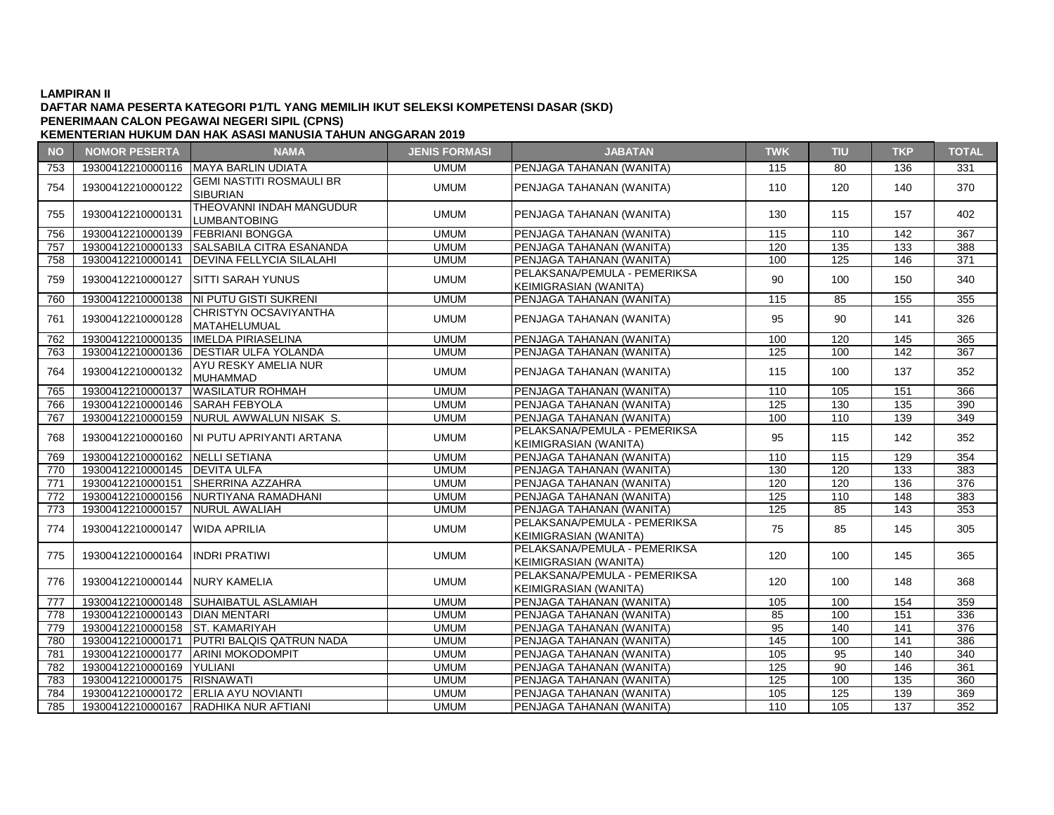**LAMPIRAN II**
**DAFTAR NAMA PESERTA KATEGORI P1/TL YANG MEMILIH IKUT SELEKSI KOMPETENSI DASAR (SKD)**
**PENERIMAAN CALON PEGAWAI NEGERI SIPIL (CPNS)**
**KEMENTERIAN HUKUM DAN HAK ASASI MANUSIA TAHUN ANGGARAN 2019**

| NO | NOMOR PESERTA | NAMA | JENIS FORMASI | JABATAN | TWK | TIU | TKP | TOTAL |
|---|---|---|---|---|---|---|---|---|
| 753 | 19300412210000116 | MAYA BARLIN UDIATA | UMUM | PENJAGA TAHANAN (WANITA) | 115 | 80 | 136 | 331 |
| 754 | 19300412210000122 | GEMI NASTITI ROSMAULI BR SIBURIAN | UMUM | PENJAGA TAHANAN (WANITA) | 110 | 120 | 140 | 370 |
| 755 | 19300412210000131 | THEOVANNI INDAH MANGUDUR LUMBANTOBING | UMUM | PENJAGA TAHANAN (WANITA) | 130 | 115 | 157 | 402 |
| 756 | 19300412210000139 | FEBRIANI BONGGA | UMUM | PENJAGA TAHANAN (WANITA) | 115 | 110 | 142 | 367 |
| 757 | 19300412210000133 | SALSABILA CITRA ESANANDA | UMUM | PENJAGA TAHANAN (WANITA) | 120 | 135 | 133 | 388 |
| 758 | 19300412210000141 | DEVINA FELLYCIA SILALAHI | UMUM | PENJAGA TAHANAN (WANITA) | 100 | 125 | 146 | 371 |
| 759 | 19300412210000127 | SITTI SARAH YUNUS | UMUM | PELAKSANA/PEMULA - PEMERIKSA KEIMIGRASIAN (WANITA) | 90 | 100 | 150 | 340 |
| 760 | 19300412210000138 | NI PUTU GISTI SUKRENI | UMUM | PENJAGA TAHANAN (WANITA) | 115 | 85 | 155 | 355 |
| 761 | 19300412210000128 | CHRISTYN OCSAVIYANTHA MATAHELUMUAL | UMUM | PENJAGA TAHANAN (WANITA) | 95 | 90 | 141 | 326 |
| 762 | 19300412210000135 | IMELDA PIRIASELINA | UMUM | PENJAGA TAHANAN (WANITA) | 100 | 120 | 145 | 365 |
| 763 | 19300412210000136 | DESTIAR ULFA YOLANDA | UMUM | PENJAGA TAHANAN (WANITA) | 125 | 100 | 142 | 367 |
| 764 | 19300412210000132 | AYU RESKY AMELIA NUR MUHAMMAD | UMUM | PENJAGA TAHANAN (WANITA) | 115 | 100 | 137 | 352 |
| 765 | 19300412210000137 | WASILATUR ROHMAH | UMUM | PENJAGA TAHANAN (WANITA) | 110 | 105 | 151 | 366 |
| 766 | 19300412210000146 | SARAH FEBYOLA | UMUM | PENJAGA TAHANAN (WANITA) | 125 | 130 | 135 | 390 |
| 767 | 19300412210000159 | NURUL AWWALUN NISAK S. | UMUM | PENJAGA TAHANAN (WANITA) | 100 | 110 | 139 | 349 |
| 768 | 19300412210000160 | NI PUTU APRIYANTI ARTANA | UMUM | PELAKSANA/PEMULA - PEMERIKSA KEIMIGRASIAN (WANITA) | 95 | 115 | 142 | 352 |
| 769 | 19300412210000162 | NELLI SETIANA | UMUM | PENJAGA TAHANAN (WANITA) | 110 | 115 | 129 | 354 |
| 770 | 19300412210000145 | DEVITA ULFA | UMUM | PENJAGA TAHANAN (WANITA) | 130 | 120 | 133 | 383 |
| 771 | 19300412210000151 | SHERRINA AZZAHRA | UMUM | PENJAGA TAHANAN (WANITA) | 120 | 120 | 136 | 376 |
| 772 | 19300412210000156 | NURTIYANA RAMADHANI | UMUM | PENJAGA TAHANAN (WANITA) | 125 | 110 | 148 | 383 |
| 773 | 19300412210000157 | NURUL AWALIAH | UMUM | PENJAGA TAHANAN (WANITA) | 125 | 85 | 143 | 353 |
| 774 | 19300412210000147 | WIDA APRILIA | UMUM | PELAKSANA/PEMULA - PEMERIKSA KEIMIGRASIAN (WANITA) | 75 | 85 | 145 | 305 |
| 775 | 19300412210000164 | INDRI PRATIWI | UMUM | PELAKSANA/PEMULA - PEMERIKSA KEIMIGRASIAN (WANITA) | 120 | 100 | 145 | 365 |
| 776 | 19300412210000144 | NURY KAMELIA | UMUM | PELAKSANA/PEMULA - PEMERIKSA KEIMIGRASIAN (WANITA) | 120 | 100 | 148 | 368 |
| 777 | 19300412210000148 | SUHAIBATUL ASLAMIAH | UMUM | PENJAGA TAHANAN (WANITA) | 105 | 100 | 154 | 359 |
| 778 | 19300412210000143 | DIAN MENTARI | UMUM | PENJAGA TAHANAN (WANITA) | 85 | 100 | 151 | 336 |
| 779 | 19300412210000158 | ST. KAMARIYAH | UMUM | PENJAGA TAHANAN (WANITA) | 95 | 140 | 141 | 376 |
| 780 | 19300412210000171 | PUTRI BALQIS QATRUN NADA | UMUM | PENJAGA TAHANAN (WANITA) | 145 | 100 | 141 | 386 |
| 781 | 19300412210000177 | ARINI MOKODOMPIT | UMUM | PENJAGA TAHANAN (WANITA) | 105 | 95 | 140 | 340 |
| 782 | 19300412210000169 | YULIANI | UMUM | PENJAGA TAHANAN (WANITA) | 125 | 90 | 146 | 361 |
| 783 | 19300412210000175 | RISNAWATI | UMUM | PENJAGA TAHANAN (WANITA) | 125 | 100 | 135 | 360 |
| 784 | 19300412210000172 | ERLIA AYU NOVIANTI | UMUM | PENJAGA TAHANAN (WANITA) | 105 | 125 | 139 | 369 |
| 785 | 19300412210000167 | RADHIKA NUR AFTIANI | UMUM | PENJAGA TAHANAN (WANITA) | 110 | 105 | 137 | 352 |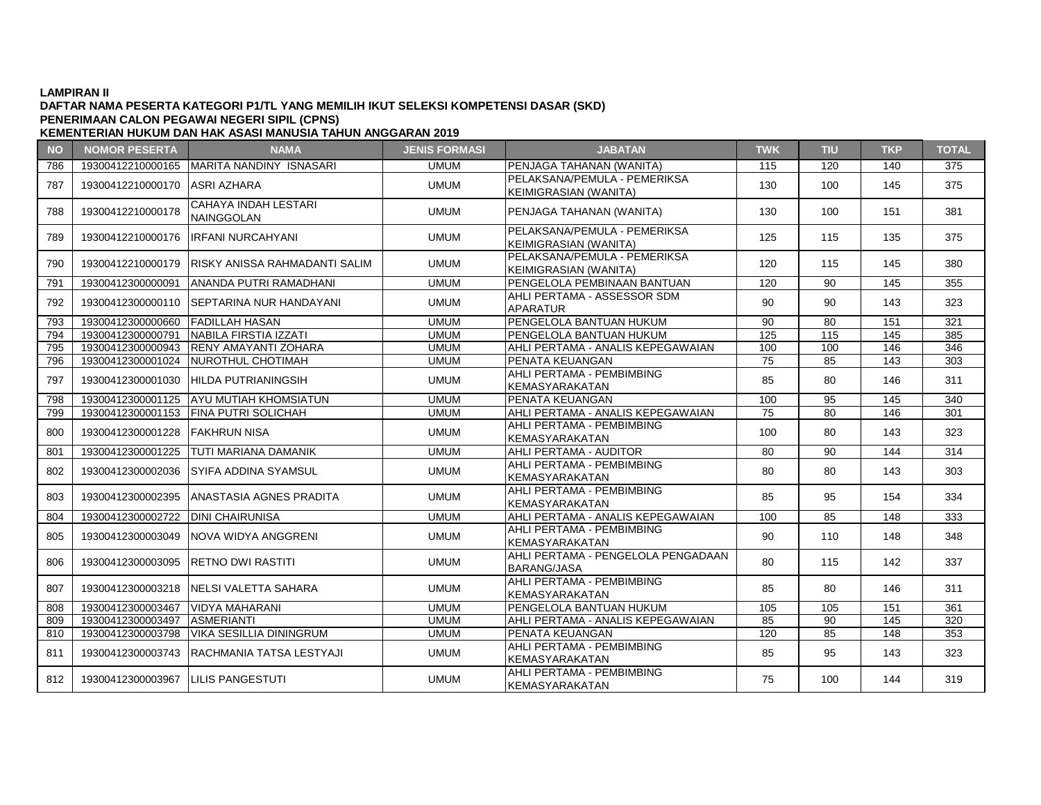**LAMPIRAN II**
**DAFTAR NAMA PESERTA KATEGORI P1/TL YANG MEMILIH IKUT SELEKSI KOMPETENSI DASAR (SKD)**
**PENERIMAAN CALON PEGAWAI NEGERI SIPIL (CPNS)**
**KEMENTERIAN HUKUM DAN HAK ASASI MANUSIA TAHUN ANGGARAN 2019**

| NO | NOMOR PESERTA | NAMA | JENIS FORMASI | JABATAN | TWK | TIU | TKP | TOTAL |
|---|---|---|---|---|---|---|---|---|
| 786 | 19300412210000165 | MARITA NANDINY ISNASARI | UMUM | PENJAGA TAHANAN (WANITA) | 115 | 120 | 140 | 375 |
| 787 | 19300412210000170 | ASRI AZHARA | UMUM | PELAKSANA/PEMULA - PEMERIKSA KEIMIGRASIAN (WANITA) | 130 | 100 | 145 | 375 |
| 788 | 19300412210000178 | CAHAYA INDAH LESTARI NAINGGOLAN | UMUM | PENJAGA TAHANAN (WANITA) | 130 | 100 | 151 | 381 |
| 789 | 19300412210000176 | IRFANI NURCAHYANI | UMUM | PELAKSANA/PEMULA - PEMERIKSA KEIMIGRASIAN (WANITA) | 125 | 115 | 135 | 375 |
| 790 | 19300412210000179 | RISKY ANISSA RAHMADANTI SALIM | UMUM | PELAKSANA/PEMULA - PEMERIKSA KEIMIGRASIAN (WANITA) | 120 | 115 | 145 | 380 |
| 791 | 19300412300000091 | ANANDA PUTRI RAMADHANI | UMUM | PENGELOLA PEMBINAAN BANTUAN | 120 | 90 | 145 | 355 |
| 792 | 19300412300000110 | SEPTARINA NUR HANDAYANI | UMUM | AHLI PERTAMA - ASSESSOR SDM APARATUR | 90 | 90 | 143 | 323 |
| 793 | 19300412300000660 | FADILLAH HASAN | UMUM | PENGELOLA BANTUAN HUKUM | 90 | 80 | 151 | 321 |
| 794 | 19300412300000791 | NABILA FIRSTIA IZZATI | UMUM | PENGELOLA BANTUAN HUKUM | 125 | 115 | 145 | 385 |
| 795 | 19300412300000943 | RENY AMAYANTI ZOHARA | UMUM | AHLI PERTAMA - ANALIS KEPEGAWAIAN | 100 | 100 | 146 | 346 |
| 796 | 19300412300001024 | NUROTHUL CHOTIMAH | UMUM | PENATA KEUANGAN | 75 | 85 | 143 | 303 |
| 797 | 19300412300001030 | HILDA PUTRIANINGSIH | UMUM | AHLI PERTAMA - PEMBIMBING KEMASYARAKATAN | 85 | 80 | 146 | 311 |
| 798 | 19300412300001125 | AYU MUTIAH KHOMSIATUN | UMUM | PENATA KEUANGAN | 100 | 95 | 145 | 340 |
| 799 | 19300412300001153 | FINA PUTRI SOLICHAH | UMUM | AHLI PERTAMA - ANALIS KEPEGAWAIAN | 75 | 80 | 146 | 301 |
| 800 | 19300412300001228 | FAKHRUN NISA | UMUM | AHLI PERTAMA - PEMBIMBING KEMASYARAKATAN | 100 | 80 | 143 | 323 |
| 801 | 19300412300001225 | TUTI MARIANA DAMANIK | UMUM | AHLI PERTAMA - AUDITOR | 80 | 90 | 144 | 314 |
| 802 | 19300412300002036 | SYIFA ADDINA SYAMSUL | UMUM | AHLI PERTAMA - PEMBIMBING KEMASYARAKATAN | 80 | 80 | 143 | 303 |
| 803 | 19300412300002395 | ANASTASIA AGNES PRADITA | UMUM | AHLI PERTAMA - PEMBIMBING KEMASYARAKATAN | 85 | 95 | 154 | 334 |
| 804 | 19300412300002722 | DINI CHAIRUNISA | UMUM | AHLI PERTAMA - ANALIS KEPEGAWAIAN | 100 | 85 | 148 | 333 |
| 805 | 19300412300003049 | NOVA WIDYA ANGGRENI | UMUM | AHLI PERTAMA - PEMBIMBING KEMASYARAKATAN | 90 | 110 | 148 | 348 |
| 806 | 19300412300003095 | RETNO DWI RASTITI | UMUM | AHLI PERTAMA - PENGELOLA PENGADAAN BARANG/JASA | 80 | 115 | 142 | 337 |
| 807 | 19300412300003218 | NELSI VALETTA SAHARA | UMUM | AHLI PERTAMA - PEMBIMBING KEMASYARAKATAN | 85 | 80 | 146 | 311 |
| 808 | 19300412300003467 | VIDYA MAHARANI | UMUM | PENGELOLA BANTUAN HUKUM | 105 | 105 | 151 | 361 |
| 809 | 19300412300003497 | ASMERIANTI | UMUM | AHLI PERTAMA - ANALIS KEPEGAWAIAN | 85 | 90 | 145 | 320 |
| 810 | 19300412300003798 | VIKA SESILLIA DININGRUM | UMUM | PENATA KEUANGAN | 120 | 85 | 148 | 353 |
| 811 | 19300412300003743 | RACHMANIA TATSA LESTYAJI | UMUM | AHLI PERTAMA - PEMBIMBING KEMASYARAKATAN | 85 | 95 | 143 | 323 |
| 812 | 19300412300003967 | LILIS PANGESTUTI | UMUM | AHLI PERTAMA - PEMBIMBING KEMASYARAKATAN | 75 | 100 | 144 | 319 |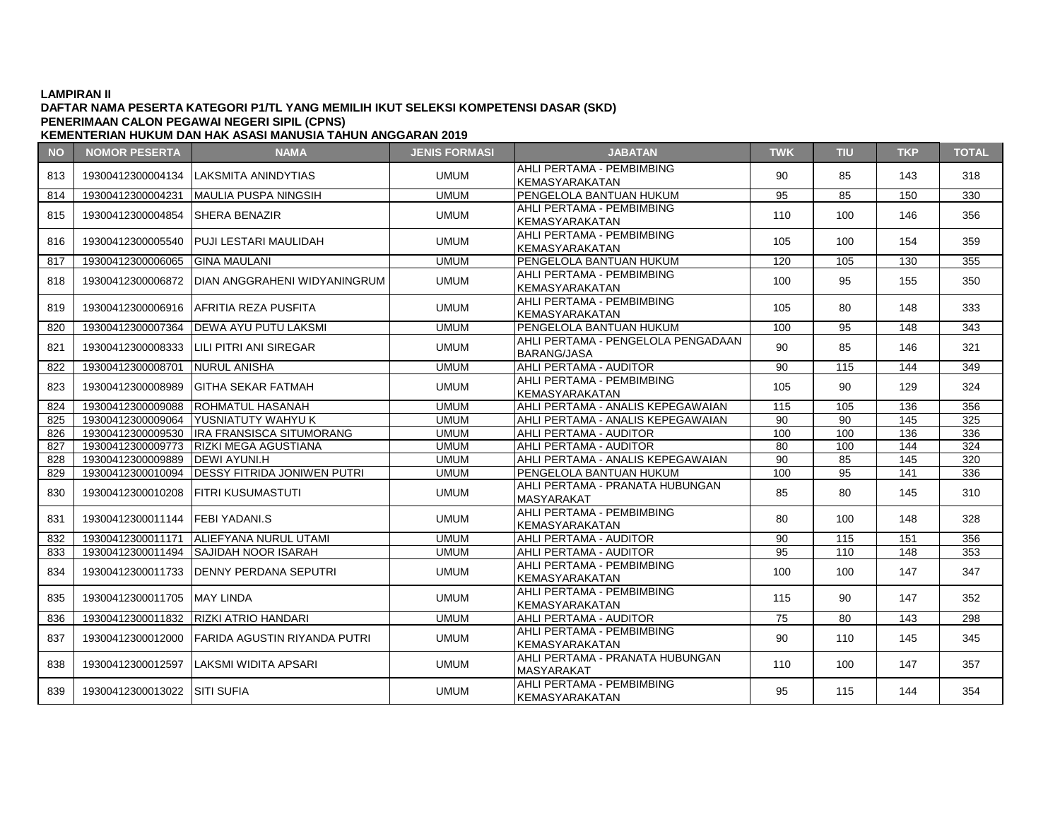**LAMPIRAN II**
**DAFTAR NAMA PESERTA KATEGORI P1/TL YANG MEMILIH IKUT SELEKSI KOMPETENSI DASAR (SKD)**
**PENERIMAAN CALON PEGAWAI NEGERI SIPIL (CPNS)**
**KEMENTERIAN HUKUM DAN HAK ASASI MANUSIA TAHUN ANGGARAN 2019**

| NO | NOMOR PESERTA | NAMA | JENIS FORMASI | JABATAN | TWK | TIU | TKP | TOTAL |
|---|---|---|---|---|---|---|---|---|
| 813 | 19300412300004134 | LAKSMITA ANINDYTIAS | UMUM | AHLI PERTAMA - PEMBIMBING KEMASYARAKATAN | 90 | 85 | 143 | 318 |
| 814 | 19300412300004231 | MAULIA PUSPA NINGSIH | UMUM | PENGELOLA BANTUAN HUKUM | 95 | 85 | 150 | 330 |
| 815 | 19300412300004854 | SHERA BENAZIR | UMUM | AHLI PERTAMA - PEMBIMBING KEMASYARAKATAN | 110 | 100 | 146 | 356 |
| 816 | 19300412300005540 | PUJI LESTARI MAULIDAH | UMUM | AHLI PERTAMA - PEMBIMBING KEMASYARAKATAN | 105 | 100 | 154 | 359 |
| 817 | 19300412300006065 | GINA MAULANI | UMUM | PENGELOLA BANTUAN HUKUM | 120 | 105 | 130 | 355 |
| 818 | 19300412300006872 | DIAN ANGGRAHENI WIDYANINGRUM | UMUM | AHLI PERTAMA - PEMBIMBING KEMASYARAKATAN | 100 | 95 | 155 | 350 |
| 819 | 19300412300006916 | AFRITIA REZA PUSFITA | UMUM | AHLI PERTAMA - PEMBIMBING KEMASYARAKATAN | 105 | 80 | 148 | 333 |
| 820 | 19300412300007364 | DEWA AYU PUTU LAKSMI | UMUM | PENGELOLA BANTUAN HUKUM | 100 | 95 | 148 | 343 |
| 821 | 19300412300008333 | LILI PITRI ANI SIREGAR | UMUM | AHLI PERTAMA - PENGELOLA PENGADAAN BARANG/JASA | 90 | 85 | 146 | 321 |
| 822 | 19300412300008701 | NURUL ANISHA | UMUM | AHLI PERTAMA - AUDITOR | 90 | 115 | 144 | 349 |
| 823 | 19300412300008989 | GITHA SEKAR FATMAH | UMUM | AHLI PERTAMA - PEMBIMBING KEMASYARAKATAN | 105 | 90 | 129 | 324 |
| 824 | 19300412300009088 | ROHMATUL HASANAH | UMUM | AHLI PERTAMA - ANALIS KEPEGAWAIAN | 115 | 105 | 136 | 356 |
| 825 | 19300412300009064 | YUSNIATUTY WAHYU K | UMUM | AHLI PERTAMA - ANALIS KEPEGAWAIAN | 90 | 90 | 145 | 325 |
| 826 | 19300412300009530 | IRA FRANSISCA SITUMORANG | UMUM | AHLI PERTAMA - AUDITOR | 100 | 100 | 136 | 336 |
| 827 | 19300412300009773 | RIZKI MEGA AGUSTIANA | UMUM | AHLI PERTAMA - AUDITOR | 80 | 100 | 144 | 324 |
| 828 | 19300412300009889 | DEWI AYUNI.H | UMUM | AHLI PERTAMA - ANALIS KEPEGAWAIAN | 90 | 85 | 145 | 320 |
| 829 | 19300412300010094 | DESSY FITRIDA JONIWEN PUTRI | UMUM | PENGELOLA BANTUAN HUKUM | 100 | 95 | 141 | 336 |
| 830 | 19300412300010208 | FITRI KUSUMASTUTI | UMUM | AHLI PERTAMA - PRANATA HUBUNGAN MASYARAKAT | 85 | 80 | 145 | 310 |
| 831 | 19300412300011144 | FEBI YADANI.S | UMUM | AHLI PERTAMA - PEMBIMBING KEMASYARAKATAN | 80 | 100 | 148 | 328 |
| 832 | 19300412300011171 | ALIEFYANA NURUL UTAMI | UMUM | AHLI PERTAMA - AUDITOR | 90 | 115 | 151 | 356 |
| 833 | 19300412300011494 | SAJIDAH NOOR ISARAH | UMUM | AHLI PERTAMA - AUDITOR | 95 | 110 | 148 | 353 |
| 834 | 19300412300011733 | DENNY PERDANA SEPUTRI | UMUM | AHLI PERTAMA - PEMBIMBING KEMASYARAKATAN | 100 | 100 | 147 | 347 |
| 835 | 19300412300011705 | MAY LINDA | UMUM | AHLI PERTAMA - PEMBIMBING KEMASYARAKATAN | 115 | 90 | 147 | 352 |
| 836 | 19300412300011832 | RIZKI ATRIO HANDARI | UMUM | AHLI PERTAMA - AUDITOR | 75 | 80 | 143 | 298 |
| 837 | 19300412300012000 | FARIDA AGUSTIN RIYANDA PUTRI | UMUM | AHLI PERTAMA - PEMBIMBING KEMASYARAKATAN | 90 | 110 | 145 | 345 |
| 838 | 19300412300012597 | LAKSMI WIDITA APSARI | UMUM | AHLI PERTAMA - PRANATA HUBUNGAN MASYARAKAT | 110 | 100 | 147 | 357 |
| 839 | 19300412300013022 | SITI SUFIA | UMUM | AHLI PERTAMA - PEMBIMBING KEMASYARAKATAN | 95 | 115 | 144 | 354 |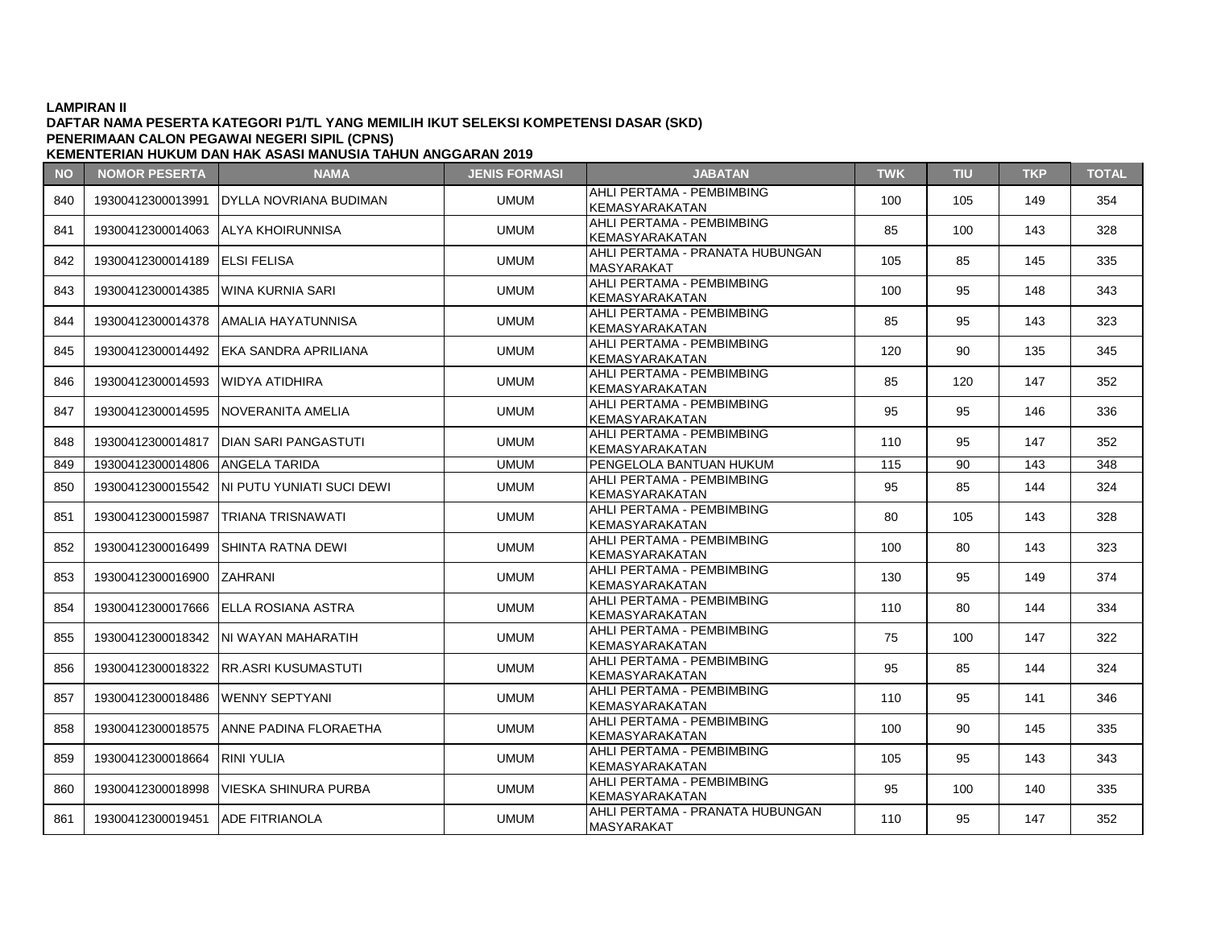**LAMPIRAN II**
**DAFTAR NAMA PESERTA KATEGORI P1/TL YANG MEMILIH IKUT SELEKSI KOMPETENSI DASAR (SKD)**
**PENERIMAAN CALON PEGAWAI NEGERI SIPIL (CPNS)**
**KEMENTERIAN HUKUM DAN HAK ASASI MANUSIA TAHUN ANGGARAN 2019**

| NO | NOMOR PESERTA | NAMA | JENIS FORMASI | JABATAN | TWK | TIU | TKP | TOTAL |
|---|---|---|---|---|---|---|---|---|
| 840 | 19300412300013991 | DYLLA NOVRIANA BUDIMAN | UMUM | AHLI PERTAMA - PEMBIMBING KEMASYARAKATAN | 100 | 105 | 149 | 354 |
| 841 | 19300412300014063 | ALYA KHOIRUNNISA | UMUM | AHLI PERTAMA - PEMBIMBING KEMASYARAKATAN | 85 | 100 | 143 | 328 |
| 842 | 19300412300014189 | ELSI FELISA | UMUM | AHLI PERTAMA - PRANATA HUBUNGAN MASYARAKAT | 105 | 85 | 145 | 335 |
| 843 | 19300412300014385 | WINA KURNIA SARI | UMUM | AHLI PERTAMA - PEMBIMBING KEMASYARAKATAN | 100 | 95 | 148 | 343 |
| 844 | 19300412300014378 | AMALIA HAYATUNNISA | UMUM | AHLI PERTAMA - PEMBIMBING KEMASYARAKATAN | 85 | 95 | 143 | 323 |
| 845 | 19300412300014492 | EKA SANDRA APRILIANA | UMUM | AHLI PERTAMA - PEMBIMBING KEMASYARAKATAN | 120 | 90 | 135 | 345 |
| 846 | 19300412300014593 | WIDYA ATIDHIRA | UMUM | AHLI PERTAMA - PEMBIMBING KEMASYARAKATAN | 85 | 120 | 147 | 352 |
| 847 | 19300412300014595 | NOVERANITA AMELIA | UMUM | AHLI PERTAMA - PEMBIMBING KEMASYARAKATAN | 95 | 95 | 146 | 336 |
| 848 | 19300412300014817 | DIAN SARI PANGASTUTI | UMUM | AHLI PERTAMA - PEMBIMBING KEMASYARAKATAN | 110 | 95 | 147 | 352 |
| 849 | 19300412300014806 | ANGELA TARIDA | UMUM | PENGELOLA BANTUAN HUKUM | 115 | 90 | 143 | 348 |
| 850 | 19300412300015542 | NI PUTU YUNIATI SUCI DEWI | UMUM | AHLI PERTAMA - PEMBIMBING KEMASYARAKATAN | 95 | 85 | 144 | 324 |
| 851 | 19300412300015987 | TRIANA TRISNAWATI | UMUM | AHLI PERTAMA - PEMBIMBING KEMASYARAKATAN | 80 | 105 | 143 | 328 |
| 852 | 19300412300016499 | SHINTA RATNA DEWI | UMUM | AHLI PERTAMA - PEMBIMBING KEMASYARAKATAN | 100 | 80 | 143 | 323 |
| 853 | 19300412300016900 | ZAHRANI | UMUM | AHLI PERTAMA - PEMBIMBING KEMASYARAKATAN | 130 | 95 | 149 | 374 |
| 854 | 19300412300017666 | ELLA ROSIANA ASTRA | UMUM | AHLI PERTAMA - PEMBIMBING KEMASYARAKATAN | 110 | 80 | 144 | 334 |
| 855 | 19300412300018342 | NI WAYAN MAHARATIH | UMUM | AHLI PERTAMA - PEMBIMBING KEMASYARAKATAN | 75 | 100 | 147 | 322 |
| 856 | 19300412300018322 | RR.ASRI KUSUMASTUTI | UMUM | AHLI PERTAMA - PEMBIMBING KEMASYARAKATAN | 95 | 85 | 144 | 324 |
| 857 | 19300412300018486 | WENNY SEPTYANI | UMUM | AHLI PERTAMA - PEMBIMBING KEMASYARAKATAN | 110 | 95 | 141 | 346 |
| 858 | 19300412300018575 | ANNE PADINA FLORAETHA | UMUM | AHLI PERTAMA - PEMBIMBING KEMASYARAKATAN | 100 | 90 | 145 | 335 |
| 859 | 19300412300018664 | RINI YULIA | UMUM | AHLI PERTAMA - PEMBIMBING KEMASYARAKATAN | 105 | 95 | 143 | 343 |
| 860 | 19300412300018998 | VIESKA SHINURA PURBA | UMUM | AHLI PERTAMA - PEMBIMBING KEMASYARAKATAN | 95 | 100 | 140 | 335 |
| 861 | 19300412300019451 | ADE FITRIANOLA | UMUM | AHLI PERTAMA - PRANATA HUBUNGAN MASYARAKAT | 110 | 95 | 147 | 352 |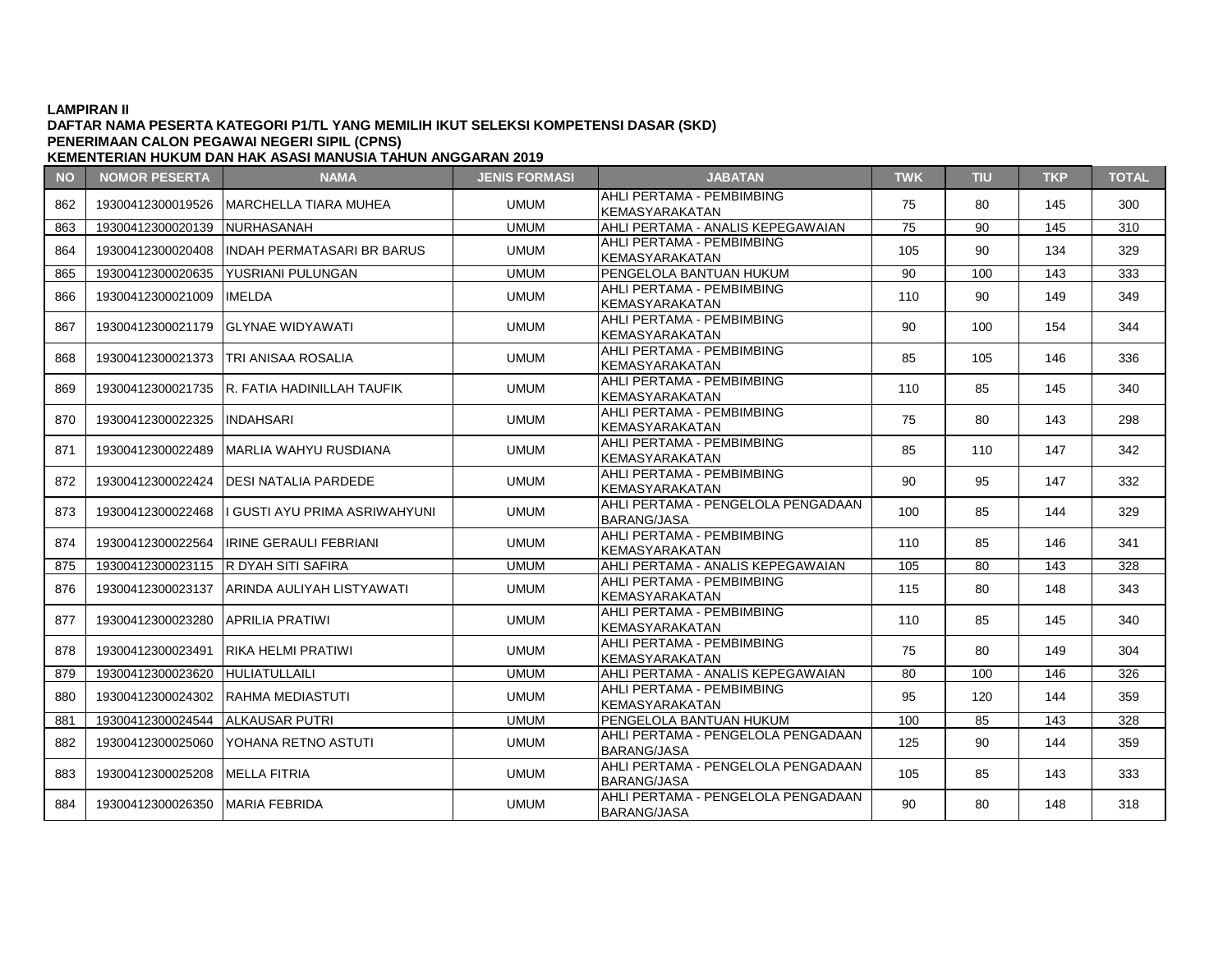**LAMPIRAN II**
**DAFTAR NAMA PESERTA KATEGORI P1/TL YANG MEMILIH IKUT SELEKSI KOMPETENSI DASAR (SKD)**
**PENERIMAAN CALON PEGAWAI NEGERI SIPIL (CPNS)**
**KEMENTERIAN HUKUM DAN HAK ASASI MANUSIA TAHUN ANGGARAN 2019**

| NO | NOMOR PESERTA | NAMA | JENIS FORMASI | JABATAN | TWK | TIU | TKP | TOTAL |
|---|---|---|---|---|---|---|---|---|
| 862 | 19300412300019526 | MARCHELLA TIARA MUHEA | UMUM | AHLI PERTAMA - PEMBIMBING KEMASYARAKATAN | 75 | 80 | 145 | 300 |
| 863 | 19300412300020139 | NURHASANAH | UMUM | AHLI PERTAMA - ANALIS KEPEGAWAIAN | 75 | 90 | 145 | 310 |
| 864 | 19300412300020408 | INDAH PERMATASARI BR BARUS | UMUM | AHLI PERTAMA - PEMBIMBING KEMASYARAKATAN | 105 | 90 | 134 | 329 |
| 865 | 19300412300020635 | YUSRIANI PULUNGAN | UMUM | PENGELOLA BANTUAN HUKUM | 90 | 100 | 143 | 333 |
| 866 | 19300412300021009 | IMELDA | UMUM | AHLI PERTAMA - PEMBIMBING KEMASYARAKATAN | 110 | 90 | 149 | 349 |
| 867 | 19300412300021179 | GLYNAE WIDYAWATI | UMUM | AHLI PERTAMA - PEMBIMBING KEMASYARAKATAN | 90 | 100 | 154 | 344 |
| 868 | 19300412300021373 | TRI ANISAA ROSALIA | UMUM | AHLI PERTAMA - PEMBIMBING KEMASYARAKATAN | 85 | 105 | 146 | 336 |
| 869 | 19300412300021735 | R. FATIA HADINILLAH TAUFIK | UMUM | AHLI PERTAMA - PEMBIMBING KEMASYARAKATAN | 110 | 85 | 145 | 340 |
| 870 | 19300412300022325 | INDAHSARI | UMUM | AHLI PERTAMA - PEMBIMBING KEMASYARAKATAN | 75 | 80 | 143 | 298 |
| 871 | 19300412300022489 | MARLIA WAHYU RUSDIANA | UMUM | AHLI PERTAMA - PEMBIMBING KEMASYARAKATAN | 85 | 110 | 147 | 342 |
| 872 | 19300412300022424 | DESI NATALIA PARDEDE | UMUM | AHLI PERTAMA - PEMBIMBING KEMASYARAKATAN | 90 | 95 | 147 | 332 |
| 873 | 19300412300022468 | I GUSTI AYU PRIMA ASRIWAHYUNI | UMUM | AHLI PERTAMA - PENGELOLA PENGADAAN BARANG/JASA | 100 | 85 | 144 | 329 |
| 874 | 19300412300022564 | IRINE GERAULI FEBRIANI | UMUM | AHLI PERTAMA - PEMBIMBING KEMASYARAKATAN | 110 | 85 | 146 | 341 |
| 875 | 19300412300023115 | R DYAH SITI SAFIRA | UMUM | AHLI PERTAMA - ANALIS KEPEGAWAIAN | 105 | 80 | 143 | 328 |
| 876 | 19300412300023137 | ARINDA AULIYAH LISTYAWATI | UMUM | AHLI PERTAMA - PEMBIMBING KEMASYARAKATAN | 115 | 80 | 148 | 343 |
| 877 | 19300412300023280 | APRILIA PRATIWI | UMUM | AHLI PERTAMA - PEMBIMBING KEMASYARAKATAN | 110 | 85 | 145 | 340 |
| 878 | 19300412300023491 | RIKA HELMI PRATIWI | UMUM | AHLI PERTAMA - PEMBIMBING KEMASYARAKATAN | 75 | 80 | 149 | 304 |
| 879 | 19300412300023620 | HULIATULLAILI | UMUM | AHLI PERTAMA - ANALIS KEPEGAWAIAN | 80 | 100 | 146 | 326 |
| 880 | 19300412300024302 | RAHMA MEDIASTUTI | UMUM | AHLI PERTAMA - PEMBIMBING KEMASYARAKATAN | 95 | 120 | 144 | 359 |
| 881 | 19300412300024544 | ALKAUSAR PUTRI | UMUM | PENGELOLA BANTUAN HUKUM | 100 | 85 | 143 | 328 |
| 882 | 19300412300025060 | YOHANA RETNO ASTUTI | UMUM | AHLI PERTAMA - PENGELOLA PENGADAAN BARANG/JASA | 125 | 90 | 144 | 359 |
| 883 | 19300412300025208 | MELLA FITRIA | UMUM | AHLI PERTAMA - PENGELOLA PENGADAAN BARANG/JASA | 105 | 85 | 143 | 333 |
| 884 | 19300412300026350 | MARIA FEBRIDA | UMUM | AHLI PERTAMA - PENGELOLA PENGADAAN BARANG/JASA | 90 | 80 | 148 | 318 |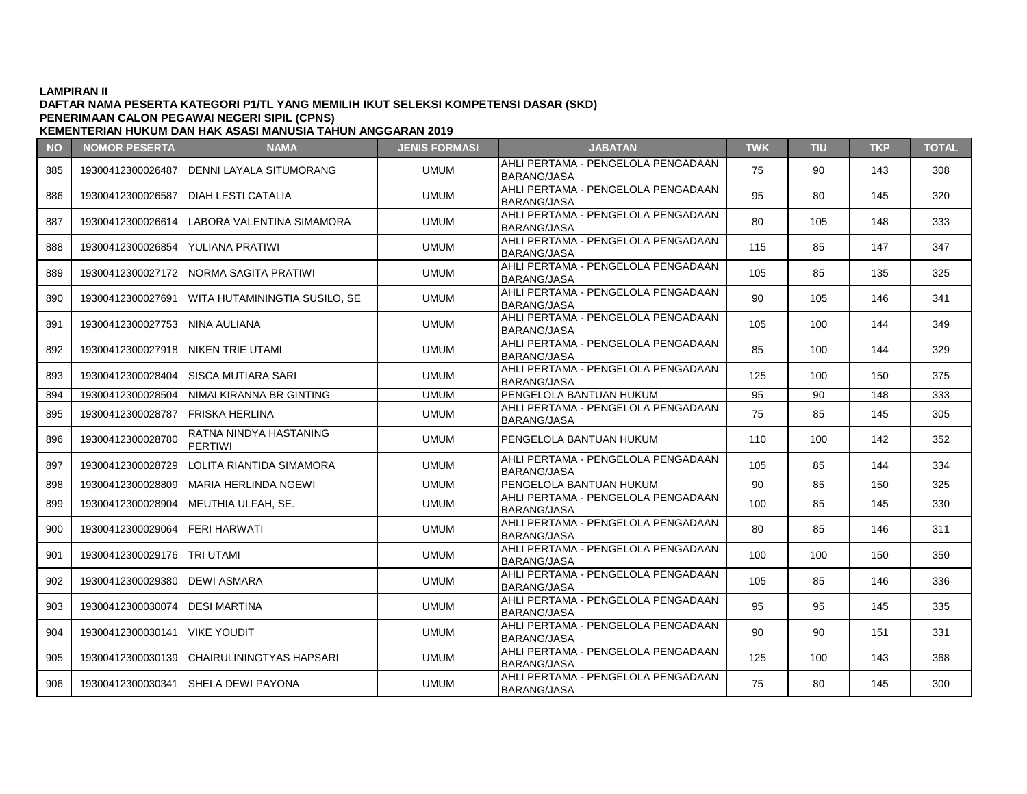**LAMPIRAN II**
**DAFTAR NAMA PESERTA KATEGORI P1/TL YANG MEMILIH IKUT SELEKSI KOMPETENSI DASAR (SKD)**
**PENERIMAAN CALON PEGAWAI NEGERI SIPIL (CPNS)**
**KEMENTERIAN HUKUM DAN HAK ASASI MANUSIA TAHUN ANGGARAN 2019**

| NO | NOMOR PESERTA | NAMA | JENIS FORMASI | JABATAN | TWK | TIU | TKP | TOTAL |
|---|---|---|---|---|---|---|---|---|
| 885 | 19300412300026487 | DENNI LAYALA SITUMORANG | UMUM | AHLI PERTAMA - PENGELOLA PENGADAAN BARANG/JASA | 75 | 90 | 143 | 308 |
| 886 | 19300412300026587 | DIAH LESTI CATALIA | UMUM | AHLI PERTAMA - PENGELOLA PENGADAAN BARANG/JASA | 95 | 80 | 145 | 320 |
| 887 | 19300412300026614 | LABORA VALENTINA SIMAMORA | UMUM | AHLI PERTAMA - PENGELOLA PENGADAAN BARANG/JASA | 80 | 105 | 148 | 333 |
| 888 | 19300412300026854 | YULIANA PRATIWI | UMUM | AHLI PERTAMA - PENGELOLA PENGADAAN BARANG/JASA | 115 | 85 | 147 | 347 |
| 889 | 19300412300027172 | NORMA SAGITA PRATIWI | UMUM | AHLI PERTAMA - PENGELOLA PENGADAAN BARANG/JASA | 105 | 85 | 135 | 325 |
| 890 | 19300412300027691 | WITA HUTAMININGTIA SUSILO, SE | UMUM | AHLI PERTAMA - PENGELOLA PENGADAAN BARANG/JASA | 90 | 105 | 146 | 341 |
| 891 | 19300412300027753 | NINA AULIANA | UMUM | AHLI PERTAMA - PENGELOLA PENGADAAN BARANG/JASA | 105 | 100 | 144 | 349 |
| 892 | 19300412300027918 | NIKEN TRIE UTAMI | UMUM | AHLI PERTAMA - PENGELOLA PENGADAAN BARANG/JASA | 85 | 100 | 144 | 329 |
| 893 | 19300412300028404 | SISCA MUTIARA SARI | UMUM | AHLI PERTAMA - PENGELOLA PENGADAAN BARANG/JASA | 125 | 100 | 150 | 375 |
| 894 | 19300412300028504 | NIMAI KIRANNA BR GINTING | UMUM | PENGELOLA BANTUAN HUKUM | 95 | 90 | 148 | 333 |
| 895 | 19300412300028787 | FRISKA HERLINA | UMUM | AHLI PERTAMA - PENGELOLA PENGADAAN BARANG/JASA | 75 | 85 | 145 | 305 |
| 896 | 19300412300028780 | RATNA NINDYA HASTANING PERTIWI | UMUM | PENGELOLA BANTUAN HUKUM | 110 | 100 | 142 | 352 |
| 897 | 19300412300028729 | LOLITA RIANTIDA SIMAMORA | UMUM | AHLI PERTAMA - PENGELOLA PENGADAAN BARANG/JASA | 105 | 85 | 144 | 334 |
| 898 | 19300412300028809 | MARIA HERLINDA NGEWI | UMUM | PENGELOLA BANTUAN HUKUM | 90 | 85 | 150 | 325 |
| 899 | 19300412300028904 | MEUTHIA ULFAH, SE. | UMUM | AHLI PERTAMA - PENGELOLA PENGADAAN BARANG/JASA | 100 | 85 | 145 | 330 |
| 900 | 19300412300029064 | FERI HARWATI | UMUM | AHLI PERTAMA - PENGELOLA PENGADAAN BARANG/JASA | 80 | 85 | 146 | 311 |
| 901 | 19300412300029176 | TRI UTAMI | UMUM | AHLI PERTAMA - PENGELOLA PENGADAAN BARANG/JASA | 100 | 100 | 150 | 350 |
| 902 | 19300412300029380 | DEWI ASMARA | UMUM | AHLI PERTAMA - PENGELOLA PENGADAAN BARANG/JASA | 105 | 85 | 146 | 336 |
| 903 | 19300412300030074 | DESI MARTINA | UMUM | AHLI PERTAMA - PENGELOLA PENGADAAN BARANG/JASA | 95 | 95 | 145 | 335 |
| 904 | 19300412300030141 | VIKE YOUDIT | UMUM | AHLI PERTAMA - PENGELOLA PENGADAAN BARANG/JASA | 90 | 90 | 151 | 331 |
| 905 | 19300412300030139 | CHAIRULININGTYAS HAPSARI | UMUM | AHLI PERTAMA - PENGELOLA PENGADAAN BARANG/JASA | 125 | 100 | 143 | 368 |
| 906 | 19300412300030341 | SHELA DEWI PAYONA | UMUM | AHLI PERTAMA - PENGELOLA PENGADAAN BARANG/JASA | 75 | 80 | 145 | 300 |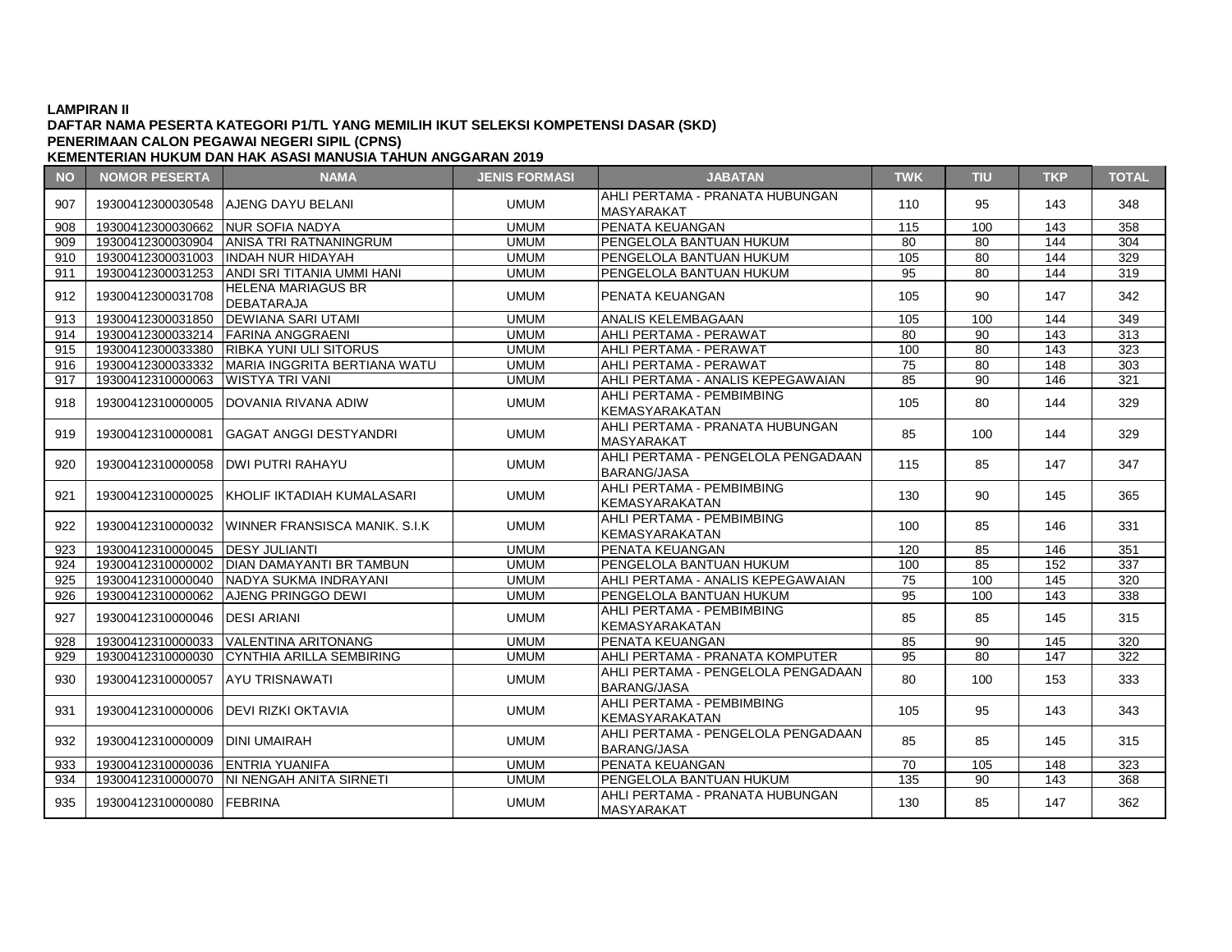**LAMPIRAN II**
**DAFTAR NAMA PESERTA KATEGORI P1/TL YANG MEMILIH IKUT SELEKSI KOMPETENSI DASAR (SKD)**
**PENERIMAAN CALON PEGAWAI NEGERI SIPIL (CPNS)**
**KEMENTERIAN HUKUM DAN HAK ASASI MANUSIA TAHUN ANGGARAN 2019**

| NO | NOMOR PESERTA | NAMA | JENIS FORMASI | JABATAN | TWK | TIU | TKP | TOTAL |
|---|---|---|---|---|---|---|---|---|
| 907 | 19300412300030548 | AJENG DAYU BELANI | UMUM | AHLI PERTAMA - PRANATA HUBUNGAN MASYARAKAT | 110 | 95 | 143 | 348 |
| 908 | 19300412300030662 | NUR SOFIA NADYA | UMUM | PENATA KEUANGAN | 115 | 100 | 143 | 358 |
| 909 | 19300412300030904 | ANISA TRI RATNANINGRUM | UMUM | PENGELOLA BANTUAN HUKUM | 80 | 80 | 144 | 304 |
| 910 | 19300412300031003 | INDAH NUR HIDAYAH | UMUM | PENGELOLA BANTUAN HUKUM | 105 | 80 | 144 | 329 |
| 911 | 19300412300031253 | ANDI SRI TITANIA UMMI HANI | UMUM | PENGELOLA BANTUAN HUKUM | 95 | 80 | 144 | 319 |
| 912 | 19300412300031708 | HELENA MARIAGUS BR DEBATARAJA | UMUM | PENATA KEUANGAN | 105 | 90 | 147 | 342 |
| 913 | 19300412300031850 | DEWIANA SARI UTAMI | UMUM | ANALIS KELEMBAGAAN | 105 | 100 | 144 | 349 |
| 914 | 19300412300033214 | FARINA ANGGRAENI | UMUM | AHLI PERTAMA - PERAWAT | 80 | 90 | 143 | 313 |
| 915 | 19300412300033380 | RIBKA YUNI ULI SITORUS | UMUM | AHLI PERTAMA - PERAWAT | 100 | 80 | 143 | 323 |
| 916 | 19300412300033332 | MARIA INGGRITA BERTIANA WATU | UMUM | AHLI PERTAMA - PERAWAT | 75 | 80 | 148 | 303 |
| 917 | 19300412310000063 | WISTYA TRI VANI | UMUM | AHLI PERTAMA - ANALIS KEPEGAWAIAN | 85 | 90 | 146 | 321 |
| 918 | 19300412310000005 | DOVANIA RIVANA ADIW | UMUM | AHLI PERTAMA - PEMBIMBING KEMASYARAKATAN | 105 | 80 | 144 | 329 |
| 919 | 19300412310000081 | GAGAT ANGGI DESTYANDRI | UMUM | AHLI PERTAMA - PRANATA HUBUNGAN MASYARAKAT | 85 | 100 | 144 | 329 |
| 920 | 19300412310000058 | DWI PUTRI RAHAYU | UMUM | AHLI PERTAMA - PENGELOLA PENGADAAN BARANG/JASA | 115 | 85 | 147 | 347 |
| 921 | 19300412310000025 | KHOLIF IKTADIAH KUMALASARI | UMUM | AHLI PERTAMA - PEMBIMBING KEMASYARAKATAN | 130 | 90 | 145 | 365 |
| 922 | 19300412310000032 | WINNER FRANSISCA MANIK. S.I.K | UMUM | AHLI PERTAMA - PEMBIMBING KEMASYARAKATAN | 100 | 85 | 146 | 331 |
| 923 | 19300412310000045 | DESY JULIANTI | UMUM | PENATA KEUANGAN | 120 | 85 | 146 | 351 |
| 924 | 19300412310000002 | DIAN DAMAYANTI BR TAMBUN | UMUM | PENGELOLA BANTUAN HUKUM | 100 | 85 | 152 | 337 |
| 925 | 19300412310000040 | NADYA SUKMA INDRAYANI | UMUM | AHLI PERTAMA - ANALIS KEPEGAWAIAN | 75 | 100 | 145 | 320 |
| 926 | 19300412310000062 | AJENG PRINGGO DEWI | UMUM | PENGELOLA BANTUAN HUKUM | 95 | 100 | 143 | 338 |
| 927 | 19300412310000046 | DESI ARIANI | UMUM | AHLI PERTAMA - PEMBIMBING KEMASYARAKATAN | 85 | 85 | 145 | 315 |
| 928 | 19300412310000033 | VALENTINA ARITONANG | UMUM | PENATA KEUANGAN | 85 | 90 | 145 | 320 |
| 929 | 19300412310000030 | CYNTHIA ARILLA SEMBIRING | UMUM | AHLI PERTAMA - PRANATA KOMPUTER | 95 | 80 | 147 | 322 |
| 930 | 19300412310000057 | AYU TRISNAWATI | UMUM | AHLI PERTAMA - PENGELOLA PENGADAAN BARANG/JASA | 80 | 100 | 153 | 333 |
| 931 | 19300412310000006 | DEVI RIZKI OKTAVIA | UMUM | AHLI PERTAMA - PEMBIMBING KEMASYARAKATAN | 105 | 95 | 143 | 343 |
| 932 | 19300412310000009 | DINI UMAIRAH | UMUM | AHLI PERTAMA - PENGELOLA PENGADAAN BARANG/JASA | 85 | 85 | 145 | 315 |
| 933 | 19300412310000036 | ENTRIA YUANIFA | UMUM | PENATA KEUANGAN | 70 | 105 | 148 | 323 |
| 934 | 19300412310000070 | NI NENGAH ANITA SIRNETI | UMUM | PENGELOLA BANTUAN HUKUM | 135 | 90 | 143 | 368 |
| 935 | 19300412310000080 | FEBRINA | UMUM | AHLI PERTAMA - PRANATA HUBUNGAN MASYARAKAT | 130 | 85 | 147 | 362 |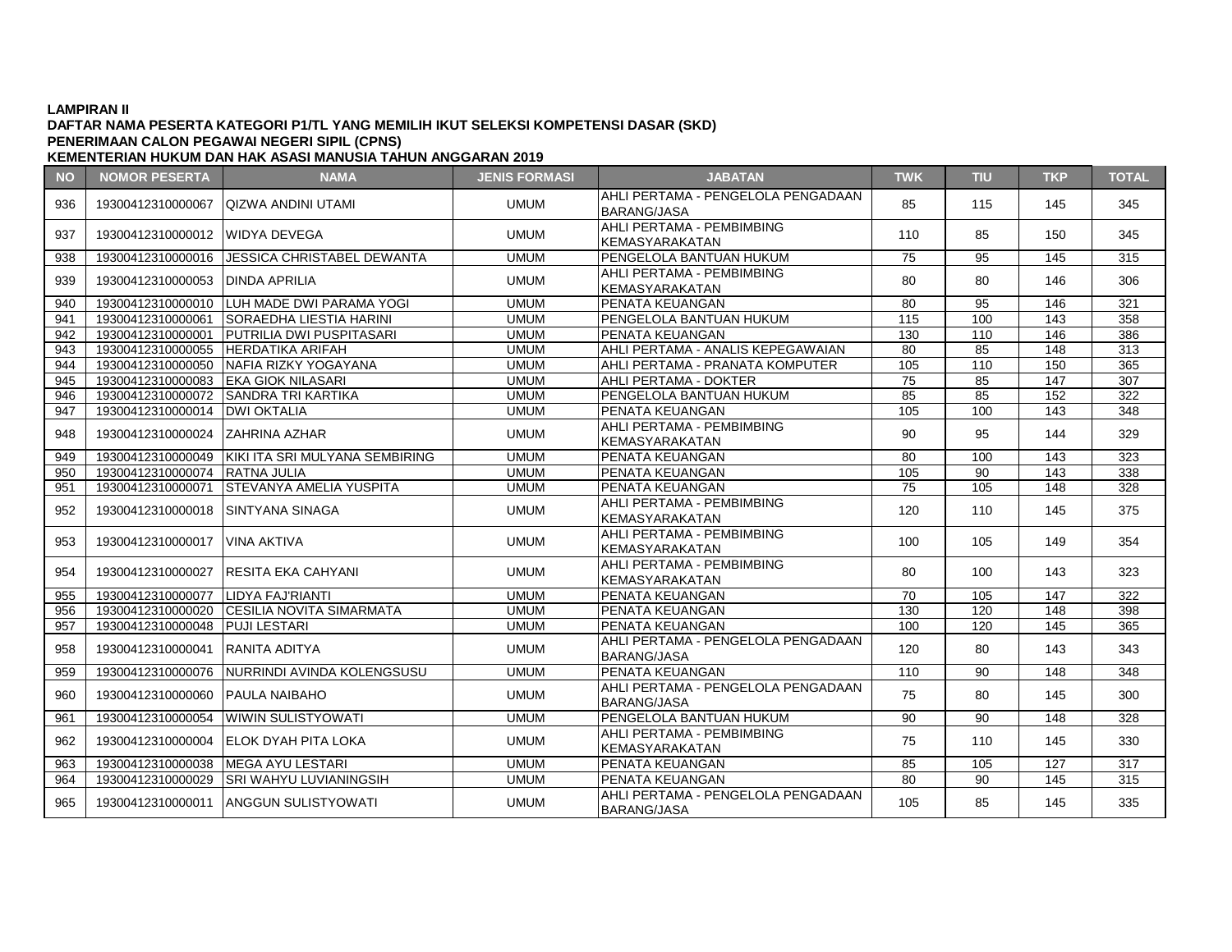**LAMPIRAN II**
**DAFTAR NAMA PESERTA KATEGORI P1/TL YANG MEMILIH IKUT SELEKSI KOMPETENSI DASAR (SKD)**
**PENERIMAAN CALON PEGAWAI NEGERI SIPIL (CPNS)**
**KEMENTERIAN HUKUM DAN HAK ASASI MANUSIA TAHUN ANGGARAN 2019**

| NO | NOMOR PESERTA | NAMA | JENIS FORMASI | JABATAN | TWK | TIU | TKP | TOTAL |
|---|---|---|---|---|---|---|---|---|
| 936 | 19300412310000067 | QIZWA ANDINI UTAMI | UMUM | AHLI PERTAMA - PENGELOLA PENGADAAN BARANG/JASA | 85 | 115 | 145 | 345 |
| 937 | 19300412310000012 | WIDYA DEVEGA | UMUM | AHLI PERTAMA - PEMBIMBING KEMASYARAKATAN | 110 | 85 | 150 | 345 |
| 938 | 19300412310000016 | JESSICA CHRISTABEL DEWANTA | UMUM | PENGELOLA BANTUAN HUKUM | 75 | 95 | 145 | 315 |
| 939 | 19300412310000053 | DINDA APRILIA | UMUM | AHLI PERTAMA - PEMBIMBING KEMASYARAKATAN | 80 | 80 | 146 | 306 |
| 940 | 19300412310000010 | LUH MADE DWI PARAMA YOGI | UMUM | PENATA KEUANGAN | 80 | 95 | 146 | 321 |
| 941 | 19300412310000061 | SORAEDHA LIESTIA HARINI | UMUM | PENGELOLA BANTUAN HUKUM | 115 | 100 | 143 | 358 |
| 942 | 19300412310000001 | PUTRILIA DWI PUSPITASARI | UMUM | PENATA KEUANGAN | 130 | 110 | 146 | 386 |
| 943 | 19300412310000055 | HERDATIKA ARIFAH | UMUM | AHLI PERTAMA - ANALIS KEPEGAWAIAN | 80 | 85 | 148 | 313 |
| 944 | 19300412310000050 | NAFIA RIZKY YOGAYANA | UMUM | AHLI PERTAMA - PRANATA KOMPUTER | 105 | 110 | 150 | 365 |
| 945 | 19300412310000083 | EKA GIOK NILASARI | UMUM | AHLI PERTAMA - DOKTER | 75 | 85 | 147 | 307 |
| 946 | 19300412310000072 | SANDRA TRI KARTIKA | UMUM | PENGELOLA BANTUAN HUKUM | 85 | 85 | 152 | 322 |
| 947 | 19300412310000014 | DWI OKTALIA | UMUM | PENATA KEUANGAN | 105 | 100 | 143 | 348 |
| 948 | 19300412310000024 | ZAHRINA AZHAR | UMUM | AHLI PERTAMA - PEMBIMBING KEMASYARAKATAN | 90 | 95 | 144 | 329 |
| 949 | 19300412310000049 | KIKI ITA SRI MULYANA SEMBIRING | UMUM | PENATA KEUANGAN | 80 | 100 | 143 | 323 |
| 950 | 19300412310000074 | RATNA JULIA | UMUM | PENATA KEUANGAN | 105 | 90 | 143 | 338 |
| 951 | 19300412310000071 | STEVANYA AMELIA YUSPITA | UMUM | PENATA KEUANGAN | 75 | 105 | 148 | 328 |
| 952 | 19300412310000018 | SINTYANA SINAGA | UMUM | AHLI PERTAMA - PEMBIMBING KEMASYARAKATAN | 120 | 110 | 145 | 375 |
| 953 | 19300412310000017 | VINA AKTIVA | UMUM | AHLI PERTAMA - PEMBIMBING KEMASYARAKATAN | 100 | 105 | 149 | 354 |
| 954 | 19300412310000027 | RESITA EKA CAHYANI | UMUM | AHLI PERTAMA - PEMBIMBING KEMASYARAKATAN | 80 | 100 | 143 | 323 |
| 955 | 19300412310000077 | LIDYA FAJ'RIANTI | UMUM | PENATA KEUANGAN | 70 | 105 | 147 | 322 |
| 956 | 19300412310000020 | CESILIA NOVITA SIMARMATA | UMUM | PENATA KEUANGAN | 130 | 120 | 148 | 398 |
| 957 | 19300412310000048 | PUJI LESTARI | UMUM | PENATA KEUANGAN | 100 | 120 | 145 | 365 |
| 958 | 19300412310000041 | RANITA ADITYA | UMUM | AHLI PERTAMA - PENGELOLA PENGADAAN BARANG/JASA | 120 | 80 | 143 | 343 |
| 959 | 19300412310000076 | NURRINDI AVINDA KOLENGSUSU | UMUM | PENATA KEUANGAN | 110 | 90 | 148 | 348 |
| 960 | 19300412310000060 | PAULA NAIBAHO | UMUM | AHLI PERTAMA - PENGELOLA PENGADAAN BARANG/JASA | 75 | 80 | 145 | 300 |
| 961 | 19300412310000054 | WIWIN SULISTYOWATI | UMUM | PENGELOLA BANTUAN HUKUM | 90 | 90 | 148 | 328 |
| 962 | 19300412310000004 | ELOK DYAH PITA LOKA | UMUM | AHLI PERTAMA - PEMBIMBING KEMASYARAKATAN | 75 | 110 | 145 | 330 |
| 963 | 19300412310000038 | MEGA AYU LESTARI | UMUM | PENATA KEUANGAN | 85 | 105 | 127 | 317 |
| 964 | 19300412310000029 | SRI WAHYU LUVIANINGSIH | UMUM | PENATA KEUANGAN | 80 | 90 | 145 | 315 |
| 965 | 19300412310000011 | ANGGUN SULISTYOWATI | UMUM | AHLI PERTAMA - PENGELOLA PENGADAAN BARANG/JASA | 105 | 85 | 145 | 335 |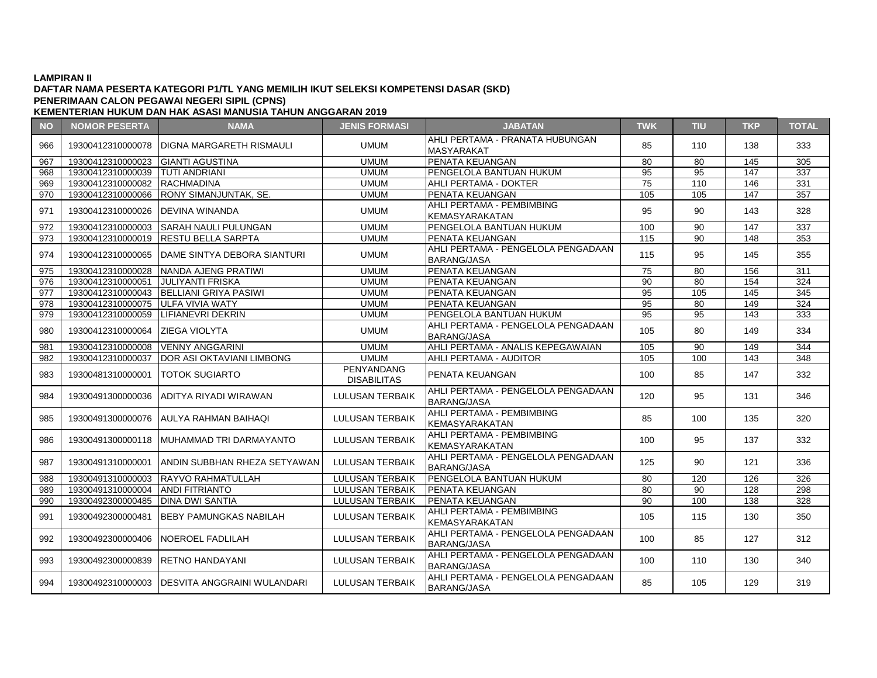**LAMPIRAN II**
**DAFTAR NAMA PESERTA KATEGORI P1/TL YANG MEMILIH IKUT SELEKSI KOMPETENSI DASAR (SKD)**
**PENERIMAAN CALON PEGAWAI NEGERI SIPIL (CPNS)**
**KEMENTERIAN HUKUM DAN HAK ASASI MANUSIA TAHUN ANGGARAN 2019**

| NO | NOMOR PESERTA | NAMA | JENIS FORMASI | JABATAN | TWK | TIU | TKP | TOTAL |
|---|---|---|---|---|---|---|---|---|
| 966 | 19300412310000078 | DIGNA MARGARETH RISMAULI | UMUM | AHLI PERTAMA - PRANATA HUBUNGAN MASYARAKAT | 85 | 110 | 138 | 333 |
| 967 | 19300412310000023 | GIANTI AGUSTINA | UMUM | PENATA KEUANGAN | 80 | 80 | 145 | 305 |
| 968 | 19300412310000039 | TUTI ANDRIANI | UMUM | PENGELOLA BANTUAN HUKUM | 95 | 95 | 147 | 337 |
| 969 | 19300412310000082 | RACHMADINA | UMUM | AHLI PERTAMA - DOKTER | 75 | 110 | 146 | 331 |
| 970 | 19300412310000066 | RONY SIMANJUNTAK, SE. | UMUM | PENATA KEUANGAN | 105 | 105 | 147 | 357 |
| 971 | 19300412310000026 | DEVINA WINANDA | UMUM | AHLI PERTAMA - PEMBIMBING KEMASYARAKATAN | 95 | 90 | 143 | 328 |
| 972 | 19300412310000003 | SARAH NAULI PULUNGAN | UMUM | PENGELOLA BANTUAN HUKUM | 100 | 90 | 147 | 337 |
| 973 | 19300412310000019 | RESTU BELLA SARPTA | UMUM | PENATA KEUANGAN | 115 | 90 | 148 | 353 |
| 974 | 19300412310000065 | DAME SINTYA DEBORA SIANTURI | UMUM | AHLI PERTAMA - PENGELOLA PENGADAAN BARANG/JASA | 115 | 95 | 145 | 355 |
| 975 | 19300412310000028 | NANDA AJENG PRATIWI | UMUM | PENATA KEUANGAN | 75 | 80 | 156 | 311 |
| 976 | 19300412310000051 | JULIYANTI FRISKA | UMUM | PENATA KEUANGAN | 90 | 80 | 154 | 324 |
| 977 | 19300412310000043 | BELLIANI GRIYA PASIWI | UMUM | PENATA KEUANGAN | 95 | 105 | 145 | 345 |
| 978 | 19300412310000075 | ULFA VIVIA WATY | UMUM | PENATA KEUANGAN | 95 | 80 | 149 | 324 |
| 979 | 19300412310000059 | LIFIANEVRI DEKRIN | UMUM | PENGELOLA BANTUAN HUKUM | 95 | 95 | 143 | 333 |
| 980 | 19300412310000064 | ZIEGA VIOLYTA | UMUM | AHLI PERTAMA - PENGELOLA PENGADAAN BARANG/JASA | 105 | 80 | 149 | 334 |
| 981 | 19300412310000008 | VENNY ANGGARINI | UMUM | AHLI PERTAMA - ANALIS KEPEGAWAIAN | 105 | 90 | 149 | 344 |
| 982 | 19300412310000037 | DOR ASI OKTAVIANI LIMBONG | UMUM | AHLI PERTAMA - AUDITOR | 105 | 100 | 143 | 348 |
| 983 | 19300481310000001 | TOTOK SUGIARTO | PENYANDANG DISABILITAS | PENATA KEUANGAN | 100 | 85 | 147 | 332 |
| 984 | 19300491300000036 | ADITYA RIYADI WIRAWAN | LULUSAN TERBAIK | AHLI PERTAMA - PENGELOLA PENGADAAN BARANG/JASA | 120 | 95 | 131 | 346 |
| 985 | 19300491300000076 | AULYA RAHMAN BAIHAQI | LULUSAN TERBAIK | AHLI PERTAMA - PEMBIMBING KEMASYARAKATAN | 85 | 100 | 135 | 320 |
| 986 | 19300491300000118 | MUHAMMAD TRI DARMAYANTO | LULUSAN TERBAIK | AHLI PERTAMA - PEMBIMBING KEMASYARAKATAN | 100 | 95 | 137 | 332 |
| 987 | 19300491310000001 | ANDIN SUBBHAN RHEZA SETYAWAN | LULUSAN TERBAIK | AHLI PERTAMA - PENGELOLA PENGADAAN BARANG/JASA | 125 | 90 | 121 | 336 |
| 988 | 19300491310000003 | RAYVO RAHMATULLAH | LULUSAN TERBAIK | PENGELOLA BANTUAN HUKUM | 80 | 120 | 126 | 326 |
| 989 | 19300491310000004 | ANDI FITRIANTO | LULUSAN TERBAIK | PENATA KEUANGAN | 80 | 90 | 128 | 298 |
| 990 | 19300492300000485 | DINA DWI SANTIA | LULUSAN TERBAIK | PENATA KEUANGAN | 90 | 100 | 138 | 328 |
| 991 | 19300492300000481 | BEBY PAMUNGKAS NABILAH | LULUSAN TERBAIK | AHLI PERTAMA - PEMBIMBING KEMASYARAKATAN | 105 | 115 | 130 | 350 |
| 992 | 19300492300000406 | NOEROEL FADLILAH | LULUSAN TERBAIK | AHLI PERTAMA - PENGELOLA PENGADAAN BARANG/JASA | 100 | 85 | 127 | 312 |
| 993 | 19300492300000839 | RETNO HANDAYANI | LULUSAN TERBAIK | AHLI PERTAMA - PENGELOLA PENGADAAN BARANG/JASA | 100 | 110 | 130 | 340 |
| 994 | 19300492310000003 | DESVITA ANGGRAINI WULANDARI | LULUSAN TERBAIK | AHLI PERTAMA - PENGELOLA PENGADAAN BARANG/JASA | 85 | 105 | 129 | 319 |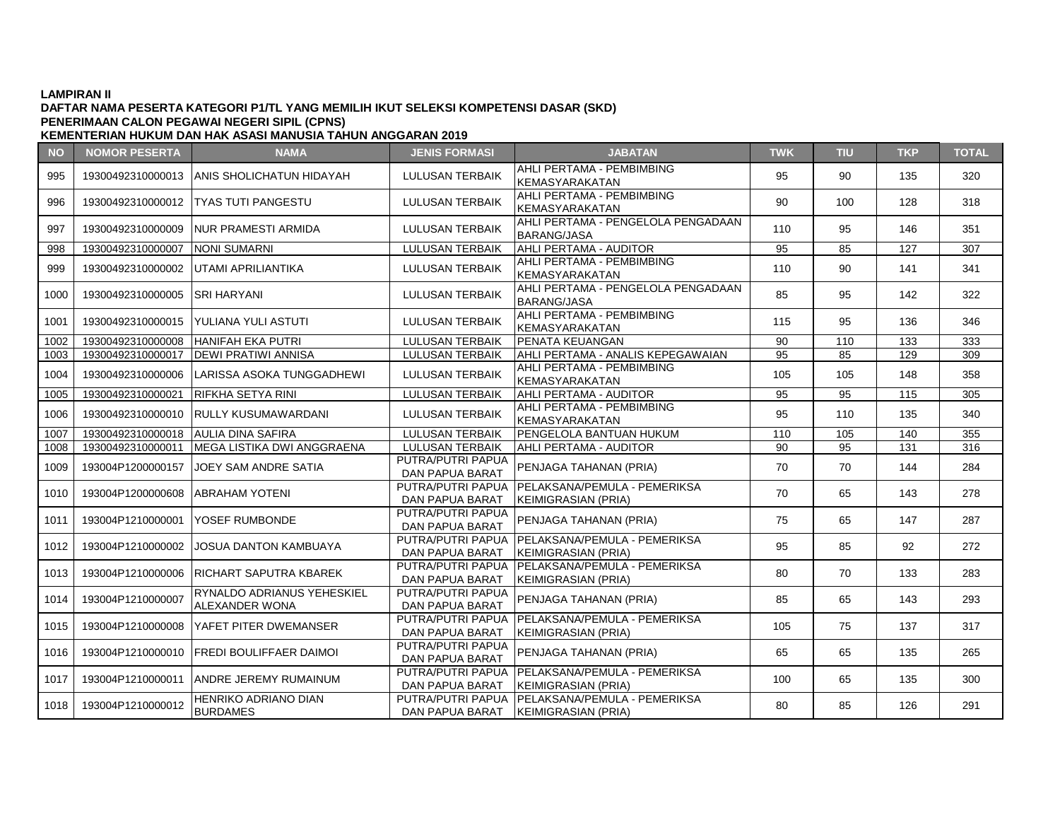**LAMPIRAN II**
**DAFTAR NAMA PESERTA KATEGORI P1/TL YANG MEMILIH IKUT SELEKSI KOMPETENSI DASAR (SKD)**
**PENERIMAAN CALON PEGAWAI NEGERI SIPIL (CPNS)**
**KEMENTERIAN HUKUM DAN HAK ASASI MANUSIA TAHUN ANGGARAN 2019**

| NO | NOMOR PESERTA | NAMA | JENIS FORMASI | JABATAN | TWK | TIU | TKP | TOTAL |
|---|---|---|---|---|---|---|---|---|
| 995 | 19300492310000013 | ANIS SHOLICHATUN HIDAYAH | LULUSAN TERBAIK | AHLI PERTAMA - PEMBIMBING KEMASYARAKATAN | 95 | 90 | 135 | 320 |
| 996 | 19300492310000012 | TYAS TUTI PANGESTU | LULUSAN TERBAIK | AHLI PERTAMA - PEMBIMBING KEMASYARAKATAN | 90 | 100 | 128 | 318 |
| 997 | 19300492310000009 | NUR PRAMESTI ARMIDA | LULUSAN TERBAIK | AHLI PERTAMA - PENGELOLA PENGADAAN BARANG/JASA | 110 | 95 | 146 | 351 |
| 998 | 19300492310000007 | NONI SUMARNI | LULUSAN TERBAIK | AHLI PERTAMA - AUDITOR | 95 | 85 | 127 | 307 |
| 999 | 19300492310000002 | UTAMI APRILIANTIKA | LULUSAN TERBAIK | AHLI PERTAMA - PEMBIMBING KEMASYARAKATAN | 110 | 90 | 141 | 341 |
| 1000 | 19300492310000005 | SRI HARYANI | LULUSAN TERBAIK | AHLI PERTAMA - PENGELOLA PENGADAAN BARANG/JASA | 85 | 95 | 142 | 322 |
| 1001 | 19300492310000015 | YULIANA YULI ASTUTI | LULUSAN TERBAIK | AHLI PERTAMA - PEMBIMBING KEMASYARAKATAN | 115 | 95 | 136 | 346 |
| 1002 | 19300492310000008 | HANIFAH EKA PUTRI | LULUSAN TERBAIK | PENATA KEUANGAN | 90 | 110 | 133 | 333 |
| 1003 | 19300492310000017 | DEWI PRATIWI ANNISA | LULUSAN TERBAIK | AHLI PERTAMA - ANALIS KEPEGAWAIAN | 95 | 85 | 129 | 309 |
| 1004 | 19300492310000006 | LARISSA ASOKA TUNGGADHEWI | LULUSAN TERBAIK | AHLI PERTAMA - PEMBIMBING KEMASYARAKATAN | 105 | 105 | 148 | 358 |
| 1005 | 19300492310000021 | RIFKHA SETYA RINI | LULUSAN TERBAIK | AHLI PERTAMA - AUDITOR | 95 | 95 | 115 | 305 |
| 1006 | 19300492310000010 | RULLY KUSUMAWARDANI | LULUSAN TERBAIK | AHLI PERTAMA - PEMBIMBING KEMASYARAKATAN | 95 | 110 | 135 | 340 |
| 1007 | 19300492310000018 | AULIA DINA SAFIRA | LULUSAN TERBAIK | PENGELOLA BANTUAN HUKUM | 110 | 105 | 140 | 355 |
| 1008 | 19300492310000011 | MEGA LISTIKA DWI ANGGRAENA | LULUSAN TERBAIK | AHLI PERTAMA - AUDITOR | 90 | 95 | 131 | 316 |
| 1009 | 193004P1200000157 | JOEY SAM ANDRE SATIA | PUTRA/PUTRI PAPUA DAN PAPUA BARAT | PENJAGA TAHANAN (PRIA) | 70 | 70 | 144 | 284 |
| 1010 | 193004P1200000608 | ABRAHAM YOTENI | PUTRA/PUTRI PAPUA DAN PAPUA BARAT | PELAKSANA/PEMULA - PEMERIKSA KEIMIGRASIAN (PRIA) | 70 | 65 | 143 | 278 |
| 1011 | 193004P1210000001 | YOSEF RUMBONDE | PUTRA/PUTRI PAPUA DAN PAPUA BARAT | PENJAGA TAHANAN (PRIA) | 75 | 65 | 147 | 287 |
| 1012 | 193004P1210000002 | JOSUA DANTON KAMBUAYA | PUTRA/PUTRI PAPUA DAN PAPUA BARAT | PELAKSANA/PEMULA - PEMERIKSA KEIMIGRASIAN (PRIA) | 95 | 85 | 92 | 272 |
| 1013 | 193004P1210000006 | RICHART SAPUTRA KBAREK | PUTRA/PUTRI PAPUA DAN PAPUA BARAT | PELAKSANA/PEMULA - PEMERIKSA KEIMIGRASIAN (PRIA) | 80 | 70 | 133 | 283 |
| 1014 | 193004P1210000007 | RYNALDO ADRIANUS YEHESKIEL ALEXANDER WONA | PUTRA/PUTRI PAPUA DAN PAPUA BARAT | PENJAGA TAHANAN (PRIA) | 85 | 65 | 143 | 293 |
| 1015 | 193004P1210000008 | YAFET PITER DWEMANSER | PUTRA/PUTRI PAPUA DAN PAPUA BARAT | PELAKSANA/PEMULA - PEMERIKSA KEIMIGRASIAN (PRIA) | 105 | 75 | 137 | 317 |
| 1016 | 193004P1210000010 | FREDI BOULIFFAER DAIMOI | PUTRA/PUTRI PAPUA DAN PAPUA BARAT | PENJAGA TAHANAN (PRIA) | 65 | 65 | 135 | 265 |
| 1017 | 193004P1210000011 | ANDRE JEREMY RUMAINUM | PUTRA/PUTRI PAPUA DAN PAPUA BARAT | PELAKSANA/PEMULA - PEMERIKSA KEIMIGRASIAN (PRIA) | 100 | 65 | 135 | 300 |
| 1018 | 193004P1210000012 | HENRIKO ADRIANO DIAN BURDAMES | PUTRA/PUTRI PAPUA DAN PAPUA BARAT | PELAKSANA/PEMULA - PEMERIKSA KEIMIGRASIAN (PRIA) | 80 | 85 | 126 | 291 |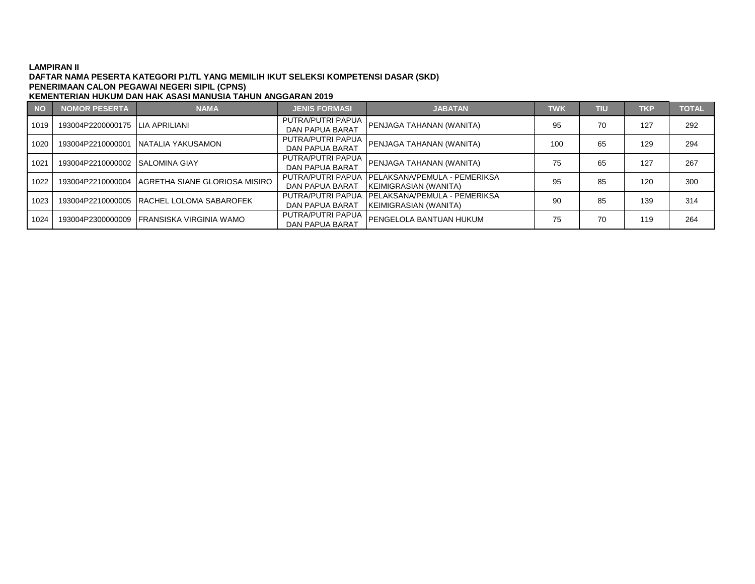**LAMPIRAN II**
**DAFTAR NAMA PESERTA KATEGORI P1/TL YANG MEMILIH IKUT SELEKSI KOMPETENSI DASAR (SKD)**
**PENERIMAAN CALON PEGAWAI NEGERI SIPIL (CPNS)**
**KEMENTERIAN HUKUM DAN HAK ASASI MANUSIA TAHUN ANGGARAN 2019**

| NO | NOMOR PESERTA | NAMA | JENIS FORMASI | JABATAN | TWK | TIU | TKP | TOTAL |
|---|---|---|---|---|---|---|---|---|
| 1019 | 193004P2200000175 | LIA APRILIANI | PUTRA/PUTRI PAPUA DAN PAPUA BARAT | PENJAGA TAHANAN (WANITA) | 95 | 70 | 127 | 292 |
| 1020 | 193004P2210000001 | NATALIA YAKUSAMON | PUTRA/PUTRI PAPUA DAN PAPUA BARAT | PENJAGA TAHANAN (WANITA) | 100 | 65 | 129 | 294 |
| 1021 | 193004P2210000002 | SALOMINA GIAY | PUTRA/PUTRI PAPUA DAN PAPUA BARAT | PENJAGA TAHANAN (WANITA) | 75 | 65 | 127 | 267 |
| 1022 | 193004P2210000004 | AGRETHA SIANE GLORIOSA MISIRO | PUTRA/PUTRI PAPUA DAN PAPUA BARAT | PELAKSANA/PEMULA - PEMERIKSA KEIMIGRASIAN (WANITA) | 95 | 85 | 120 | 300 |
| 1023 | 193004P2210000005 | RACHEL LOLOMA SABAROFEK | PUTRA/PUTRI PAPUA DAN PAPUA BARAT | PELAKSANA/PEMULA - PEMERIKSA KEIMIGRASIAN (WANITA) | 90 | 85 | 139 | 314 |
| 1024 | 193004P2300000009 | FRANSISKA VIRGINIA WAMO | PUTRA/PUTRI PAPUA DAN PAPUA BARAT | PENGELOLA BANTUAN HUKUM | 75 | 70 | 119 | 264 |